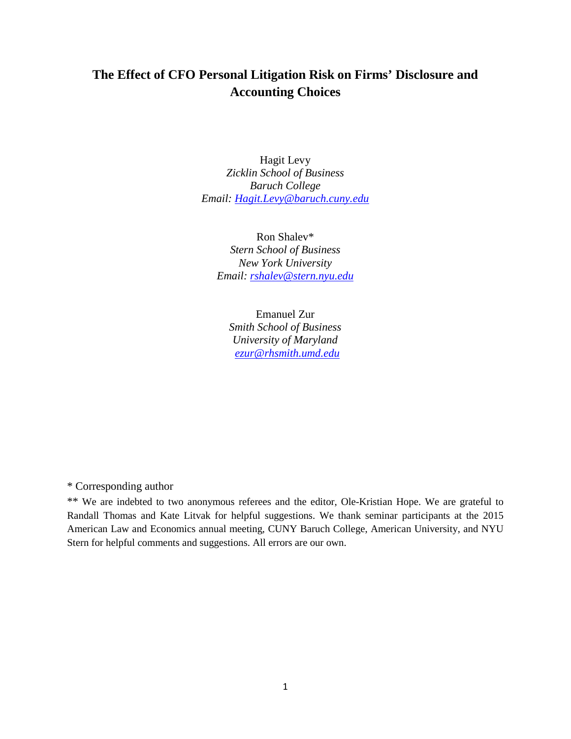# The Effect of CFO Personal Litigation Risk on Firms' Disclosure and Accounting Choices

Hagit Levy  
*Zicklin School of Business*  
*Baruch College*  
*Email: Hagit.Levy@baruch.cuny.edu*

Ron Shalev*  
*Stern School of Business*  
*New York University*  
*Email: rshalev@stern.nyu.edu*

Emanuel Zur  
*Smith School of Business*  
*University of Maryland*  
*ezur@rhsmith.umd.edu*

* Corresponding author

** We are indebted to two anonymous referees and the editor, Ole-Kristian Hope. We are grateful to Randall Thomas and Kate Litvak for helpful suggestions. We thank seminar participants at the 2015 American Law and Economics annual meeting, CUNY Baruch College, American University, and NYU Stern for helpful comments and suggestions. All errors are our own.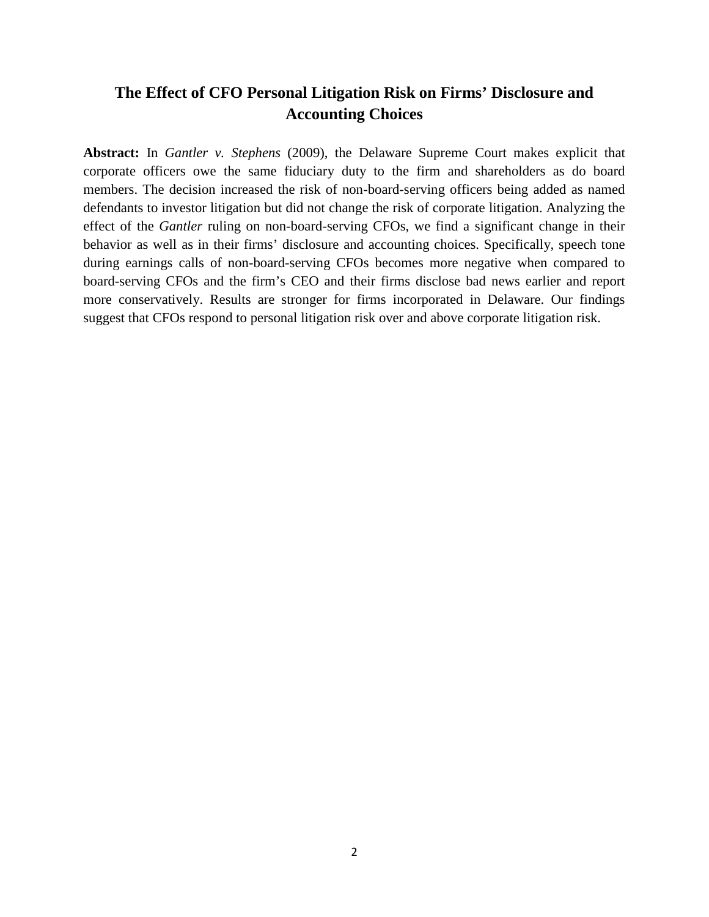# The Effect of CFO Personal Litigation Risk on Firms' Disclosure and Accounting Choices

**Abstract:** In *Gantler v. Stephens* (2009), the Delaware Supreme Court makes explicit that corporate officers owe the same fiduciary duty to the firm and shareholders as do board members. The decision increased the risk of non-board-serving officers being added as named defendants to investor litigation but did not change the risk of corporate litigation. Analyzing the effect of the *Gantler* ruling on non-board-serving CFOs, we find a significant change in their behavior as well as in their firms' disclosure and accounting choices. Specifically, speech tone during earnings calls of non-board-serving CFOs becomes more negative when compared to board-serving CFOs and the firm's CEO and their firms disclose bad news earlier and report more conservatively. Results are stronger for firms incorporated in Delaware. Our findings suggest that CFOs respond to personal litigation risk over and above corporate litigation risk.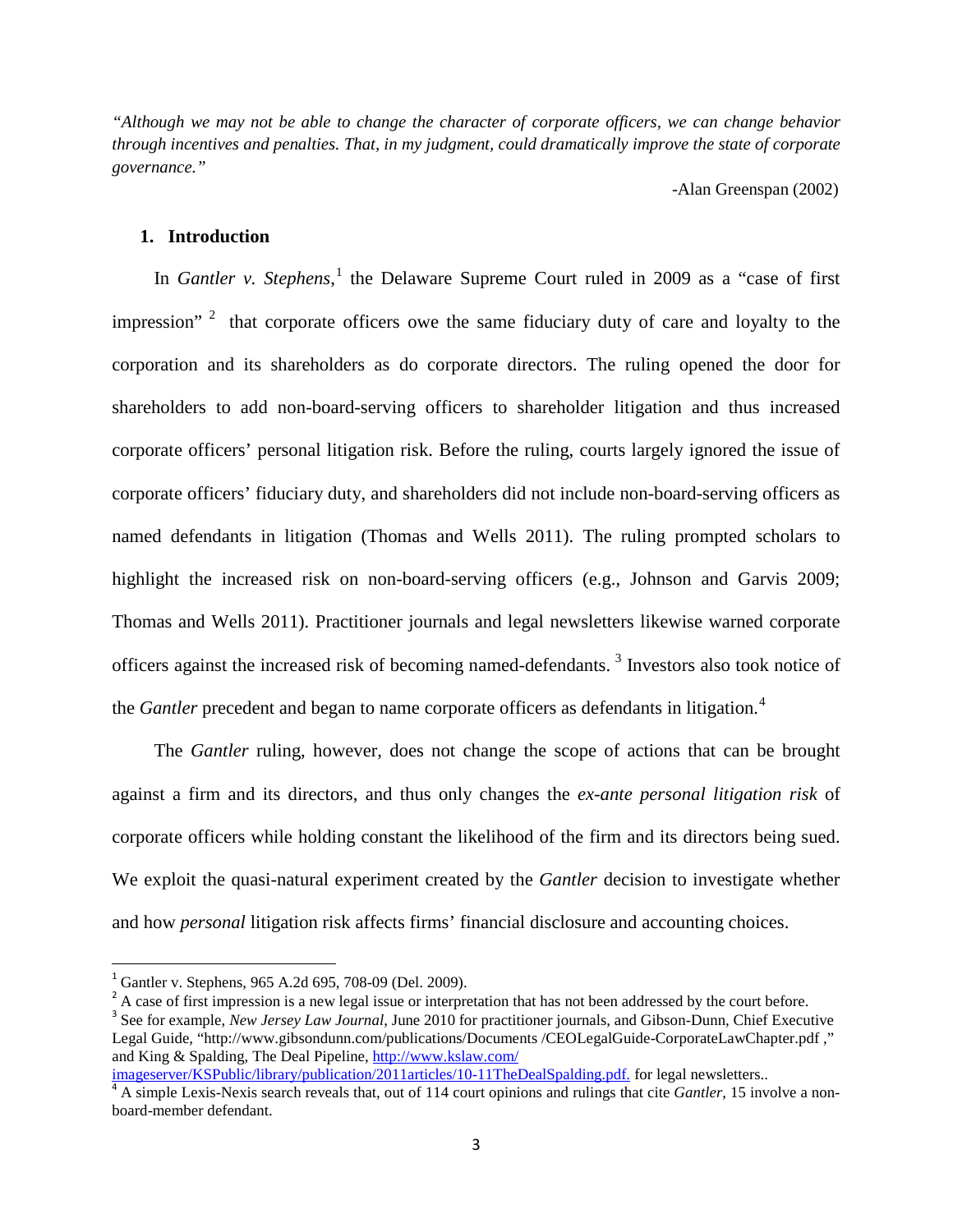*"Although we may not be able to change the character of corporate officers, we can change behavior through incentives and penalties. That, in my judgment, could dramatically improve the state of corporate governance."*

-Alan Greenspan (2002)

## 1. Introduction

In *Gantler v. Stephens*,[1] the Delaware Supreme Court ruled in 2009 as a "case of first impression" [2] that corporate officers owe the same fiduciary duty of care and loyalty to the corporation and its shareholders as do corporate directors. The ruling opened the door for shareholders to add non-board-serving officers to shareholder litigation and thus increased corporate officers' personal litigation risk. Before the ruling, courts largely ignored the issue of corporate officers' fiduciary duty, and shareholders did not include non-board-serving officers as named defendants in litigation (Thomas and Wells 2011). The ruling prompted scholars to highlight the increased risk on non-board-serving officers (e.g., Johnson and Garvis 2009; Thomas and Wells 2011). Practitioner journals and legal newsletters likewise warned corporate officers against the increased risk of becoming named-defendants. [3] Investors also took notice of the *Gantler* precedent and began to name corporate officers as defendants in litigation.[4]

The *Gantler* ruling, however, does not change the scope of actions that can be brought against a firm and its directors, and thus only changes the *ex-ante personal litigation risk* of corporate officers while holding constant the likelihood of the firm and its directors being sued. We exploit the quasi-natural experiment created by the *Gantler* decision to investigate whether and how *personal* litigation risk affects firms' financial disclosure and accounting choices.

---

[1] Gantler v. Stephens, 965 A.2d 695, 708-09 (Del. 2009).

[2] A case of first impression is a new legal issue or interpretation that has not been addressed by the court before.

[3] See for example, *New Jersey Law Journal*, June 2010 for practitioner journals, and Gibson-Dunn, Chief Executive Legal Guide, "http://www.gibsondunn.com/publications/Documents /CEOLegalGuide-CorporateLawChapter.pdf ," and King & Spalding, The Deal Pipeline, http://www.kslaw.com/imageserver/KSPublic/library/publication/2011articles/10-11TheDealSpalding.pdf. for legal newsletters..

[4] A simple Lexis-Nexis search reveals that, out of 114 court opinions and rulings that cite *Gantler*, 15 involve a non-board-member defendant.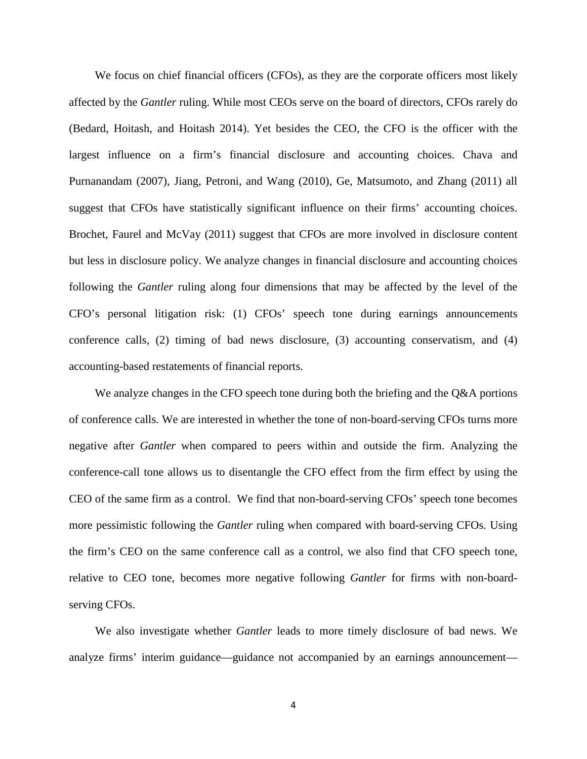We focus on chief financial officers (CFOs), as they are the corporate officers most likely affected by the *Gantler* ruling. While most CEOs serve on the board of directors, CFOs rarely do (Bedard, Hoitash, and Hoitash 2014). Yet besides the CEO, the CFO is the officer with the largest influence on a firm's financial disclosure and accounting choices. Chava and Purnanandam (2007), Jiang, Petroni, and Wang (2010), Ge, Matsumoto, and Zhang (2011) all suggest that CFOs have statistically significant influence on their firms' accounting choices. Brochet, Faurel and McVay (2011) suggest that CFOs are more involved in disclosure content but less in disclosure policy. We analyze changes in financial disclosure and accounting choices following the *Gantler* ruling along four dimensions that may be affected by the level of the CFO's personal litigation risk: (1) CFOs' speech tone during earnings announcements conference calls, (2) timing of bad news disclosure, (3) accounting conservatism, and (4) accounting-based restatements of financial reports.

We analyze changes in the CFO speech tone during both the briefing and the Q&A portions of conference calls. We are interested in whether the tone of non-board-serving CFOs turns more negative after *Gantler* when compared to peers within and outside the firm. Analyzing the conference-call tone allows us to disentangle the CFO effect from the firm effect by using the CEO of the same firm as a control. We find that non-board-serving CFOs' speech tone becomes more pessimistic following the *Gantler* ruling when compared with board-serving CFOs. Using the firm's CEO on the same conference call as a control, we also find that CFO speech tone, relative to CEO tone, becomes more negative following *Gantler* for firms with non-board-serving CFOs.

We also investigate whether *Gantler* leads to more timely disclosure of bad news. We analyze firms' interim guidance—guidance not accompanied by an earnings announcement—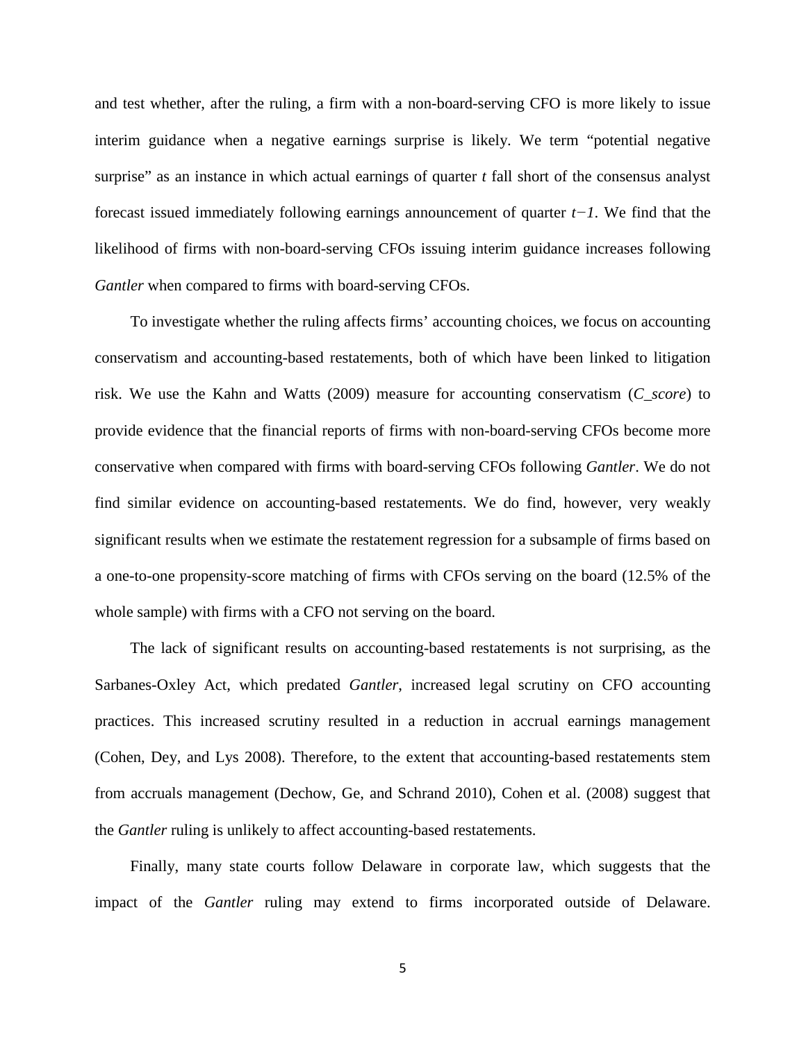and test whether, after the ruling, a firm with a non-board-serving CFO is more likely to issue interim guidance when a negative earnings surprise is likely. We term "potential negative surprise" as an instance in which actual earnings of quarter *t* fall short of the consensus analyst forecast issued immediately following earnings announcement of quarter $t-1$. We find that the likelihood of firms with non-board-serving CFOs issuing interim guidance increases following *Gantler* when compared to firms with board-serving CFOs.

To investigate whether the ruling affects firms' accounting choices, we focus on accounting conservatism and accounting-based restatements, both of which have been linked to litigation risk. We use the Kahn and Watts (2009) measure for accounting conservatism (*C_score*) to provide evidence that the financial reports of firms with non-board-serving CFOs become more conservative when compared with firms with board-serving CFOs following *Gantler*. We do not find similar evidence on accounting-based restatements. We do find, however, very weakly significant results when we estimate the restatement regression for a subsample of firms based on a one-to-one propensity-score matching of firms with CFOs serving on the board (12.5% of the whole sample) with firms with a CFO not serving on the board.

The lack of significant results on accounting-based restatements is not surprising, as the Sarbanes-Oxley Act, which predated *Gantler*, increased legal scrutiny on CFO accounting practices. This increased scrutiny resulted in a reduction in accrual earnings management (Cohen, Dey, and Lys 2008). Therefore, to the extent that accounting-based restatements stem from accruals management (Dechow, Ge, and Schrand 2010), Cohen et al. (2008) suggest that the *Gantler* ruling is unlikely to affect accounting-based restatements.

Finally, many state courts follow Delaware in corporate law, which suggests that the impact of the *Gantler* ruling may extend to firms incorporated outside of Delaware.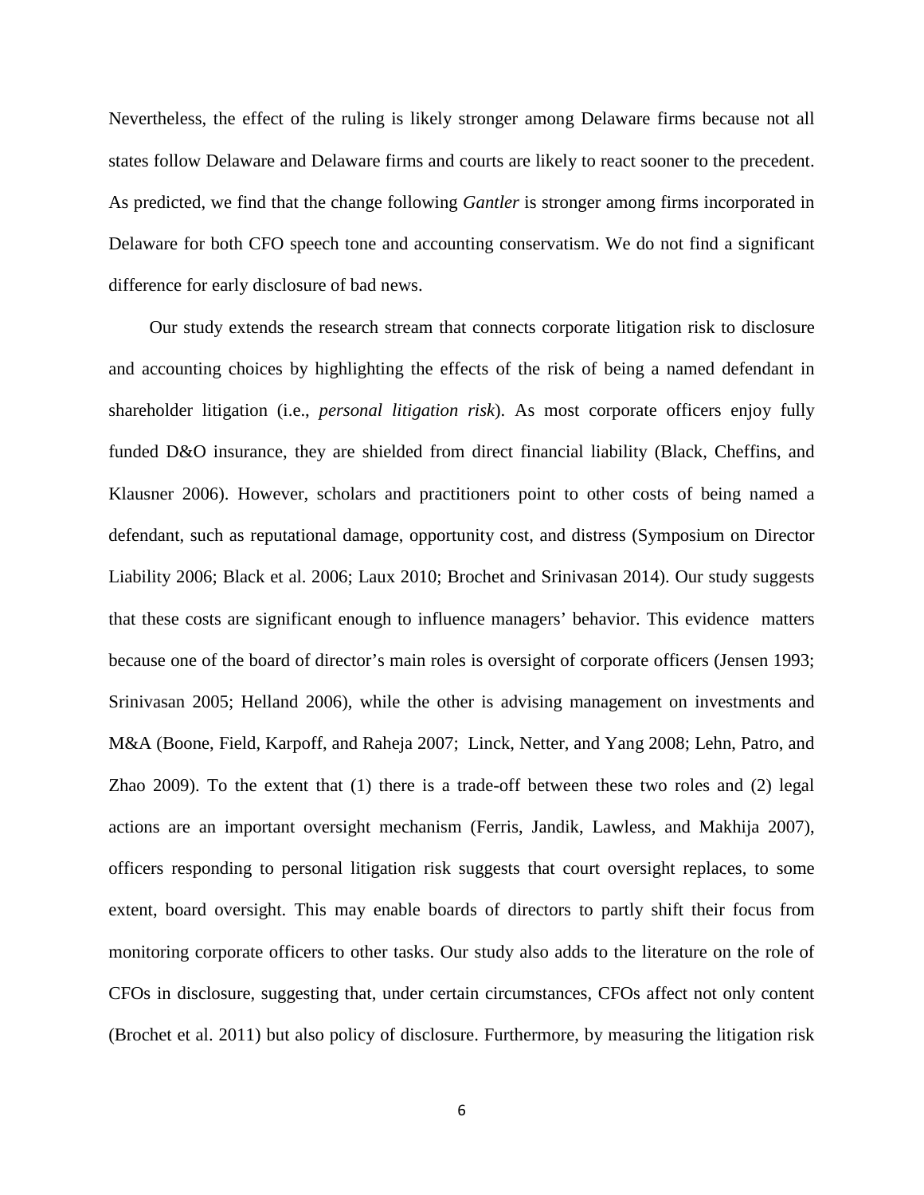Nevertheless, the effect of the ruling is likely stronger among Delaware firms because not all states follow Delaware and Delaware firms and courts are likely to react sooner to the precedent. As predicted, we find that the change following *Gantler* is stronger among firms incorporated in Delaware for both CFO speech tone and accounting conservatism. We do not find a significant difference for early disclosure of bad news.

Our study extends the research stream that connects corporate litigation risk to disclosure and accounting choices by highlighting the effects of the risk of being a named defendant in shareholder litigation (i.e., *personal litigation risk*). As most corporate officers enjoy fully funded D&O insurance, they are shielded from direct financial liability (Black, Cheffins, and Klausner 2006). However, scholars and practitioners point to other costs of being named a defendant, such as reputational damage, opportunity cost, and distress (Symposium on Director Liability 2006; Black et al. 2006; Laux 2010; Brochet and Srinivasan 2014). Our study suggests that these costs are significant enough to influence managers' behavior. This evidence matters because one of the board of director's main roles is oversight of corporate officers (Jensen 1993; Srinivasan 2005; Helland 2006), while the other is advising management on investments and M&A (Boone, Field, Karpoff, and Raheja 2007; Linck, Netter, and Yang 2008; Lehn, Patro, and Zhao 2009). To the extent that (1) there is a trade-off between these two roles and (2) legal actions are an important oversight mechanism (Ferris, Jandik, Lawless, and Makhija 2007), officers responding to personal litigation risk suggests that court oversight replaces, to some extent, board oversight. This may enable boards of directors to partly shift their focus from monitoring corporate officers to other tasks. Our study also adds to the literature on the role of CFOs in disclosure, suggesting that, under certain circumstances, CFOs affect not only content (Brochet et al. 2011) but also policy of disclosure. Furthermore, by measuring the litigation risk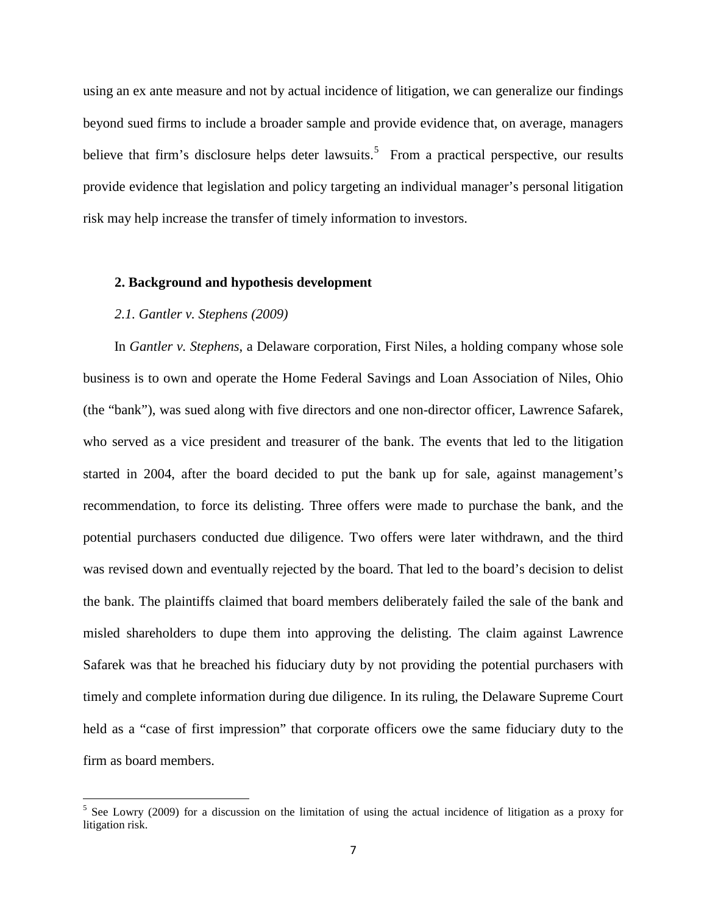using an ex ante measure and not by actual incidence of litigation, we can generalize our findings beyond sued firms to include a broader sample and provide evidence that, on average, managers believe that firm's disclosure helps deter lawsuits.[5] From a practical perspective, our results provide evidence that legislation and policy targeting an individual manager's personal litigation risk may help increase the transfer of timely information to investors.

## 2. Background and hypothesis development

### *2.1. Gantler v. Stephens (2009)*

In *Gantler v. Stephens*, a Delaware corporation, First Niles, a holding company whose sole business is to own and operate the Home Federal Savings and Loan Association of Niles, Ohio (the "bank"), was sued along with five directors and one non-director officer, Lawrence Safarek, who served as a vice president and treasurer of the bank. The events that led to the litigation started in 2004, after the board decided to put the bank up for sale, against management's recommendation, to force its delisting. Three offers were made to purchase the bank, and the potential purchasers conducted due diligence. Two offers were later withdrawn, and the third was revised down and eventually rejected by the board. That led to the board's decision to delist the bank. The plaintiffs claimed that board members deliberately failed the sale of the bank and misled shareholders to dupe them into approving the delisting. The claim against Lawrence Safarek was that he breached his fiduciary duty by not providing the potential purchasers with timely and complete information during due diligence. In its ruling, the Delaware Supreme Court held as a "case of first impression" that corporate officers owe the same fiduciary duty to the firm as board members.

[5] See Lowry (2009) for a discussion on the limitation of using the actual incidence of litigation as a proxy for litigation risk.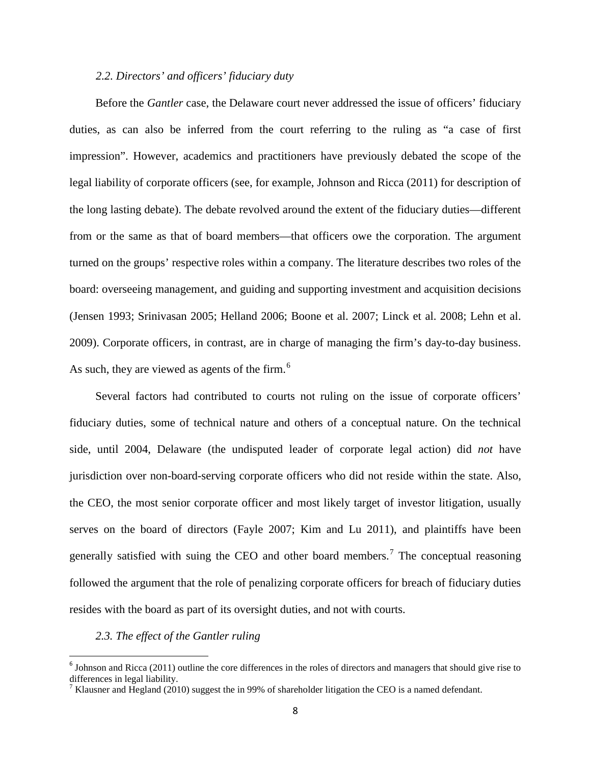### *2.2. Directors' and officers' fiduciary duty*

Before the *Gantler* case, the Delaware court never addressed the issue of officers' fiduciary duties, as can also be inferred from the court referring to the ruling as "a case of first impression". However, academics and practitioners have previously debated the scope of the legal liability of corporate officers (see, for example, Johnson and Ricca (2011) for description of the long lasting debate). The debate revolved around the extent of the fiduciary duties—different from or the same as that of board members—that officers owe the corporation. The argument turned on the groups' respective roles within a company. The literature describes two roles of the board: overseeing management, and guiding and supporting investment and acquisition decisions (Jensen 1993; Srinivasan 2005; Helland 2006; Boone et al. 2007; Linck et al. 2008; Lehn et al. 2009). Corporate officers, in contrast, are in charge of managing the firm's day-to-day business. As such, they are viewed as agents of the firm.[6]

Several factors had contributed to courts not ruling on the issue of corporate officers' fiduciary duties, some of technical nature and others of a conceptual nature. On the technical side, until 2004, Delaware (the undisputed leader of corporate legal action) did *not* have jurisdiction over non-board-serving corporate officers who did not reside within the state. Also, the CEO, the most senior corporate officer and most likely target of investor litigation, usually serves on the board of directors (Fayle 2007; Kim and Lu 2011), and plaintiffs have been generally satisfied with suing the CEO and other board members.[7] The conceptual reasoning followed the argument that the role of penalizing corporate officers for breach of fiduciary duties resides with the board as part of its oversight duties, and not with courts.

### *2.3. The effect of the Gantler ruling*

[6] Johnson and Ricca (2011) outline the core differences in the roles of directors and managers that should give rise to differences in legal liability.

[7] Klausner and Hegland (2010) suggest the in 99% of shareholder litigation the CEO is a named defendant.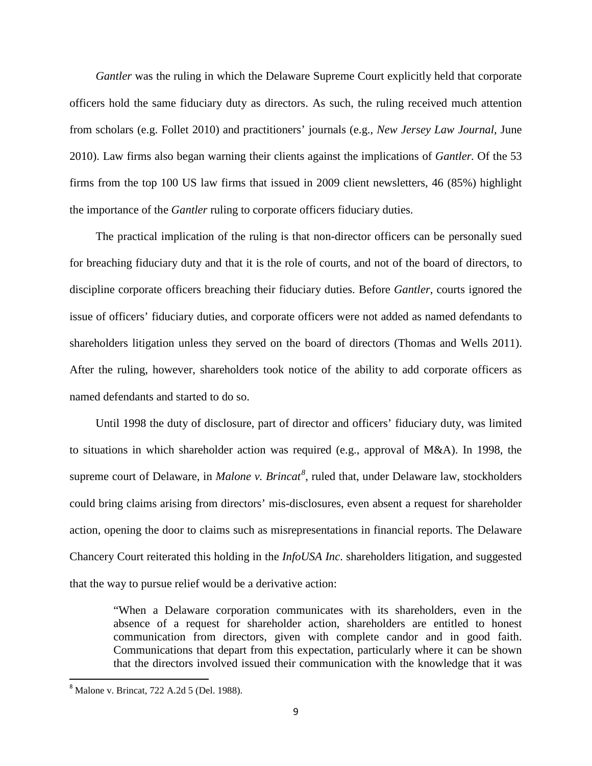*Gantler* was the ruling in which the Delaware Supreme Court explicitly held that corporate officers hold the same fiduciary duty as directors. As such, the ruling received much attention from scholars (e.g. Follet 2010) and practitioners' journals (e.g., *New Jersey Law Journal*, June 2010). Law firms also began warning their clients against the implications of *Gantler*. Of the 53 firms from the top 100 US law firms that issued in 2009 client newsletters, 46 (85%) highlight the importance of the *Gantler* ruling to corporate officers fiduciary duties.

The practical implication of the ruling is that non-director officers can be personally sued for breaching fiduciary duty and that it is the role of courts, and not of the board of directors, to discipline corporate officers breaching their fiduciary duties. Before *Gantler*, courts ignored the issue of officers' fiduciary duties, and corporate officers were not added as named defendants to shareholders litigation unless they served on the board of directors (Thomas and Wells 2011). After the ruling, however, shareholders took notice of the ability to add corporate officers as named defendants and started to do so.

Until 1998 the duty of disclosure, part of director and officers' fiduciary duty, was limited to situations in which shareholder action was required (e.g., approval of M&A). In 1998, the supreme court of Delaware, in *Malone v. Brincat*[8], ruled that, under Delaware law, stockholders could bring claims arising from directors' mis-disclosures, even absent a request for shareholder action, opening the door to claims such as misrepresentations in financial reports. The Delaware Chancery Court reiterated this holding in the *InfoUSA Inc*. shareholders litigation, and suggested that the way to pursue relief would be a derivative action:

> "When a Delaware corporation communicates with its shareholders, even in the absence of a request for shareholder action, shareholders are entitled to honest communication from directors, given with complete candor and in good faith. Communications that depart from this expectation, particularly where it can be shown that the directors involved issued their communication with the knowledge that it was

[8] Malone v. Brincat, 722 A.2d 5 (Del. 1988).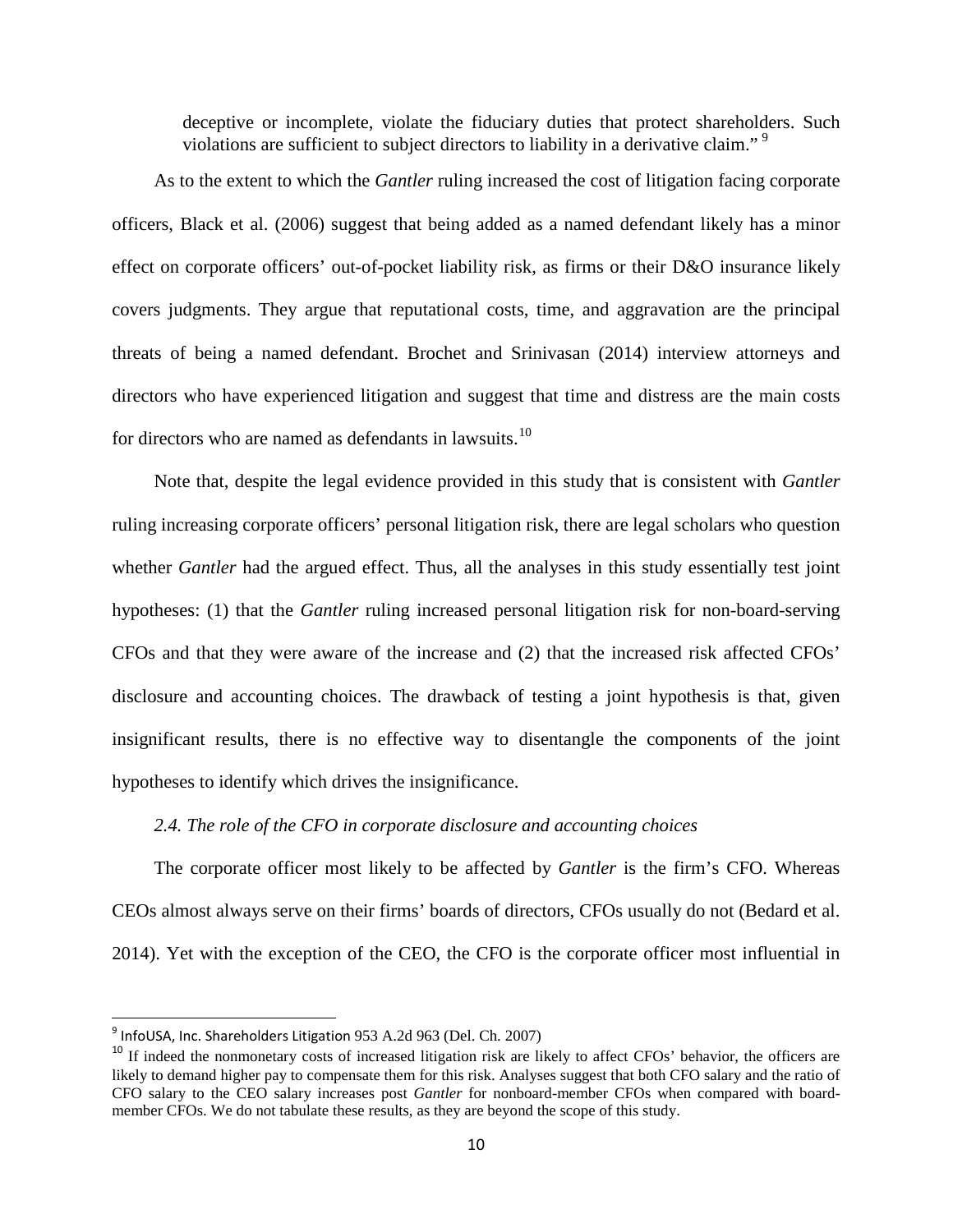deceptive or incomplete, violate the fiduciary duties that protect shareholders. Such violations are sufficient to subject directors to liability in a derivative claim." [9]

As to the extent to which the *Gantler* ruling increased the cost of litigation facing corporate officers, Black et al. (2006) suggest that being added as a named defendant likely has a minor effect on corporate officers' out-of-pocket liability risk, as firms or their D&O insurance likely covers judgments. They argue that reputational costs, time, and aggravation are the principal threats of being a named defendant. Brochet and Srinivasan (2014) interview attorneys and directors who have experienced litigation and suggest that time and distress are the main costs for directors who are named as defendants in lawsuits.[10]

Note that, despite the legal evidence provided in this study that is consistent with *Gantler* ruling increasing corporate officers' personal litigation risk, there are legal scholars who question whether *Gantler* had the argued effect. Thus, all the analyses in this study essentially test joint hypotheses: (1) that the *Gantler* ruling increased personal litigation risk for non-board-serving CFOs and that they were aware of the increase and (2) that the increased risk affected CFOs' disclosure and accounting choices. The drawback of testing a joint hypothesis is that, given insignificant results, there is no effective way to disentangle the components of the joint hypotheses to identify which drives the insignificance.

### *2.4. The role of the CFO in corporate disclosure and accounting choices*

The corporate officer most likely to be affected by *Gantler* is the firm's CFO. Whereas CEOs almost always serve on their firms' boards of directors, CFOs usually do not (Bedard et al. 2014). Yet with the exception of the CEO, the CFO is the corporate officer most influential in

---

[9] InfoUSA, Inc. Shareholders Litigation 953 A.2d 963 (Del. Ch. 2007)

[10] If indeed the nonmonetary costs of increased litigation risk are likely to affect CFOs' behavior, the officers are likely to demand higher pay to compensate them for this risk. Analyses suggest that both CFO salary and the ratio of CFO salary to the CEO salary increases post *Gantler* for nonboard-member CFOs when compared with board-member CFOs. We do not tabulate these results, as they are beyond the scope of this study.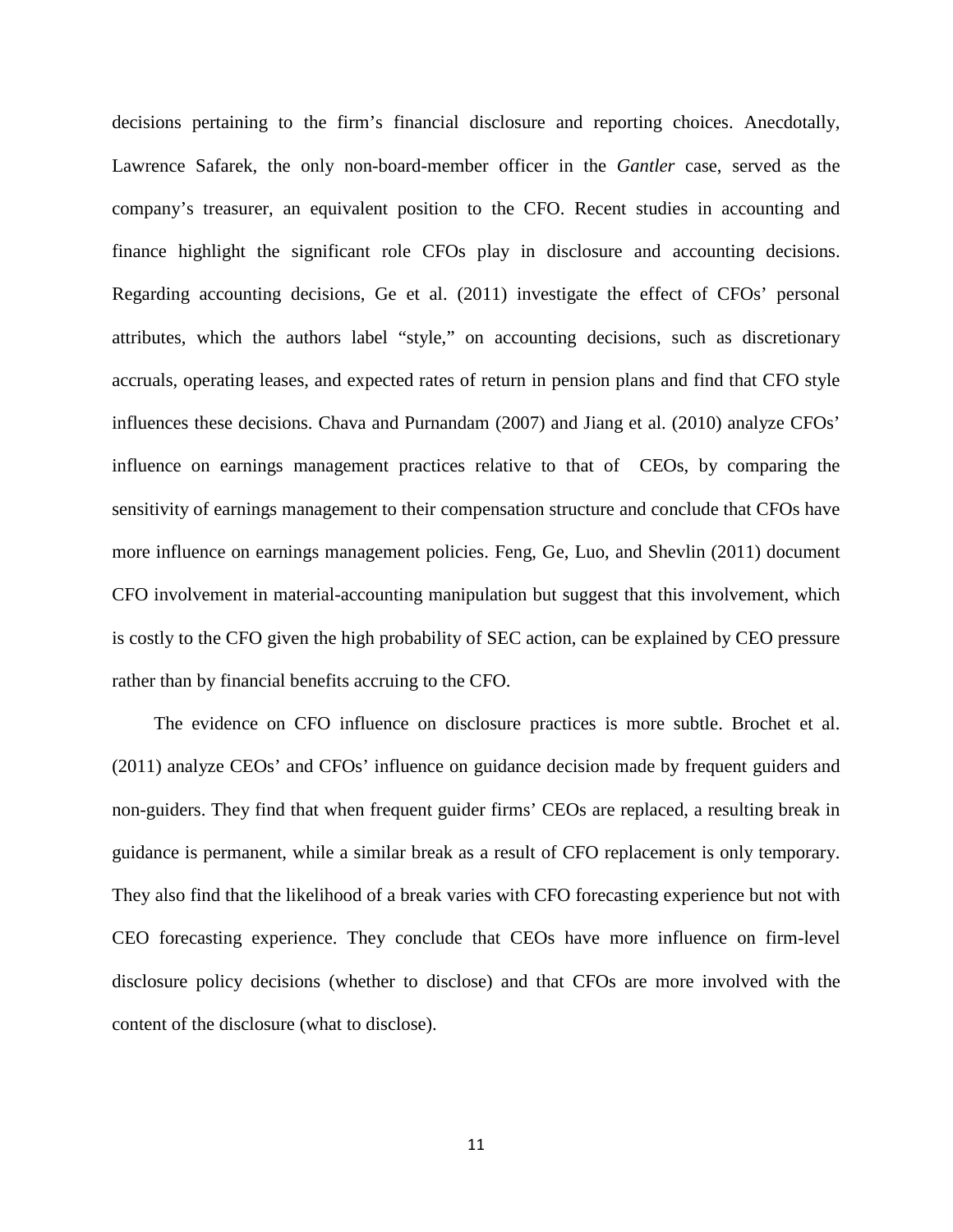decisions pertaining to the firm's financial disclosure and reporting choices. Anecdotally, Lawrence Safarek, the only non-board-member officer in the *Gantler* case, served as the company's treasurer, an equivalent position to the CFO. Recent studies in accounting and finance highlight the significant role CFOs play in disclosure and accounting decisions. Regarding accounting decisions, Ge et al. (2011) investigate the effect of CFOs' personal attributes, which the authors label "style," on accounting decisions, such as discretionary accruals, operating leases, and expected rates of return in pension plans and find that CFO style influences these decisions. Chava and Purnandam (2007) and Jiang et al. (2010) analyze CFOs' influence on earnings management practices relative to that of CEOs, by comparing the sensitivity of earnings management to their compensation structure and conclude that CFOs have more influence on earnings management policies. Feng, Ge, Luo, and Shevlin (2011) document CFO involvement in material-accounting manipulation but suggest that this involvement, which is costly to the CFO given the high probability of SEC action, can be explained by CEO pressure rather than by financial benefits accruing to the CFO.

The evidence on CFO influence on disclosure practices is more subtle. Brochet et al. (2011) analyze CEOs' and CFOs' influence on guidance decision made by frequent guiders and non-guiders. They find that when frequent guider firms' CEOs are replaced, a resulting break in guidance is permanent, while a similar break as a result of CFO replacement is only temporary. They also find that the likelihood of a break varies with CFO forecasting experience but not with CEO forecasting experience. They conclude that CEOs have more influence on firm-level disclosure policy decisions (whether to disclose) and that CFOs are more involved with the content of the disclosure (what to disclose).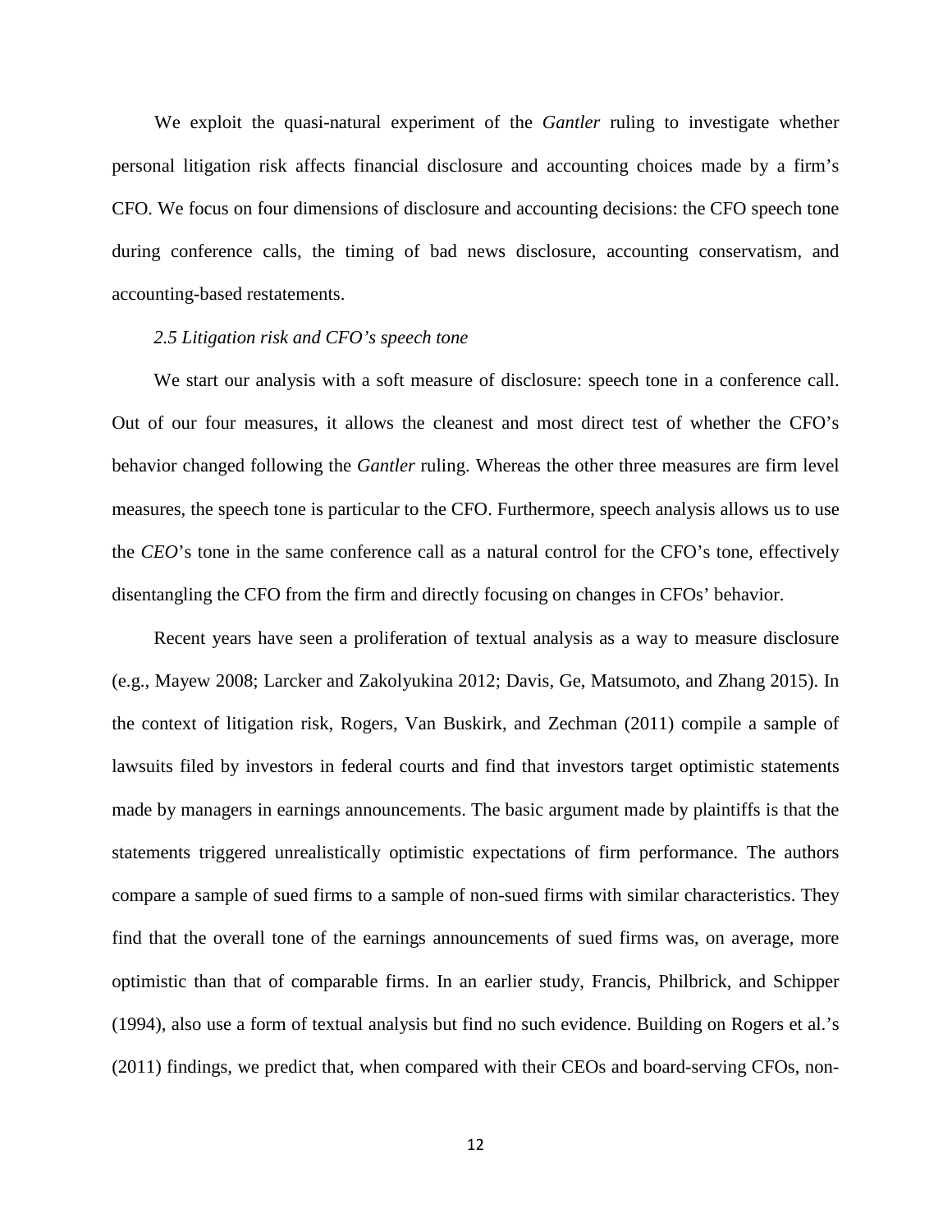We exploit the quasi-natural experiment of the *Gantler* ruling to investigate whether personal litigation risk affects financial disclosure and accounting choices made by a firm's CFO. We focus on four dimensions of disclosure and accounting decisions: the CFO speech tone during conference calls, the timing of bad news disclosure, accounting conservatism, and accounting-based restatements.

### *2.5 Litigation risk and CFO's speech tone*

We start our analysis with a soft measure of disclosure: speech tone in a conference call. Out of our four measures, it allows the cleanest and most direct test of whether the CFO's behavior changed following the *Gantler* ruling. Whereas the other three measures are firm level measures, the speech tone is particular to the CFO. Furthermore, speech analysis allows us to use the *CEO*'s tone in the same conference call as a natural control for the CFO's tone, effectively disentangling the CFO from the firm and directly focusing on changes in CFOs' behavior.

Recent years have seen a proliferation of textual analysis as a way to measure disclosure (e.g., Mayew 2008; Larcker and Zakolyukina 2012; Davis, Ge, Matsumoto, and Zhang 2015). In the context of litigation risk, Rogers, Van Buskirk, and Zechman (2011) compile a sample of lawsuits filed by investors in federal courts and find that investors target optimistic statements made by managers in earnings announcements. The basic argument made by plaintiffs is that the statements triggered unrealistically optimistic expectations of firm performance. The authors compare a sample of sued firms to a sample of non-sued firms with similar characteristics. They find that the overall tone of the earnings announcements of sued firms was, on average, more optimistic than that of comparable firms. In an earlier study, Francis, Philbrick, and Schipper (1994), also use a form of textual analysis but find no such evidence. Building on Rogers et al.'s (2011) findings, we predict that, when compared with their CEOs and board-serving CFOs, non-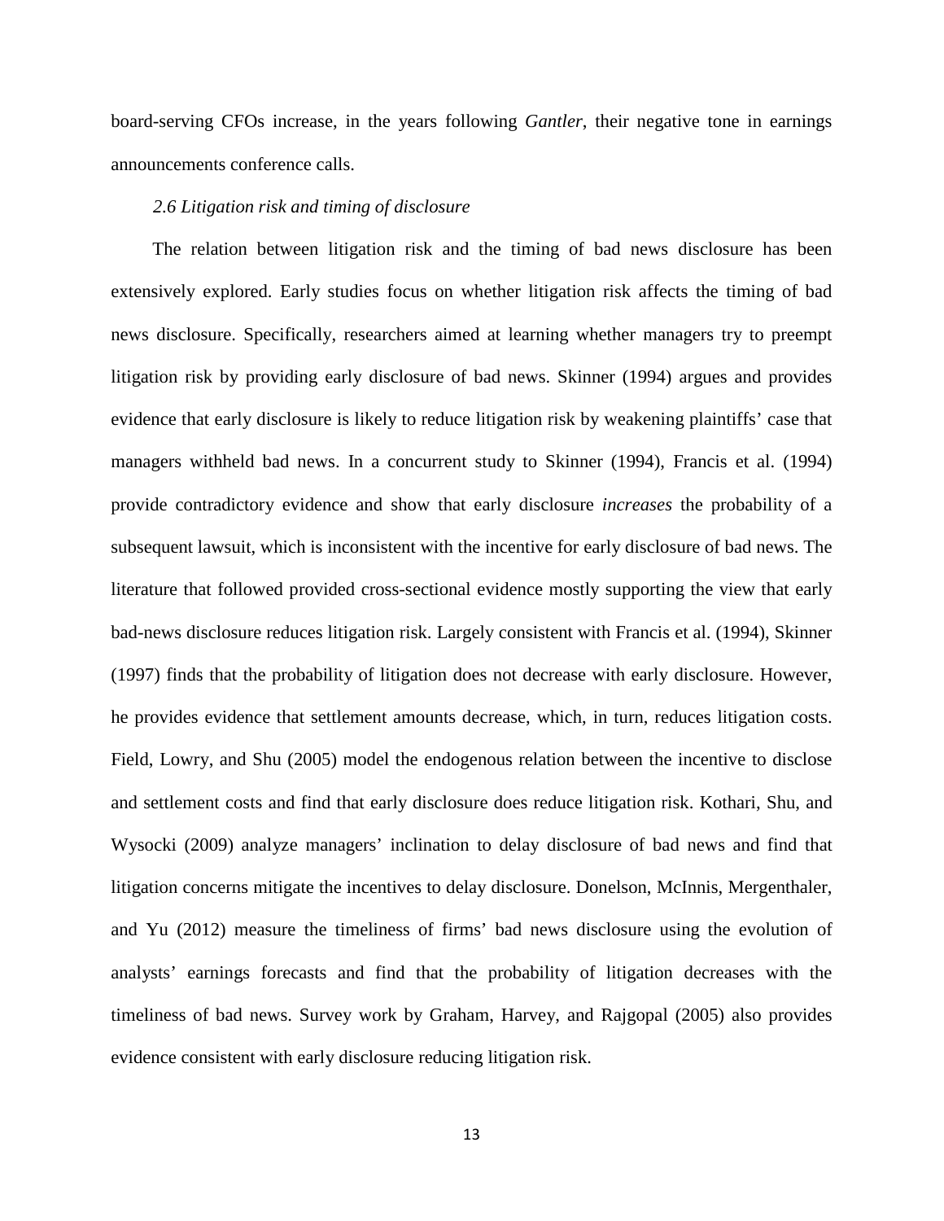board-serving CFOs increase, in the years following *Gantler*, their negative tone in earnings announcements conference calls.

### *2.6 Litigation risk and timing of disclosure*

The relation between litigation risk and the timing of bad news disclosure has been extensively explored. Early studies focus on whether litigation risk affects the timing of bad news disclosure. Specifically, researchers aimed at learning whether managers try to preempt litigation risk by providing early disclosure of bad news. Skinner (1994) argues and provides evidence that early disclosure is likely to reduce litigation risk by weakening plaintiffs' case that managers withheld bad news. In a concurrent study to Skinner (1994), Francis et al. (1994) provide contradictory evidence and show that early disclosure *increases* the probability of a subsequent lawsuit, which is inconsistent with the incentive for early disclosure of bad news. The literature that followed provided cross-sectional evidence mostly supporting the view that early bad-news disclosure reduces litigation risk. Largely consistent with Francis et al. (1994), Skinner (1997) finds that the probability of litigation does not decrease with early disclosure. However, he provides evidence that settlement amounts decrease, which, in turn, reduces litigation costs. Field, Lowry, and Shu (2005) model the endogenous relation between the incentive to disclose and settlement costs and find that early disclosure does reduce litigation risk. Kothari, Shu, and Wysocki (2009) analyze managers' inclination to delay disclosure of bad news and find that litigation concerns mitigate the incentives to delay disclosure. Donelson, McInnis, Mergenthaler, and Yu (2012) measure the timeliness of firms' bad news disclosure using the evolution of analysts' earnings forecasts and find that the probability of litigation decreases with the timeliness of bad news. Survey work by Graham, Harvey, and Rajgopal (2005) also provides evidence consistent with early disclosure reducing litigation risk.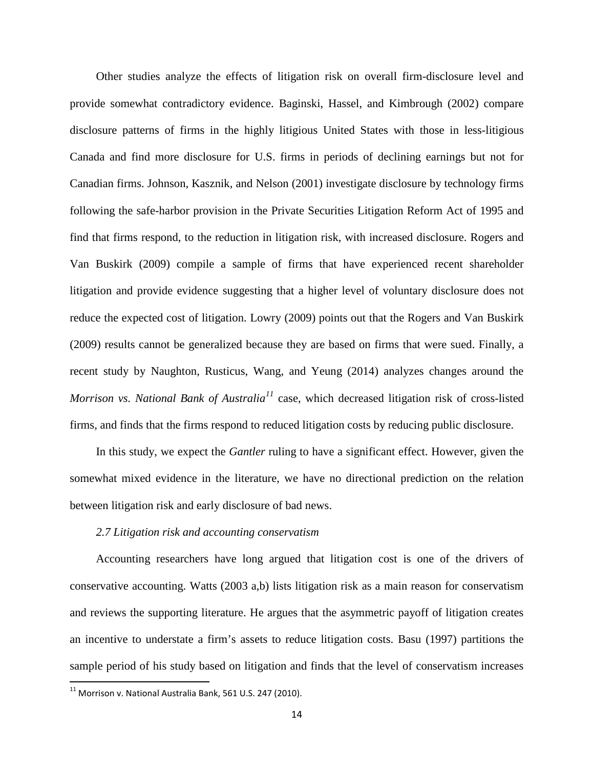Other studies analyze the effects of litigation risk on overall firm-disclosure level and provide somewhat contradictory evidence. Baginski, Hassel, and Kimbrough (2002) compare disclosure patterns of firms in the highly litigious United States with those in less-litigious Canada and find more disclosure for U.S. firms in periods of declining earnings but not for Canadian firms. Johnson, Kasznik, and Nelson (2001) investigate disclosure by technology firms following the safe-harbor provision in the Private Securities Litigation Reform Act of 1995 and find that firms respond, to the reduction in litigation risk, with increased disclosure. Rogers and Van Buskirk (2009) compile a sample of firms that have experienced recent shareholder litigation and provide evidence suggesting that a higher level of voluntary disclosure does not reduce the expected cost of litigation. Lowry (2009) points out that the Rogers and Van Buskirk (2009) results cannot be generalized because they are based on firms that were sued. Finally, a recent study by Naughton, Rusticus, Wang, and Yeung (2014) analyzes changes around the *Morrison vs. National Bank of Australia*[11] case, which decreased litigation risk of cross-listed firms, and finds that the firms respond to reduced litigation costs by reducing public disclosure.

In this study, we expect the *Gantler* ruling to have a significant effect. However, given the somewhat mixed evidence in the literature, we have no directional prediction on the relation between litigation risk and early disclosure of bad news.

### *2.7 Litigation risk and accounting conservatism*

Accounting researchers have long argued that litigation cost is one of the drivers of conservative accounting. Watts (2003 a,b) lists litigation risk as a main reason for conservatism and reviews the supporting literature. He argues that the asymmetric payoff of litigation creates an incentive to understate a firm's assets to reduce litigation costs. Basu (1997) partitions the sample period of his study based on litigation and finds that the level of conservatism increases

[11] Morrison v. National Australia Bank, 561 U.S. 247 (2010).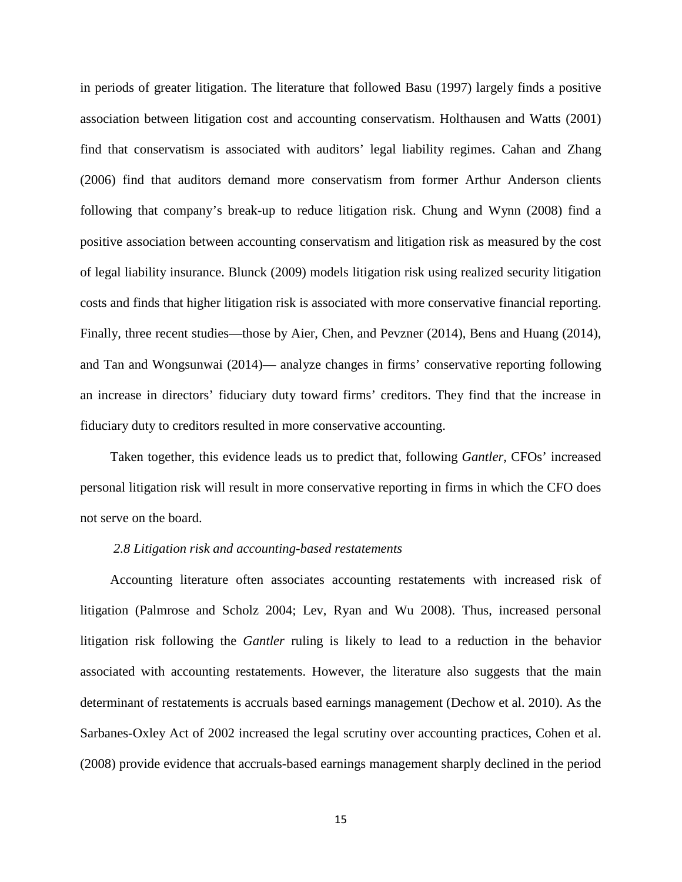in periods of greater litigation. The literature that followed Basu (1997) largely finds a positive association between litigation cost and accounting conservatism. Holthausen and Watts (2001) find that conservatism is associated with auditors' legal liability regimes. Cahan and Zhang (2006) find that auditors demand more conservatism from former Arthur Anderson clients following that company's break-up to reduce litigation risk. Chung and Wynn (2008) find a positive association between accounting conservatism and litigation risk as measured by the cost of legal liability insurance. Blunck (2009) models litigation risk using realized security litigation costs and finds that higher litigation risk is associated with more conservative financial reporting. Finally, three recent studies—those by Aier, Chen, and Pevzner (2014), Bens and Huang (2014), and Tan and Wongsunwai (2014)— analyze changes in firms' conservative reporting following an increase in directors' fiduciary duty toward firms' creditors. They find that the increase in fiduciary duty to creditors resulted in more conservative accounting.

Taken together, this evidence leads us to predict that, following *Gantler*, CFOs' increased personal litigation risk will result in more conservative reporting in firms in which the CFO does not serve on the board.

### *2.8 Litigation risk and accounting-based restatements*

Accounting literature often associates accounting restatements with increased risk of litigation (Palmrose and Scholz 2004; Lev, Ryan and Wu 2008). Thus, increased personal litigation risk following the *Gantler* ruling is likely to lead to a reduction in the behavior associated with accounting restatements. However, the literature also suggests that the main determinant of restatements is accruals based earnings management (Dechow et al. 2010). As the Sarbanes-Oxley Act of 2002 increased the legal scrutiny over accounting practices, Cohen et al. (2008) provide evidence that accruals-based earnings management sharply declined in the period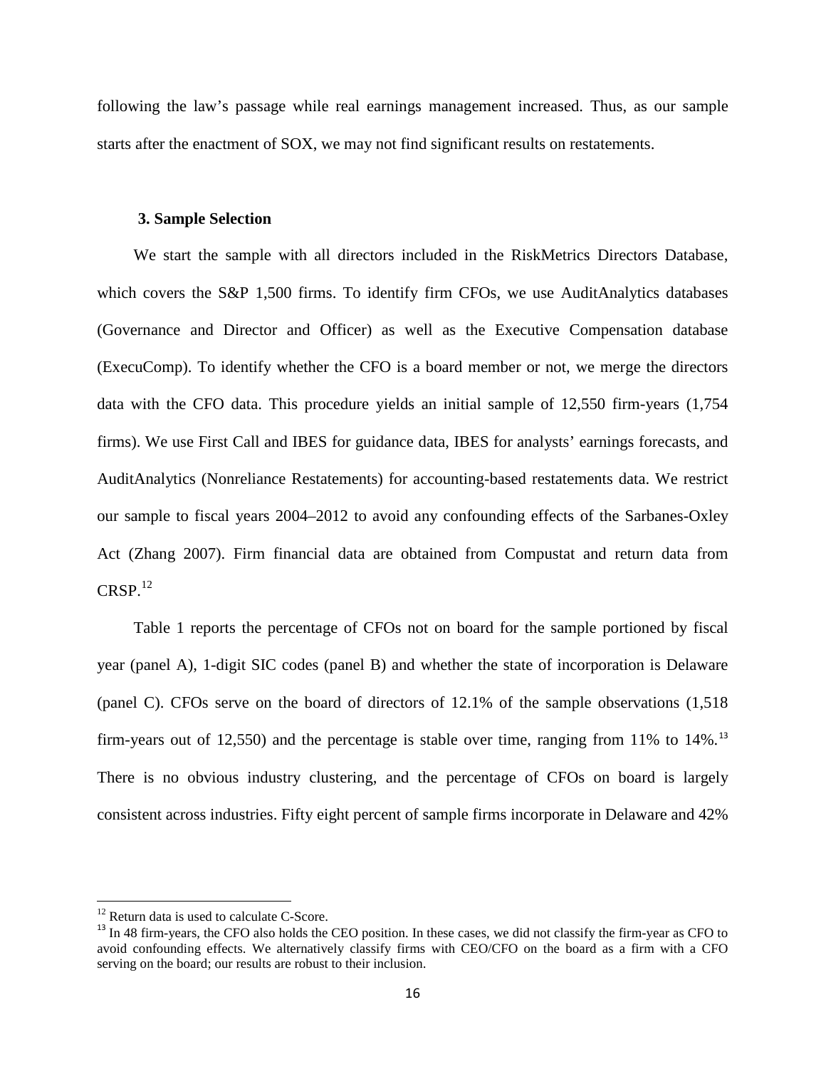following the law's passage while real earnings management increased. Thus, as our sample starts after the enactment of SOX, we may not find significant results on restatements.

### 3. Sample Selection

We start the sample with all directors included in the RiskMetrics Directors Database, which covers the S&P 1,500 firms. To identify firm CFOs, we use AuditAnalytics databases (Governance and Director and Officer) as well as the Executive Compensation database (ExecuComp). To identify whether the CFO is a board member or not, we merge the directors data with the CFO data. This procedure yields an initial sample of 12,550 firm-years (1,754 firms). We use First Call and IBES for guidance data, IBES for analysts' earnings forecasts, and AuditAnalytics (Nonreliance Restatements) for accounting-based restatements data. We restrict our sample to fiscal years 2004–2012 to avoid any confounding effects of the Sarbanes-Oxley Act (Zhang 2007). Firm financial data are obtained from Compustat and return data from CRSP.[12]

Table 1 reports the percentage of CFOs not on board for the sample portioned by fiscal year (panel A), 1-digit SIC codes (panel B) and whether the state of incorporation is Delaware (panel C). CFOs serve on the board of directors of 12.1% of the sample observations (1,518 firm-years out of 12,550) and the percentage is stable over time, ranging from 11% to 14%.[13] There is no obvious industry clustering, and the percentage of CFOs on board is largely consistent across industries. Fifty eight percent of sample firms incorporate in Delaware and 42%

---

[12] Return data is used to calculate C-Score.

[13] In 48 firm-years, the CFO also holds the CEO position. In these cases, we did not classify the firm-year as CFO to avoid confounding effects. We alternatively classify firms with CEO/CFO on the board as a firm with a CFO serving on the board; our results are robust to their inclusion.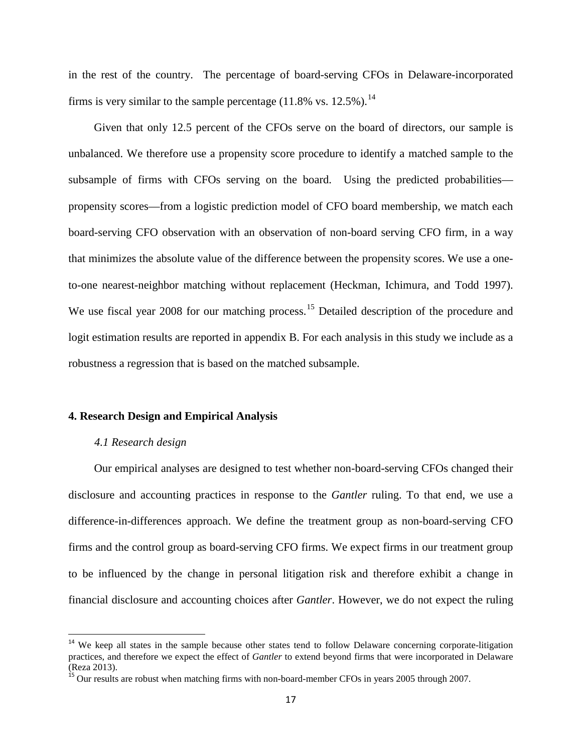in the rest of the country. The percentage of board-serving CFOs in Delaware-incorporated firms is very similar to the sample percentage (11.8% vs. 12.5%).[14]

Given that only 12.5 percent of the CFOs serve on the board of directors, our sample is unbalanced. We therefore use a propensity score procedure to identify a matched sample to the subsample of firms with CFOs serving on the board. Using the predicted probabilities—propensity scores—from a logistic prediction model of CFO board membership, we match each board-serving CFO observation with an observation of non-board serving CFO firm, in a way that minimizes the absolute value of the difference between the propensity scores. We use a one-to-one nearest-neighbor matching without replacement (Heckman, Ichimura, and Todd 1997). We use fiscal year 2008 for our matching process.[15] Detailed description of the procedure and logit estimation results are reported in appendix B. For each analysis in this study we include as a robustness a regression that is based on the matched subsample.

## 4. Research Design and Empirical Analysis

### *4.1 Research design*

Our empirical analyses are designed to test whether non-board-serving CFOs changed their disclosure and accounting practices in response to the *Gantler* ruling. To that end, we use a difference-in-differences approach. We define the treatment group as non-board-serving CFO firms and the control group as board-serving CFO firms. We expect firms in our treatment group to be influenced by the change in personal litigation risk and therefore exhibit a change in financial disclosure and accounting choices after *Gantler*. However, we do not expect the ruling

---

[14] We keep all states in the sample because other states tend to follow Delaware concerning corporate-litigation practices, and therefore we expect the effect of *Gantler* to extend beyond firms that were incorporated in Delaware (Reza 2013).

[15] Our results are robust when matching firms with non-board-member CFOs in years 2005 through 2007.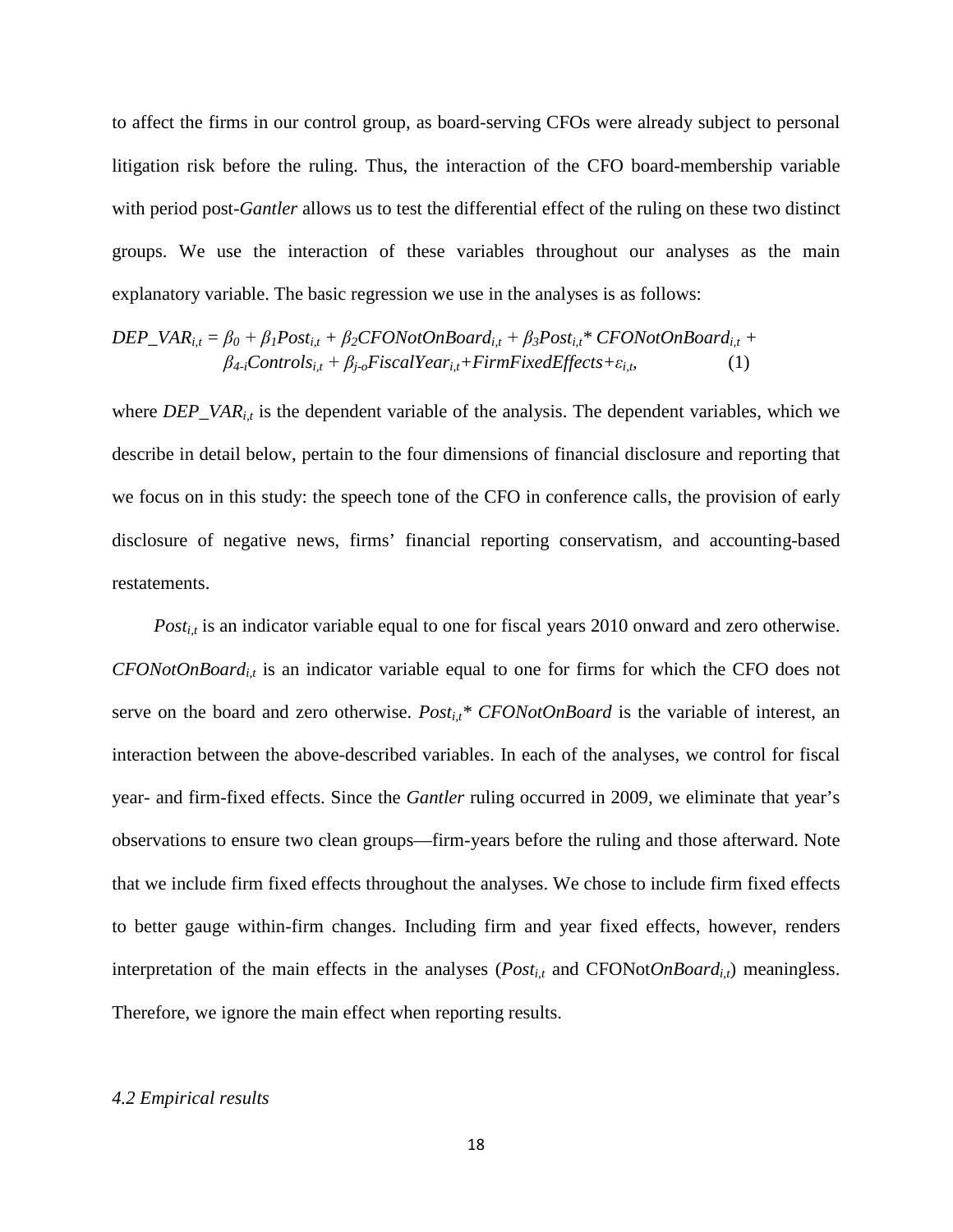to affect the firms in our control group, as board-serving CFOs were already subject to personal litigation risk before the ruling. Thus, the interaction of the CFO board-membership variable with period post-*Gantler* allows us to test the differential effect of the ruling on these two distinct groups. We use the interaction of these variables throughout our analyses as the main explanatory variable. The basic regression we use in the analyses is as follows:

$$DEP\_VAR_{i,t} = \beta_0 + \beta_1 Post_{i,t} + \beta_2 CFONotOnBoard_{i,t} + \beta_3 Post_{i,t} * CFONotOnBoard_{i,t} + \beta_{4\text{-}i} Controls_{i,t} + \beta_{j\text{-}o} FiscalYear_{i,t} + FirmFixedEffects + \varepsilon_{i,t}, \quad (1)$$

where $DEP\_VAR_{i,t}$ is the dependent variable of the analysis. The dependent variables, which we describe in detail below, pertain to the four dimensions of financial disclosure and reporting that we focus on in this study: the speech tone of the CFO in conference calls, the provision of early disclosure of negative news, firms' financial reporting conservatism, and accounting-based restatements.

$Post_{i,t}$ is an indicator variable equal to one for fiscal years 2010 onward and zero otherwise. $CFONotOnBoard_{i,t}$ is an indicator variable equal to one for firms for which the CFO does not serve on the board and zero otherwise. $Post_{i,t}$* *CFONotOnBoard* is the variable of interest, an interaction between the above-described variables. In each of the analyses, we control for fiscal year- and firm-fixed effects. Since the *Gantler* ruling occurred in 2009, we eliminate that year's observations to ensure two clean groups—firm-years before the ruling and those afterward. Note that we include firm fixed effects throughout the analyses. We chose to include firm fixed effects to better gauge within-firm changes. Including firm and year fixed effects, however, renders interpretation of the main effects in the analyses ($Post_{i,t}$ and $CFONotOnBoard_{i,t}$) meaningless. Therefore, we ignore the main effect when reporting results.

### *4.2 Empirical results*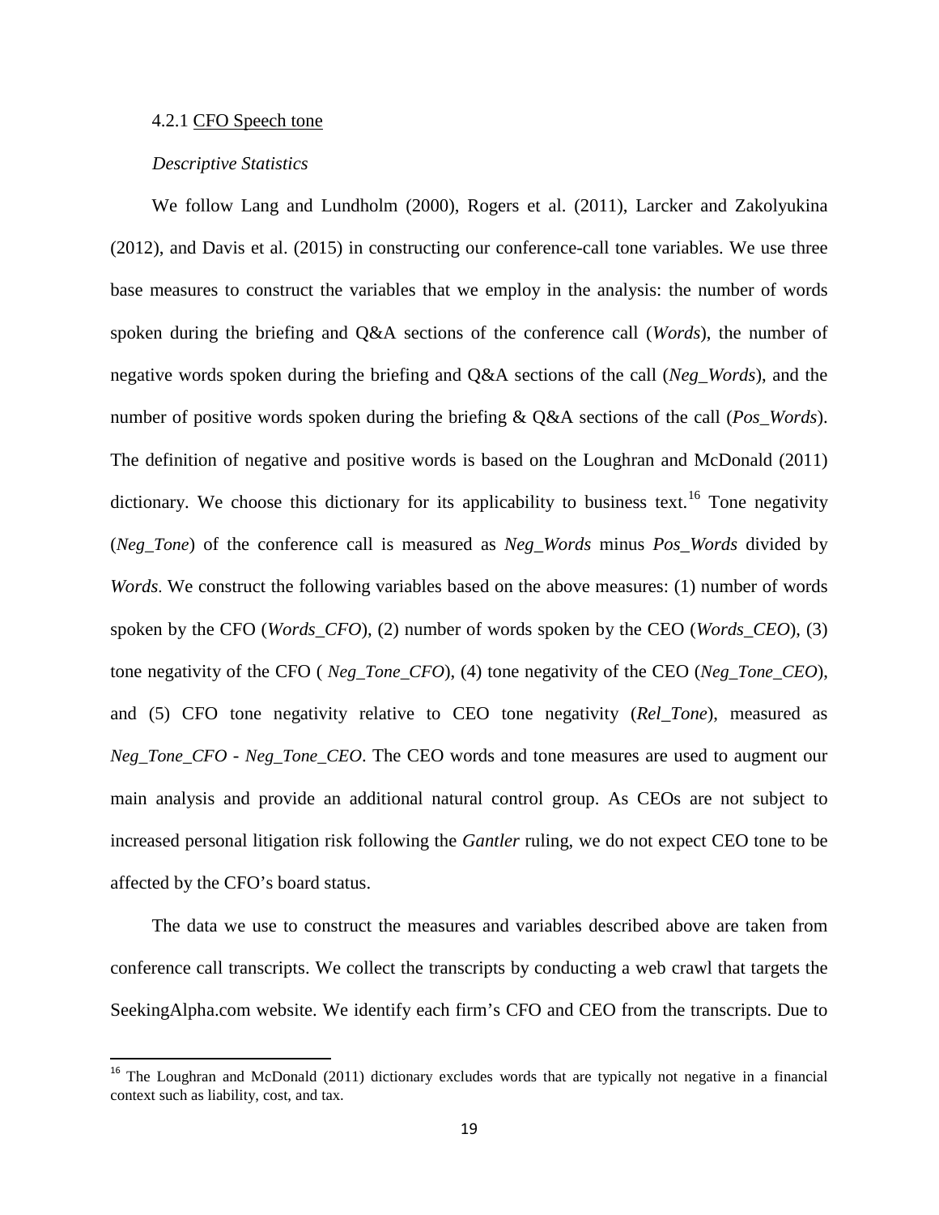#### 4.2.1 CFO Speech tone

*Descriptive Statistics*

We follow Lang and Lundholm (2000), Rogers et al. (2011), Larcker and Zakolyukina (2012), and Davis et al. (2015) in constructing our conference-call tone variables. We use three base measures to construct the variables that we employ in the analysis: the number of words spoken during the briefing and Q&A sections of the conference call (*Words*), the number of negative words spoken during the briefing and Q&A sections of the call (*Neg_Words*), and the number of positive words spoken during the briefing & Q&A sections of the call (*Pos_Words*). The definition of negative and positive words is based on the Loughran and McDonald (2011) dictionary. We choose this dictionary for its applicability to business text.[16] Tone negativity (*Neg_Tone*) of the conference call is measured as *Neg_Words* minus *Pos_Words* divided by *Words*. We construct the following variables based on the above measures: (1) number of words spoken by the CFO (*Words_CFO*), (2) number of words spoken by the CEO (*Words_CEO*), (3) tone negativity of the CFO ( *Neg_Tone_CFO*), (4) tone negativity of the CEO (*Neg_Tone_CEO*), and (5) CFO tone negativity relative to CEO tone negativity (*Rel_Tone*), measured as *Neg_Tone_CFO - Neg_Tone_CEO*. The CEO words and tone measures are used to augment our main analysis and provide an additional natural control group. As CEOs are not subject to increased personal litigation risk following the *Gantler* ruling, we do not expect CEO tone to be affected by the CFO's board status.

The data we use to construct the measures and variables described above are taken from conference call transcripts. We collect the transcripts by conducting a web crawl that targets the SeekingAlpha.com website. We identify each firm's CFO and CEO from the transcripts. Due to

[16] The Loughran and McDonald (2011) dictionary excludes words that are typically not negative in a financial context such as liability, cost, and tax.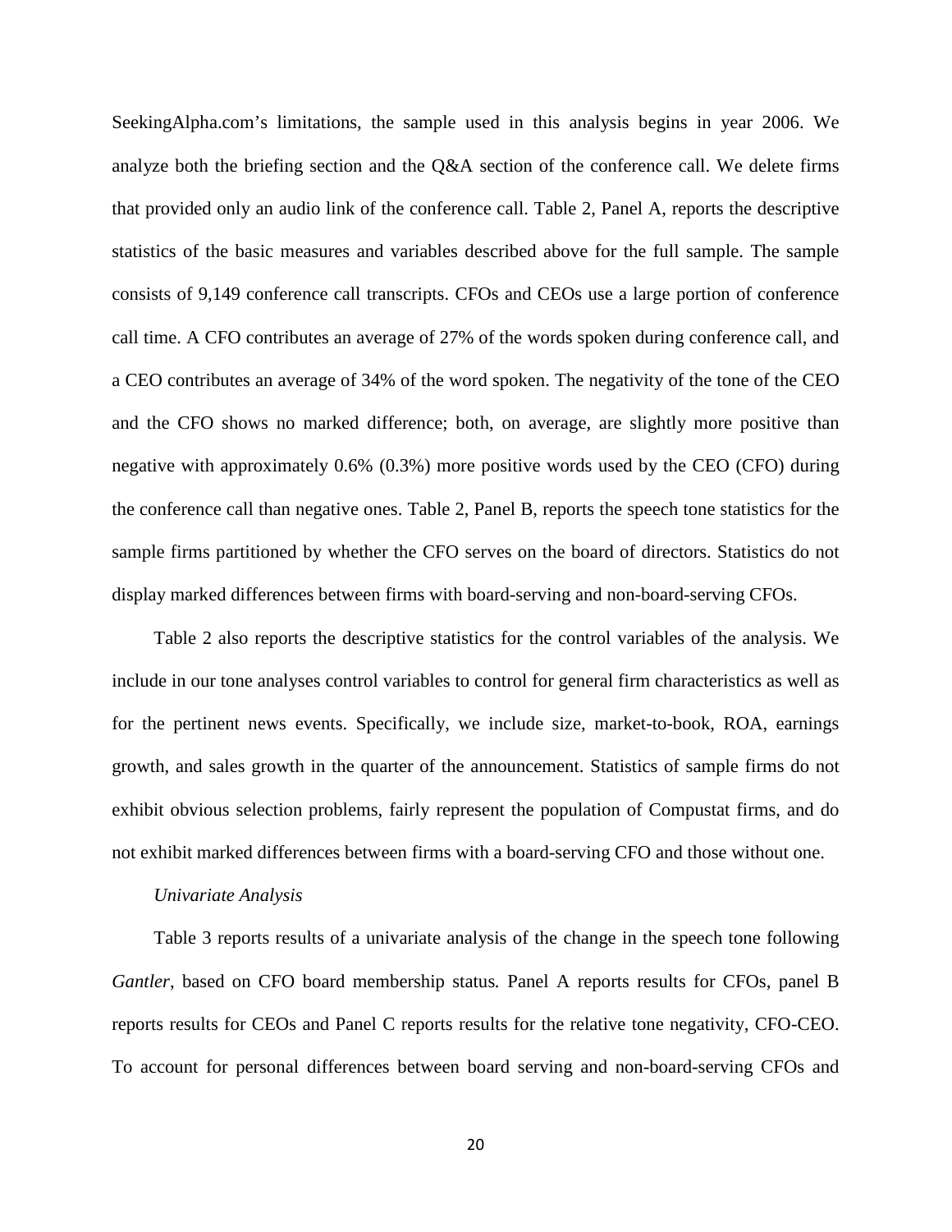SeekingAlpha.com's limitations, the sample used in this analysis begins in year 2006. We analyze both the briefing section and the Q&A section of the conference call. We delete firms that provided only an audio link of the conference call. Table 2, Panel A, reports the descriptive statistics of the basic measures and variables described above for the full sample. The sample consists of 9,149 conference call transcripts. CFOs and CEOs use a large portion of conference call time. A CFO contributes an average of 27% of the words spoken during conference call, and a CEO contributes an average of 34% of the word spoken. The negativity of the tone of the CEO and the CFO shows no marked difference; both, on average, are slightly more positive than negative with approximately 0.6% (0.3%) more positive words used by the CEO (CFO) during the conference call than negative ones. Table 2, Panel B, reports the speech tone statistics for the sample firms partitioned by whether the CFO serves on the board of directors. Statistics do not display marked differences between firms with board-serving and non-board-serving CFOs.

Table 2 also reports the descriptive statistics for the control variables of the analysis. We include in our tone analyses control variables to control for general firm characteristics as well as for the pertinent news events. Specifically, we include size, market-to-book, ROA, earnings growth, and sales growth in the quarter of the announcement. Statistics of sample firms do not exhibit obvious selection problems, fairly represent the population of Compustat firms, and do not exhibit marked differences between firms with a board-serving CFO and those without one.

*Univariate Analysis*

Table 3 reports results of a univariate analysis of the change in the speech tone following *Gantler*, based on CFO board membership status. Panel A reports results for CFOs, panel B reports results for CEOs and Panel C reports results for the relative tone negativity, CFO-CEO. To account for personal differences between board serving and non-board-serving CFOs and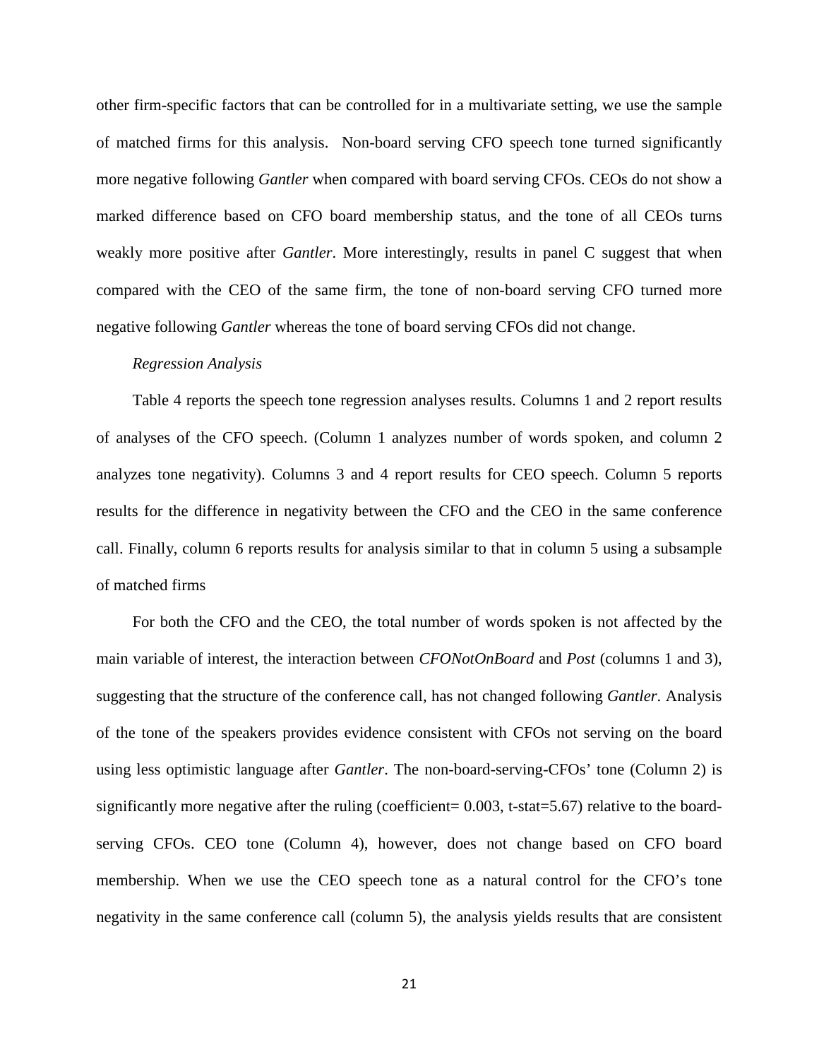other firm-specific factors that can be controlled for in a multivariate setting, we use the sample of matched firms for this analysis. Non-board serving CFO speech tone turned significantly more negative following *Gantler* when compared with board serving CFOs. CEOs do not show a marked difference based on CFO board membership status, and the tone of all CEOs turns weakly more positive after *Gantler*. More interestingly, results in panel C suggest that when compared with the CEO of the same firm, the tone of non-board serving CFO turned more negative following *Gantler* whereas the tone of board serving CFOs did not change.

*Regression Analysis*

Table 4 reports the speech tone regression analyses results. Columns 1 and 2 report results of analyses of the CFO speech. (Column 1 analyzes number of words spoken, and column 2 analyzes tone negativity). Columns 3 and 4 report results for CEO speech. Column 5 reports results for the difference in negativity between the CFO and the CEO in the same conference call. Finally, column 6 reports results for analysis similar to that in column 5 using a subsample of matched firms

For both the CFO and the CEO, the total number of words spoken is not affected by the main variable of interest, the interaction between *CFONotOnBoard* and *Post* (columns 1 and 3), suggesting that the structure of the conference call, has not changed following *Gantler*. Analysis of the tone of the speakers provides evidence consistent with CFOs not serving on the board using less optimistic language after *Gantler*. The non-board-serving-CFOs' tone (Column 2) is significantly more negative after the ruling (coefficient= 0.003, t-stat=5.67) relative to the board-serving CFOs. CEO tone (Column 4), however, does not change based on CFO board membership. When we use the CEO speech tone as a natural control for the CFO's tone negativity in the same conference call (column 5), the analysis yields results that are consistent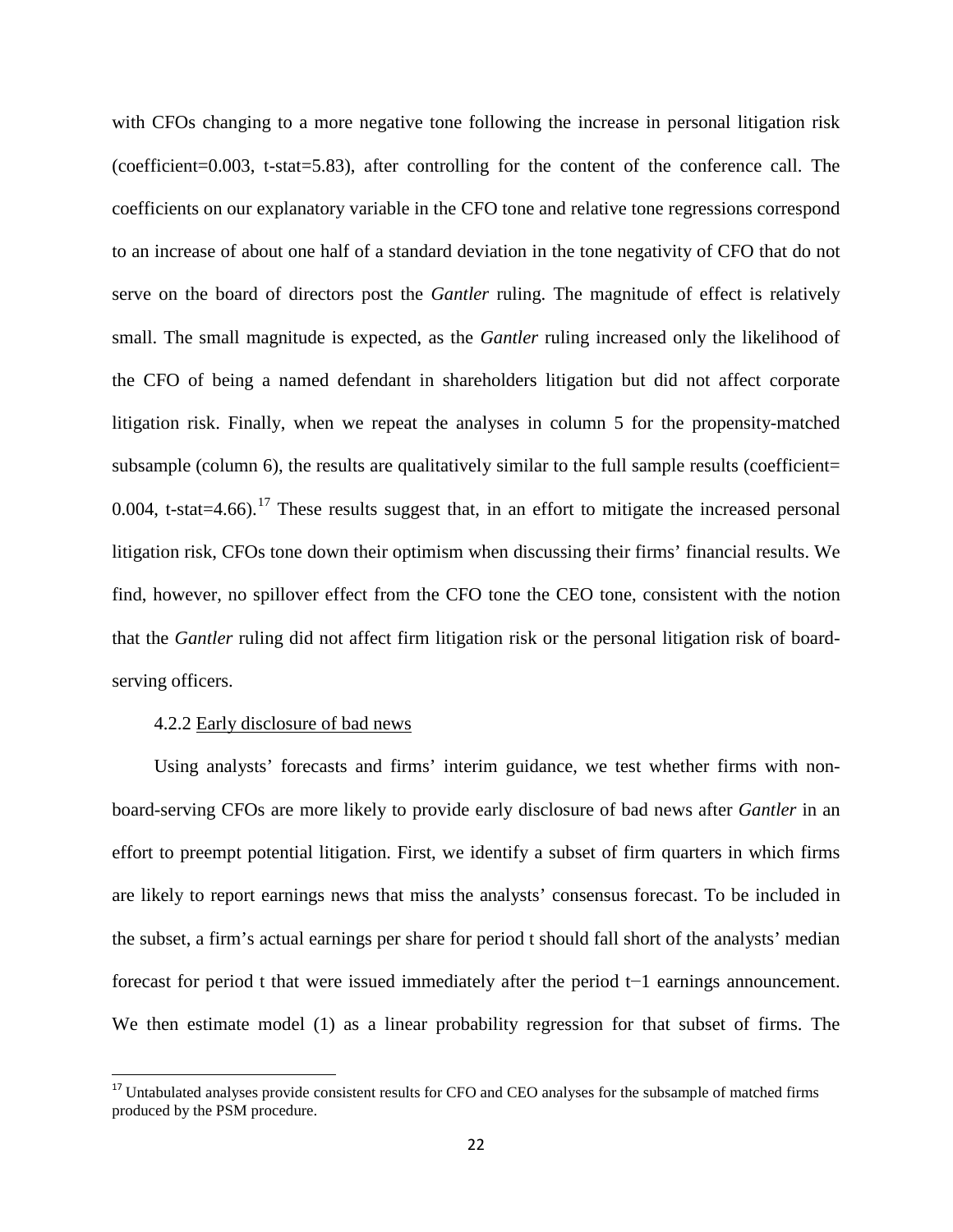with CFOs changing to a more negative tone following the increase in personal litigation risk (coefficient=0.003, t-stat=5.83), after controlling for the content of the conference call. The coefficients on our explanatory variable in the CFO tone and relative tone regressions correspond to an increase of about one half of a standard deviation in the tone negativity of CFO that do not serve on the board of directors post the *Gantler* ruling. The magnitude of effect is relatively small. The small magnitude is expected, as the *Gantler* ruling increased only the likelihood of the CFO of being a named defendant in shareholders litigation but did not affect corporate litigation risk. Finally, when we repeat the analyses in column 5 for the propensity-matched subsample (column 6), the results are qualitatively similar to the full sample results (coefficient= 0.004, t-stat=4.66).[17] These results suggest that, in an effort to mitigate the increased personal litigation risk, CFOs tone down their optimism when discussing their firms' financial results. We find, however, no spillover effect from the CFO tone the CEO tone, consistent with the notion that the *Gantler* ruling did not affect firm litigation risk or the personal litigation risk of board-serving officers.

4.2.2 Early disclosure of bad news

Using analysts' forecasts and firms' interim guidance, we test whether firms with non-board-serving CFOs are more likely to provide early disclosure of bad news after *Gantler* in an effort to preempt potential litigation. First, we identify a subset of firm quarters in which firms are likely to report earnings news that miss the analysts' consensus forecast. To be included in the subset, a firm's actual earnings per share for period t should fall short of the analysts' median forecast for period t that were issued immediately after the period t−1 earnings announcement. We then estimate model (1) as a linear probability regression for that subset of firms. The

[17] Untabulated analyses provide consistent results for CFO and CEO analyses for the subsample of matched firms produced by the PSM procedure.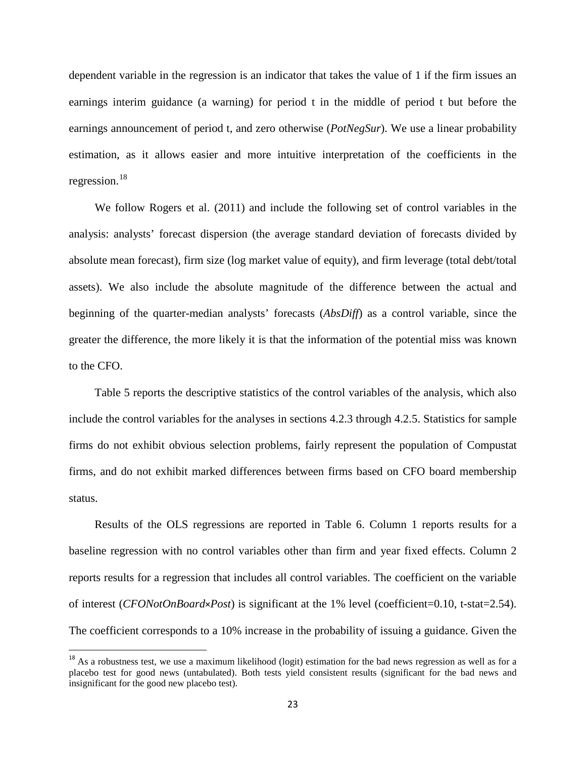dependent variable in the regression is an indicator that takes the value of 1 if the firm issues an earnings interim guidance (a warning) for period t in the middle of period t but before the earnings announcement of period t, and zero otherwise (*PotNegSur*). We use a linear probability estimation, as it allows easier and more intuitive interpretation of the coefficients in the regression.[18]

We follow Rogers et al. (2011) and include the following set of control variables in the analysis: analysts' forecast dispersion (the average standard deviation of forecasts divided by absolute mean forecast), firm size (log market value of equity), and firm leverage (total debt/total assets). We also include the absolute magnitude of the difference between the actual and beginning of the quarter-median analysts' forecasts (*AbsDiff*) as a control variable, since the greater the difference, the more likely it is that the information of the potential miss was known to the CFO.

Table 5 reports the descriptive statistics of the control variables of the analysis, which also include the control variables for the analyses in sections 4.2.3 through 4.2.5. Statistics for sample firms do not exhibit obvious selection problems, fairly represent the population of Compustat firms, and do not exhibit marked differences between firms based on CFO board membership status.

Results of the OLS regressions are reported in Table 6. Column 1 reports results for a baseline regression with no control variables other than firm and year fixed effects. Column 2 reports results for a regression that includes all control variables. The coefficient on the variable of interest (*CFONotOnBoard×Post*) is significant at the 1% level (coefficient=0.10, t-stat=2.54). The coefficient corresponds to a 10% increase in the probability of issuing a guidance. Given the

[18] As a robustness test, we use a maximum likelihood (logit) estimation for the bad news regression as well as for a placebo test for good news (untabulated). Both tests yield consistent results (significant for the bad news and insignificant for the good new placebo test).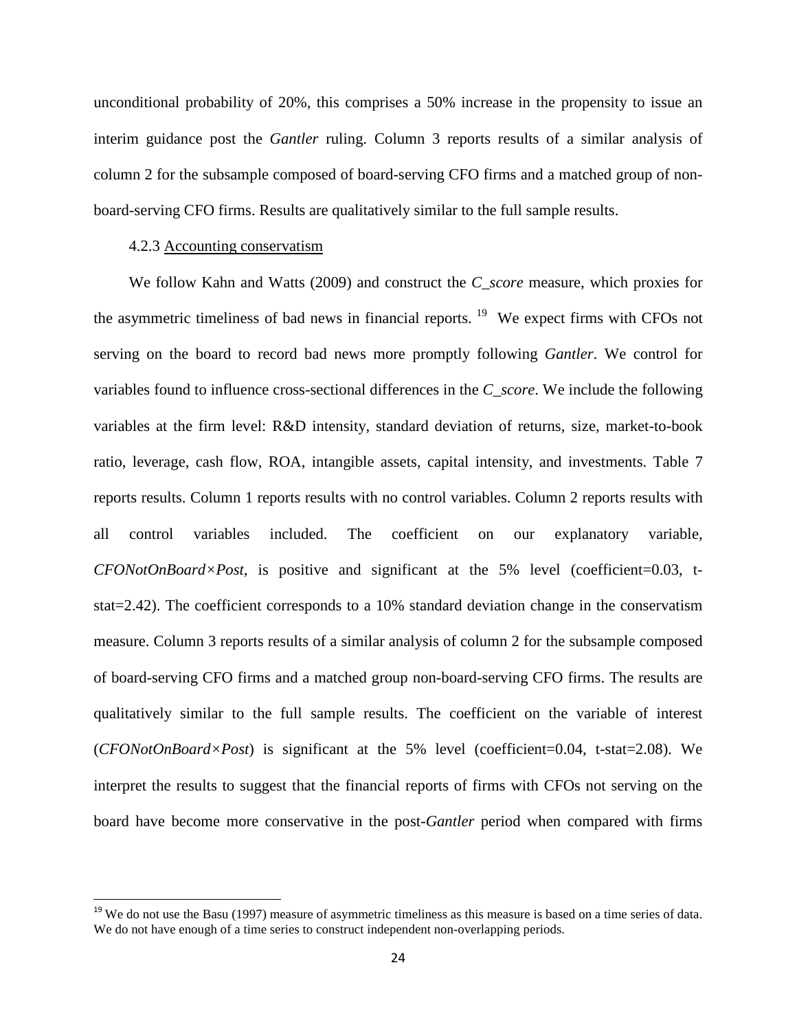unconditional probability of 20%, this comprises a 50% increase in the propensity to issue an interim guidance post the *Gantler* ruling. Column 3 reports results of a similar analysis of column 2 for the subsample composed of board-serving CFO firms and a matched group of non-board-serving CFO firms. Results are qualitatively similar to the full sample results.

#### 4.2.3 Accounting conservatism

We follow Kahn and Watts (2009) and construct the *C_score* measure, which proxies for the asymmetric timeliness of bad news in financial reports. [19] We expect firms with CFOs not serving on the board to record bad news more promptly following *Gantler*. We control for variables found to influence cross-sectional differences in the *C_score*. We include the following variables at the firm level: R&D intensity, standard deviation of returns, size, market-to-book ratio, leverage, cash flow, ROA, intangible assets, capital intensity, and investments. Table 7 reports results. Column 1 reports results with no control variables. Column 2 reports results with all control variables included. The coefficient on our explanatory variable, *CFONotOnBoard×Post*, is positive and significant at the 5% level (coefficient=0.03, t-stat=2.42). The coefficient corresponds to a 10% standard deviation change in the conservatism measure. Column 3 reports results of a similar analysis of column 2 for the subsample composed of board-serving CFO firms and a matched group non-board-serving CFO firms. The results are qualitatively similar to the full sample results. The coefficient on the variable of interest (*CFONotOnBoard×Post*) is significant at the 5% level (coefficient=0.04, t-stat=2.08). We interpret the results to suggest that the financial reports of firms with CFOs not serving on the board have become more conservative in the post-*Gantler* period when compared with firms

[19] We do not use the Basu (1997) measure of asymmetric timeliness as this measure is based on a time series of data. We do not have enough of a time series to construct independent non-overlapping periods.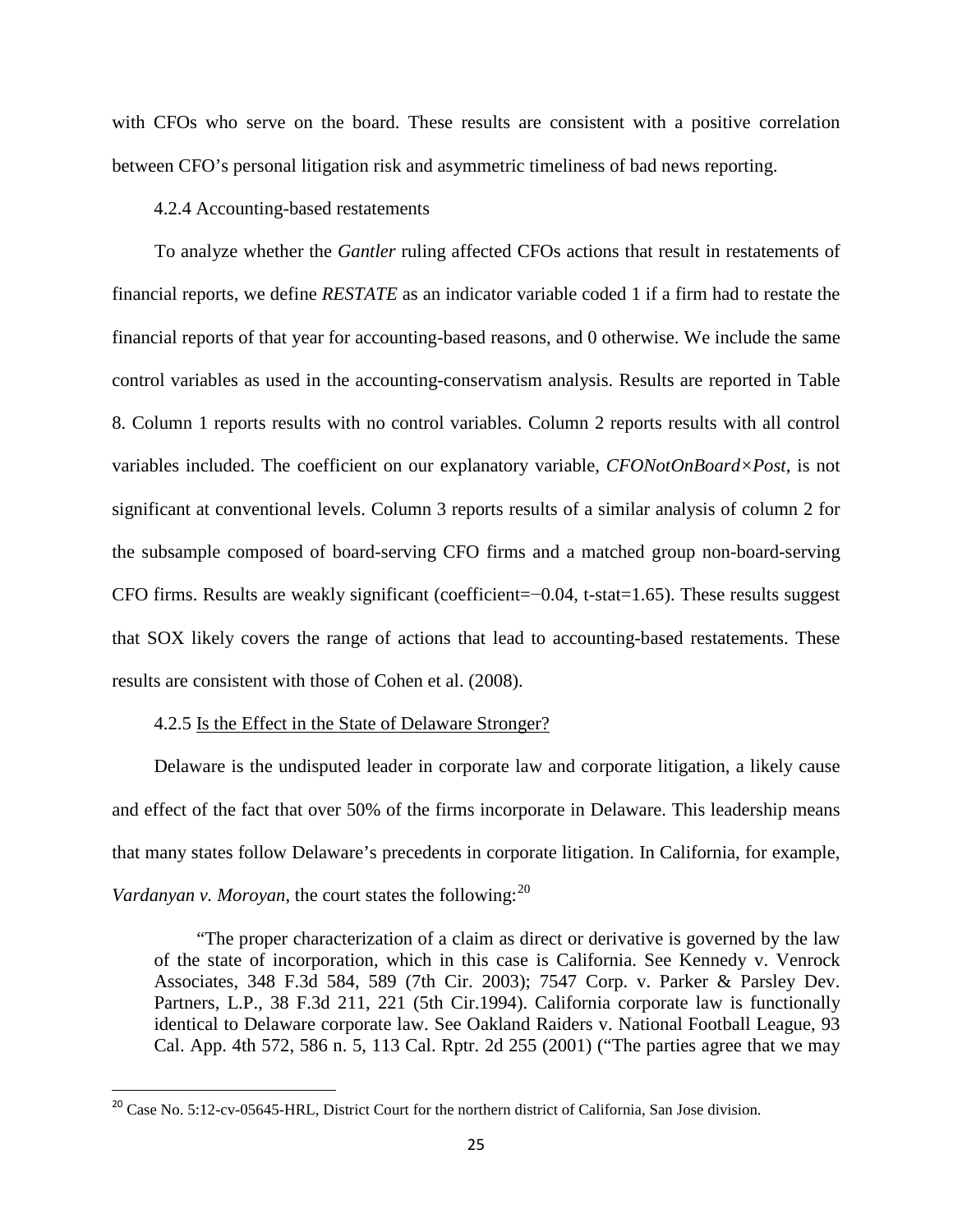with CFOs who serve on the board. These results are consistent with a positive correlation between CFO's personal litigation risk and asymmetric timeliness of bad news reporting.

4.2.4 Accounting-based restatements

To analyze whether the *Gantler* ruling affected CFOs actions that result in restatements of financial reports, we define *RESTATE* as an indicator variable coded 1 if a firm had to restate the financial reports of that year for accounting-based reasons, and 0 otherwise. We include the same control variables as used in the accounting-conservatism analysis. Results are reported in Table 8. Column 1 reports results with no control variables. Column 2 reports results with all control variables included. The coefficient on our explanatory variable, *CFONotOnBoard×Post*, is not significant at conventional levels. Column 3 reports results of a similar analysis of column 2 for the subsample composed of board-serving CFO firms and a matched group non-board-serving CFO firms. Results are weakly significant (coefficient=−0.04, t-stat=1.65). These results suggest that SOX likely covers the range of actions that lead to accounting-based restatements. These results are consistent with those of Cohen et al. (2008).

4.2.5 Is the Effect in the State of Delaware Stronger?

Delaware is the undisputed leader in corporate law and corporate litigation, a likely cause and effect of the fact that over 50% of the firms incorporate in Delaware. This leadership means that many states follow Delaware's precedents in corporate litigation. In California, for example, *Vardanyan v. Moroyan*, the court states the following:[20]

> "The proper characterization of a claim as direct or derivative is governed by the law of the state of incorporation, which in this case is California. See Kennedy v. Venrock Associates, 348 F.3d 584, 589 (7th Cir. 2003); 7547 Corp. v. Parker & Parsley Dev. Partners, L.P., 38 F.3d 211, 221 (5th Cir.1994). California corporate law is functionally identical to Delaware corporate law. See Oakland Raiders v. National Football League, 93 Cal. App. 4th 572, 586 n. 5, 113 Cal. Rptr. 2d 255 (2001) ("The parties agree that we may

---

[20] Case No. 5:12-cv-05645-HRL, District Court for the northern district of California, San Jose division.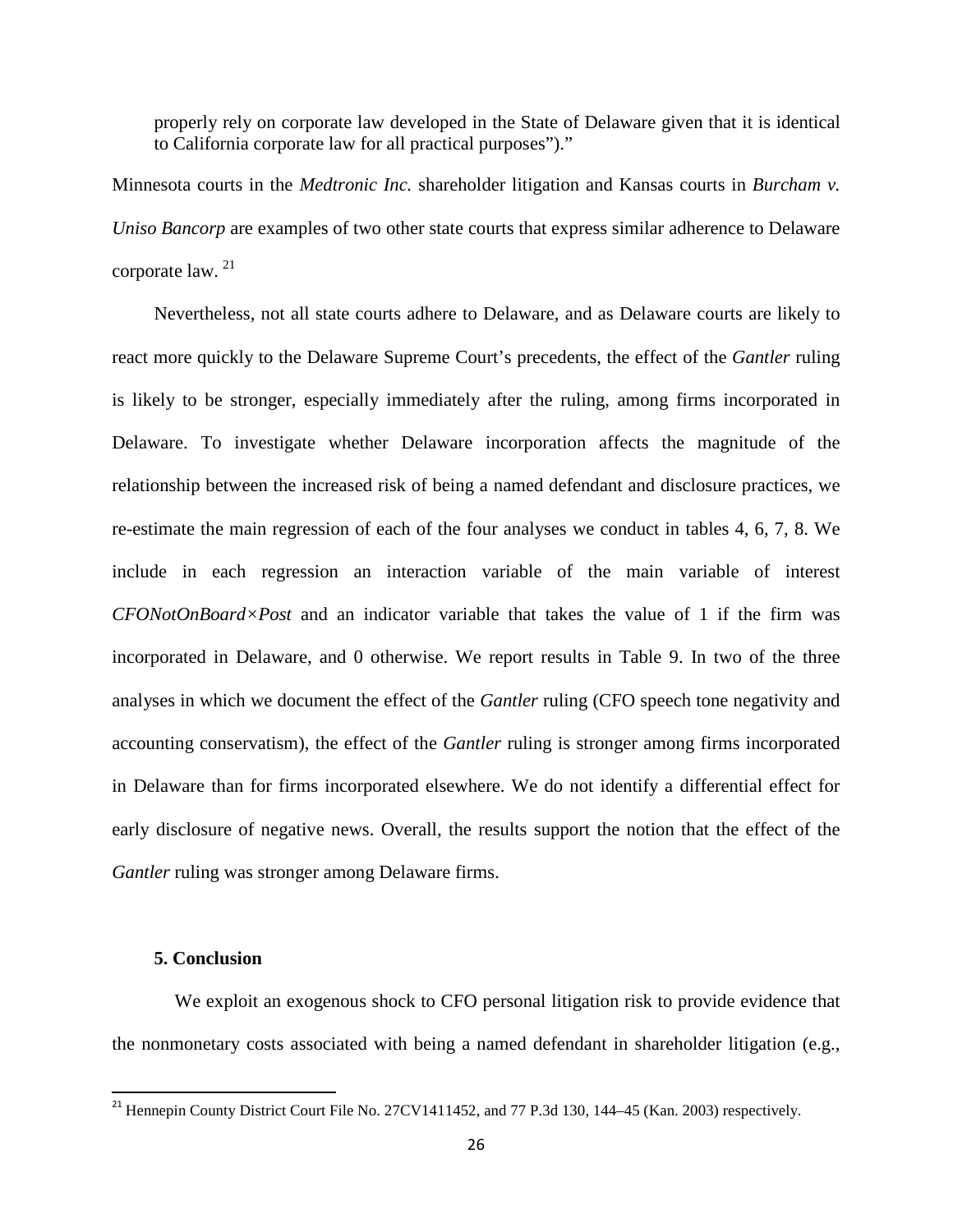properly rely on corporate law developed in the State of Delaware given that it is identical to California corporate law for all practical purposes")."

Minnesota courts in the *Medtronic Inc.* shareholder litigation and Kansas courts in *Burcham v. Uniso Bancorp* are examples of two other state courts that express similar adherence to Delaware corporate law. [21]

Nevertheless, not all state courts adhere to Delaware, and as Delaware courts are likely to react more quickly to the Delaware Supreme Court's precedents, the effect of the *Gantler* ruling is likely to be stronger, especially immediately after the ruling, among firms incorporated in Delaware. To investigate whether Delaware incorporation affects the magnitude of the relationship between the increased risk of being a named defendant and disclosure practices, we re-estimate the main regression of each of the four analyses we conduct in tables 4, 6, 7, 8. We include in each regression an interaction variable of the main variable of interest *CFONotOnBoard×Post* and an indicator variable that takes the value of 1 if the firm was incorporated in Delaware, and 0 otherwise. We report results in Table 9. In two of the three analyses in which we document the effect of the *Gantler* ruling (CFO speech tone negativity and accounting conservatism), the effect of the *Gantler* ruling is stronger among firms incorporated in Delaware than for firms incorporated elsewhere. We do not identify a differential effect for early disclosure of negative news. Overall, the results support the notion that the effect of the *Gantler* ruling was stronger among Delaware firms.

## 5. Conclusion

We exploit an exogenous shock to CFO personal litigation risk to provide evidence that the nonmonetary costs associated with being a named defendant in shareholder litigation (e.g.,

[21] Hennepin County District Court File No. 27CV1411452, and 77 P.3d 130, 144–45 (Kan. 2003) respectively.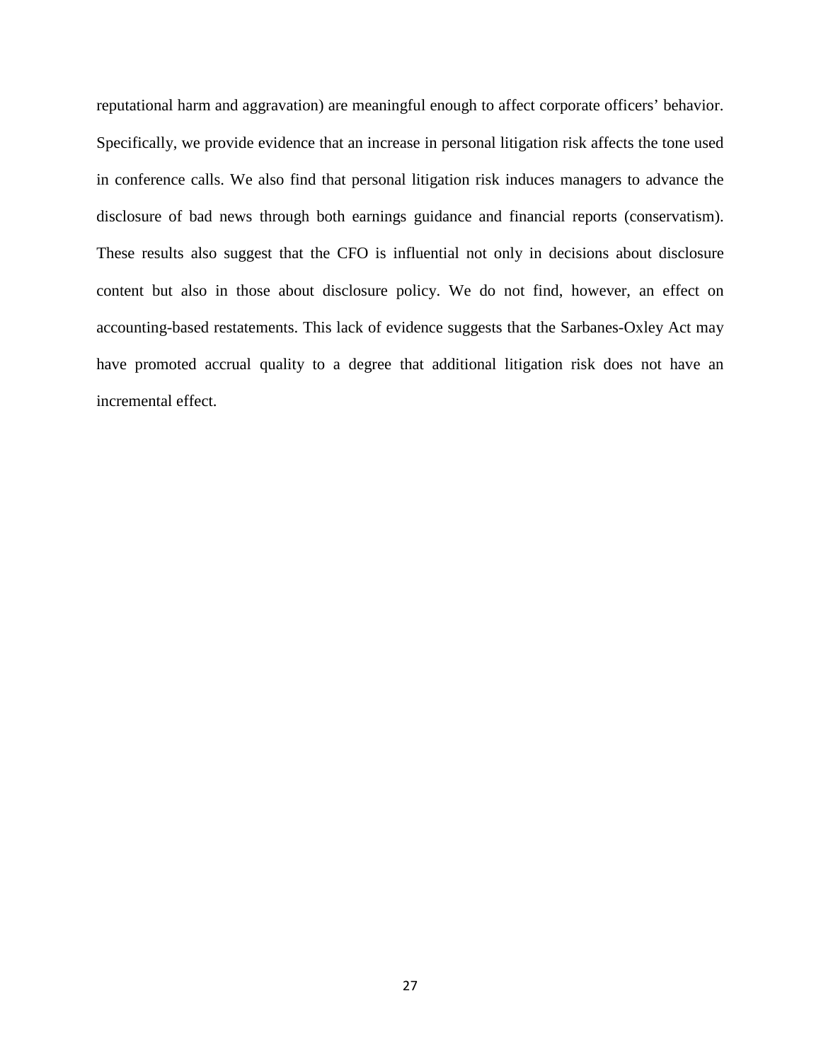reputational harm and aggravation) are meaningful enough to affect corporate officers' behavior. Specifically, we provide evidence that an increase in personal litigation risk affects the tone used in conference calls. We also find that personal litigation risk induces managers to advance the disclosure of bad news through both earnings guidance and financial reports (conservatism). These results also suggest that the CFO is influential not only in decisions about disclosure content but also in those about disclosure policy. We do not find, however, an effect on accounting-based restatements. This lack of evidence suggests that the Sarbanes-Oxley Act may have promoted accrual quality to a degree that additional litigation risk does not have an incremental effect.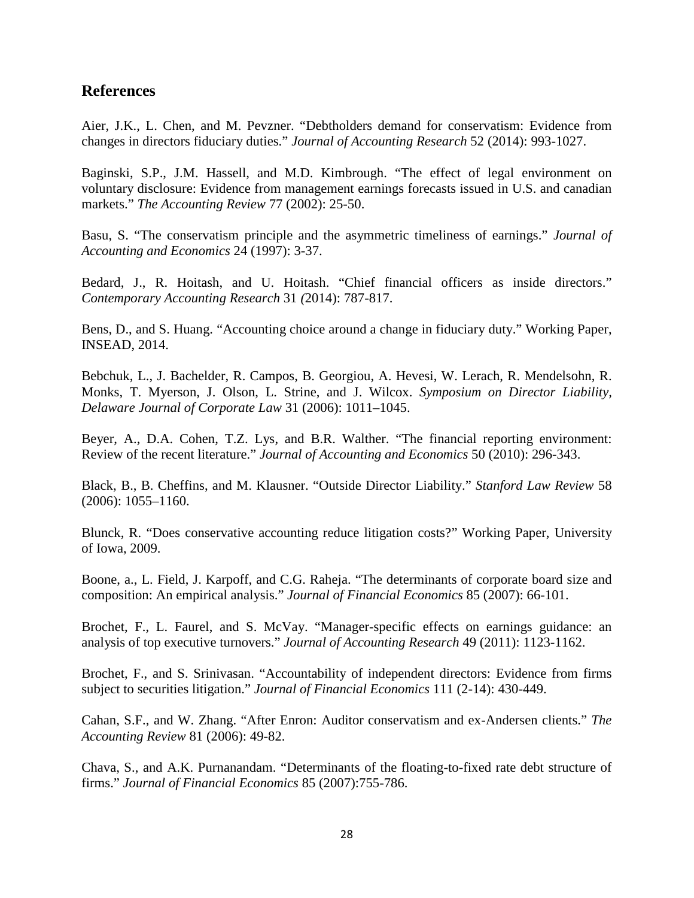## References

Aier, J.K., L. Chen, and M. Pevzner. "Debtholders demand for conservatism: Evidence from changes in directors fiduciary duties." *Journal of Accounting Research* 52 (2014): 993-1027.

Baginski, S.P., J.M. Hassell, and M.D. Kimbrough. "The effect of legal environment on voluntary disclosure: Evidence from management earnings forecasts issued in U.S. and canadian markets." *The Accounting Review* 77 (2002): 25-50.

Basu, S. "The conservatism principle and the asymmetric timeliness of earnings." *Journal of Accounting and Economics* 24 (1997): 3-37.

Bedard, J., R. Hoitash, and U. Hoitash. "Chief financial officers as inside directors." *Contemporary Accounting Research* 31 *(*2014): 787-817.

Bens, D., and S. Huang. "Accounting choice around a change in fiduciary duty." Working Paper, INSEAD, 2014.

Bebchuk, L., J. Bachelder, R. Campos, B. Georgiou, A. Hevesi, W. Lerach, R. Mendelsohn, R. Monks, T. Myerson, J. Olson, L. Strine, and J. Wilcox. *Symposium on Director Liability, Delaware Journal of Corporate Law* 31 (2006): 1011–1045.

Beyer, A., D.A. Cohen, T.Z. Lys, and B.R. Walther. "The financial reporting environment: Review of the recent literature." *Journal of Accounting and Economics* 50 (2010): 296-343.

Black, B., B. Cheffins, and M. Klausner. "Outside Director Liability." *Stanford Law Review* 58 (2006): 1055–1160.

Blunck, R. "Does conservative accounting reduce litigation costs?" Working Paper, University of Iowa, 2009.

Boone, a., L. Field, J. Karpoff, and C.G. Raheja. "The determinants of corporate board size and composition: An empirical analysis." *Journal of Financial Economics* 85 (2007): 66-101.

Brochet, F., L. Faurel, and S. McVay. "Manager-specific effects on earnings guidance: an analysis of top executive turnovers." *Journal of Accounting Research* 49 (2011): 1123-1162.

Brochet, F., and S. Srinivasan. "Accountability of independent directors: Evidence from firms subject to securities litigation." *Journal of Financial Economics* 111 (2-14): 430-449.

Cahan, S.F., and W. Zhang. "After Enron: Auditor conservatism and ex-Andersen clients." *The Accounting Review* 81 (2006): 49-82.

Chava, S., and A.K. Purnanandam. "Determinants of the floating-to-fixed rate debt structure of firms." *Journal of Financial Economics* 85 (2007):755-786.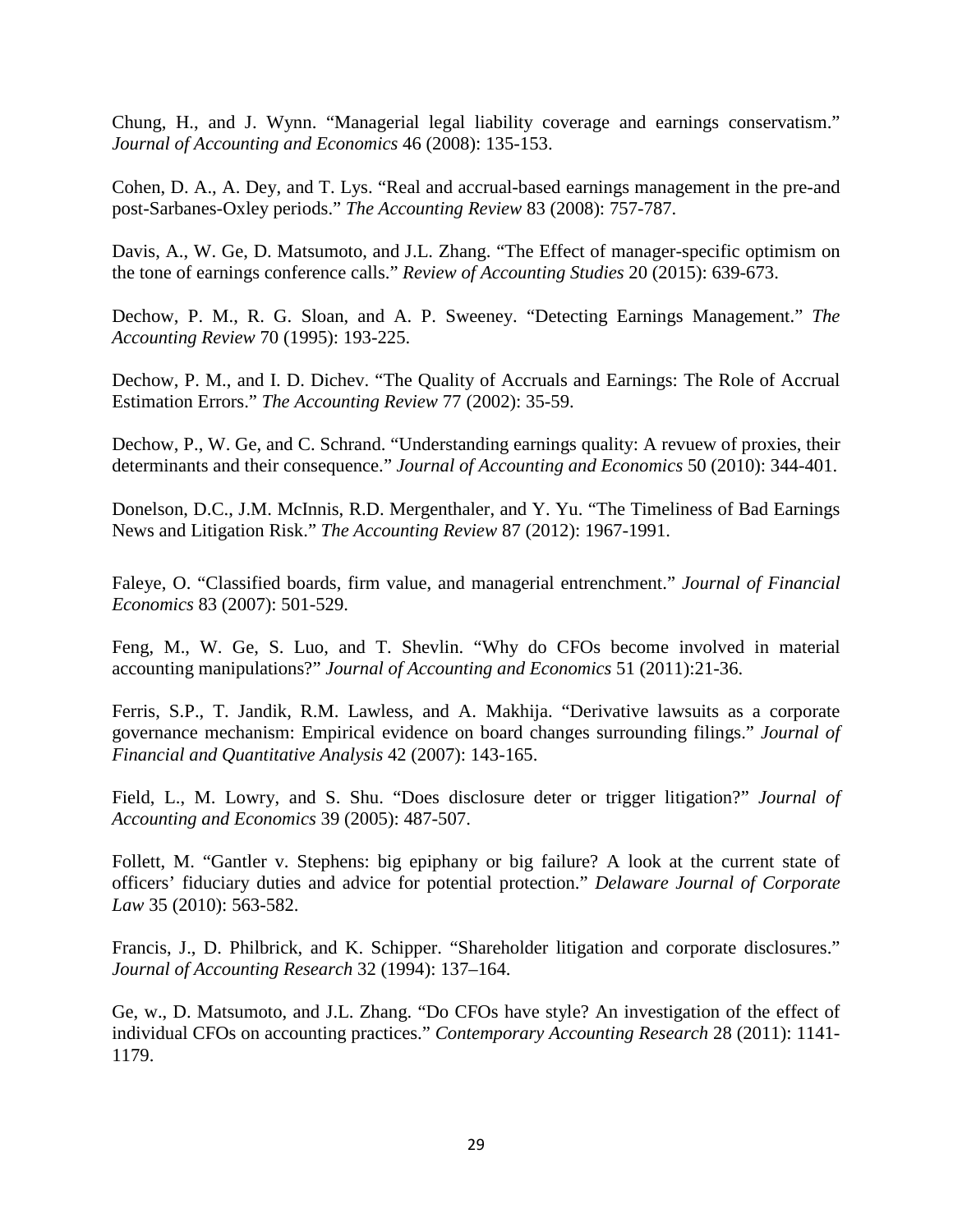Chung, H., and J. Wynn. "Managerial legal liability coverage and earnings conservatism." *Journal of Accounting and Economics* 46 (2008): 135-153.

Cohen, D. A., A. Dey, and T. Lys. "Real and accrual-based earnings management in the pre-and post-Sarbanes-Oxley periods." *The Accounting Review* 83 (2008): 757-787.

Davis, A., W. Ge, D. Matsumoto, and J.L. Zhang. "The Effect of manager-specific optimism on the tone of earnings conference calls." *Review of Accounting Studies* 20 (2015): 639-673.

Dechow, P. M., R. G. Sloan, and A. P. Sweeney. "Detecting Earnings Management." *The Accounting Review* 70 (1995): 193-225.

Dechow, P. M., and I. D. Dichev. "The Quality of Accruals and Earnings: The Role of Accrual Estimation Errors." *The Accounting Review* 77 (2002): 35-59.

Dechow, P., W. Ge, and C. Schrand. "Understanding earnings quality: A revuew of proxies, their determinants and their consequence." *Journal of Accounting and Economics* 50 (2010): 344-401.

Donelson, D.C., J.M. McInnis, R.D. Mergenthaler, and Y. Yu. "The Timeliness of Bad Earnings News and Litigation Risk." *The Accounting Review* 87 (2012): 1967-1991.

Faleye, O. "Classified boards, firm value, and managerial entrenchment." *Journal of Financial Economics* 83 (2007): 501-529.

Feng, M., W. Ge, S. Luo, and T. Shevlin. "Why do CFOs become involved in material accounting manipulations?" *Journal of Accounting and Economics* 51 (2011):21-36.

Ferris, S.P., T. Jandik, R.M. Lawless, and A. Makhija. "Derivative lawsuits as a corporate governance mechanism: Empirical evidence on board changes surrounding filings." *Journal of Financial and Quantitative Analysis* 42 (2007): 143-165.

Field, L., M. Lowry, and S. Shu. "Does disclosure deter or trigger litigation?" *Journal of Accounting and Economics* 39 (2005): 487-507.

Follett, M. "Gantler v. Stephens: big epiphany or big failure? A look at the current state of officers' fiduciary duties and advice for potential protection." *Delaware Journal of Corporate Law* 35 (2010): 563-582.

Francis, J., D. Philbrick, and K. Schipper. "Shareholder litigation and corporate disclosures." *Journal of Accounting Research* 32 (1994): 137–164.

Ge, w., D. Matsumoto, and J.L. Zhang. "Do CFOs have style? An investigation of the effect of individual CFOs on accounting practices." *Contemporary Accounting Research* 28 (2011): 1141-1179.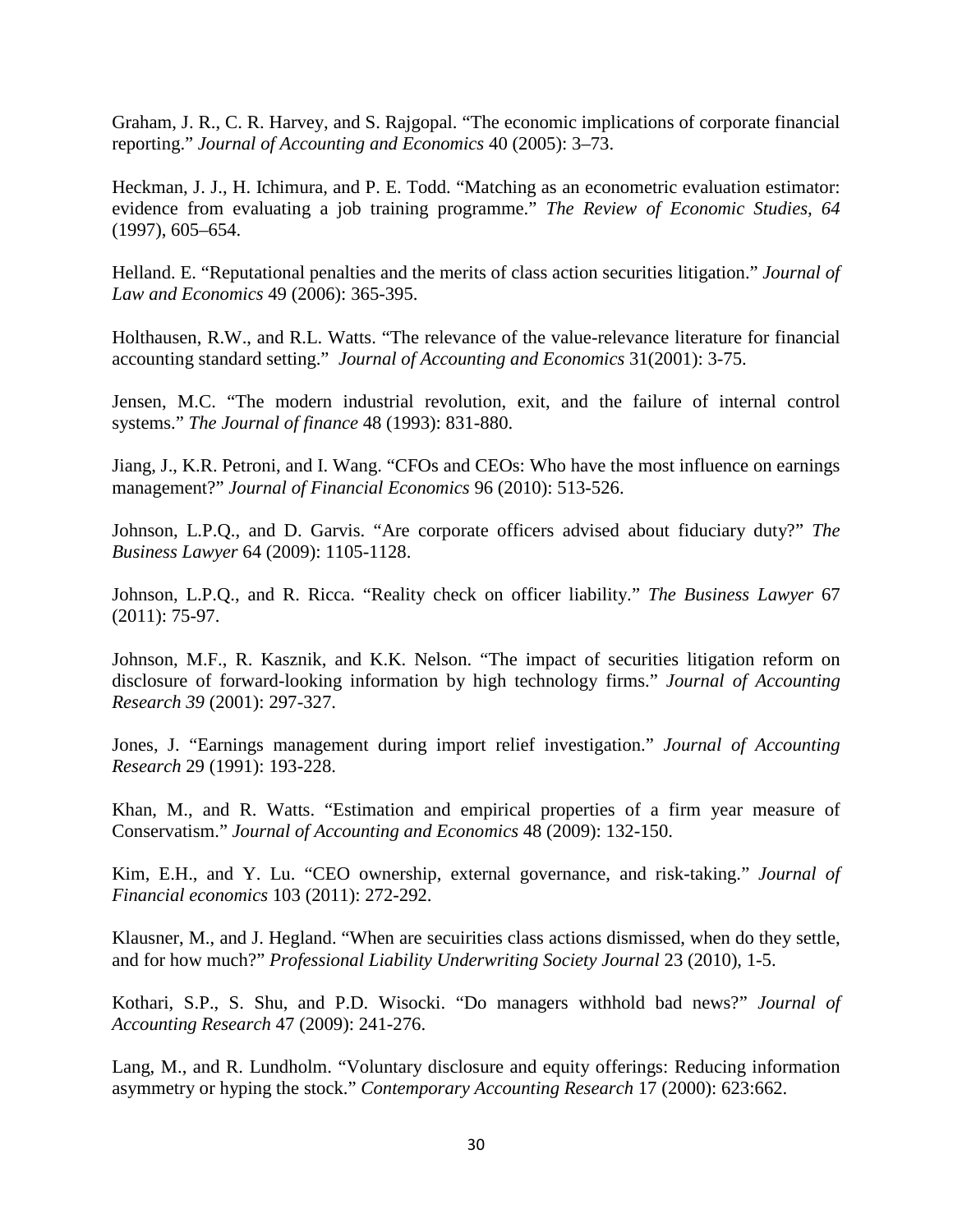Graham, J. R., C. R. Harvey, and S. Rajgopal. "The economic implications of corporate financial reporting." *Journal of Accounting and Economics* 40 (2005): 3–73.

Heckman, J. J., H. Ichimura, and P. E. Todd. "Matching as an econometric evaluation estimator: evidence from evaluating a job training programme." *The Review of Economic Studies*, *64* (1997), 605–654.

Helland. E. "Reputational penalties and the merits of class action securities litigation." *Journal of Law and Economics* 49 (2006): 365-395.

Holthausen, R.W., and R.L. Watts. "The relevance of the value-relevance literature for financial accounting standard setting." *Journal of Accounting and Economics* 31(2001): 3-75.

Jensen, M.C. "The modern industrial revolution, exit, and the failure of internal control systems." *The Journal of finance* 48 (1993): 831-880.

Jiang, J., K.R. Petroni, and I. Wang. "CFOs and CEOs: Who have the most influence on earnings management?" *Journal of Financial Economics* 96 (2010): 513-526.

Johnson, L.P.Q., and D. Garvis. "Are corporate officers advised about fiduciary duty?" *The Business Lawyer* 64 (2009): 1105-1128.

Johnson, L.P.Q., and R. Ricca. "Reality check on officer liability." *The Business Lawyer* 67 (2011): 75-97.

Johnson, M.F., R. Kasznik, and K.K. Nelson. "The impact of securities litigation reform on disclosure of forward-looking information by high technology firms." *Journal of Accounting Research 39* (2001): 297-327.

Jones, J. "Earnings management during import relief investigation." *Journal of Accounting Research* 29 (1991): 193-228.

Khan, M., and R. Watts. "Estimation and empirical properties of a firm year measure of Conservatism." *Journal of Accounting and Economics* 48 (2009): 132-150.

Kim, E.H., and Y. Lu. "CEO ownership, external governance, and risk-taking." *Journal of Financial economics* 103 (2011): 272-292.

Klausner, M., and J. Hegland. "When are secuirities class actions dismissed, when do they settle, and for how much?" *Professional Liability Underwriting Society Journal* 23 (2010), 1-5.

Kothari, S.P., S. Shu, and P.D. Wisocki. "Do managers withhold bad news?" *Journal of Accounting Research* 47 (2009): 241-276.

Lang, M., and R. Lundholm. "Voluntary disclosure and equity offerings: Reducing information asymmetry or hyping the stock." *Contemporary Accounting Research* 17 (2000): 623:662.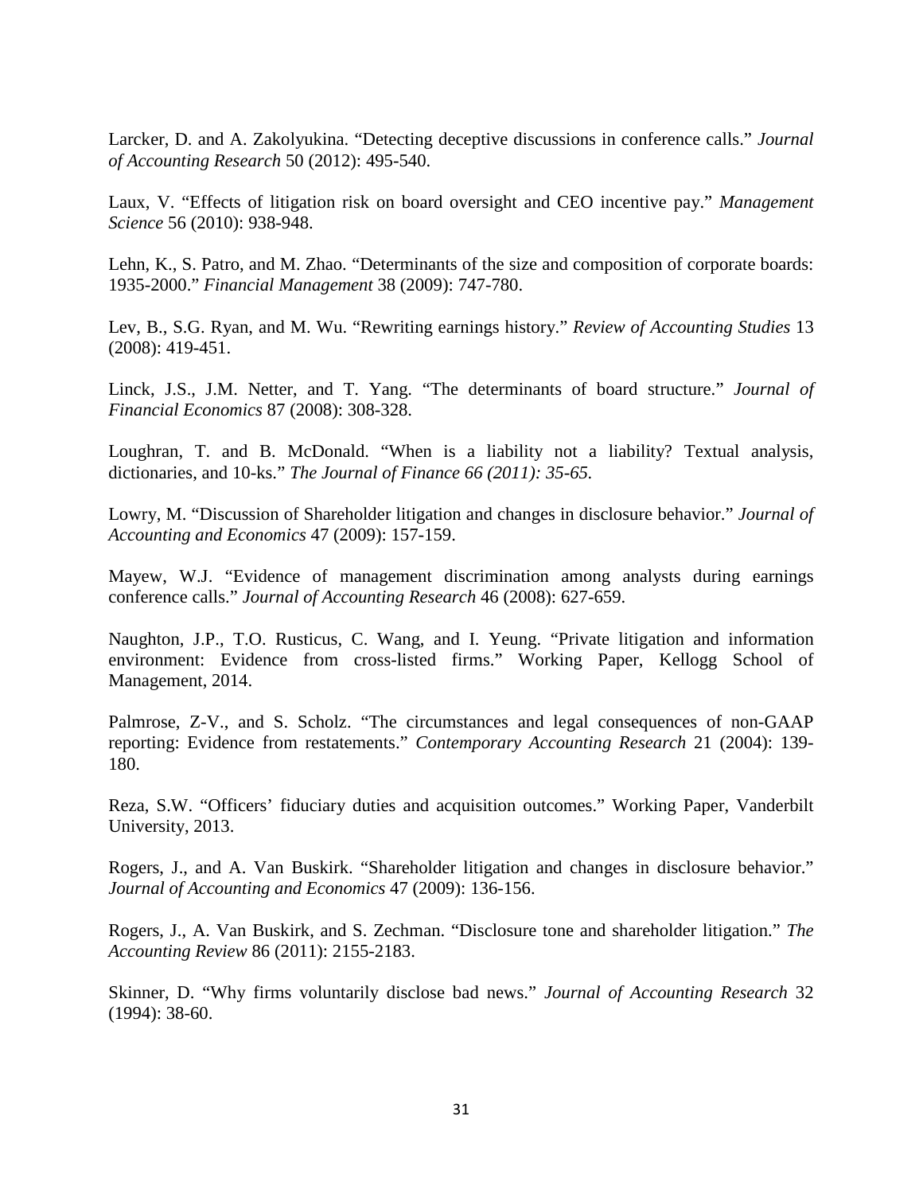Larcker, D. and A. Zakolyukina. "Detecting deceptive discussions in conference calls." *Journal of Accounting Research* 50 (2012): 495-540.

Laux, V. "Effects of litigation risk on board oversight and CEO incentive pay." *Management Science* 56 (2010): 938-948.

Lehn, K., S. Patro, and M. Zhao. "Determinants of the size and composition of corporate boards: 1935-2000." *Financial Management* 38 (2009): 747-780.

Lev, B., S.G. Ryan, and M. Wu. "Rewriting earnings history." *Review of Accounting Studies* 13 (2008): 419-451.

Linck, J.S., J.M. Netter, and T. Yang. "The determinants of board structure." *Journal of Financial Economics* 87 (2008): 308-328.

Loughran, T. and B. McDonald. "When is a liability not a liability? Textual analysis, dictionaries, and 10-ks." *The Journal of Finance 66 (2011): 35-65.*

Lowry, M. "Discussion of Shareholder litigation and changes in disclosure behavior." *Journal of Accounting and Economics* 47 (2009): 157-159.

Mayew, W.J. "Evidence of management discrimination among analysts during earnings conference calls." *Journal of Accounting Research* 46 (2008): 627-659.

Naughton, J.P., T.O. Rusticus, C. Wang, and I. Yeung. "Private litigation and information environment: Evidence from cross-listed firms." Working Paper, Kellogg School of Management, 2014.

Palmrose, Z-V., and S. Scholz. "The circumstances and legal consequences of non-GAAP reporting: Evidence from restatements." *Contemporary Accounting Research* 21 (2004): 139-180.

Reza, S.W. "Officers' fiduciary duties and acquisition outcomes." Working Paper, Vanderbilt University, 2013.

Rogers, J., and A. Van Buskirk. "Shareholder litigation and changes in disclosure behavior." *Journal of Accounting and Economics* 47 (2009): 136-156.

Rogers, J., A. Van Buskirk, and S. Zechman. "Disclosure tone and shareholder litigation." *The Accounting Review* 86 (2011): 2155-2183.

Skinner, D. "Why firms voluntarily disclose bad news." *Journal of Accounting Research* 32 (1994): 38-60.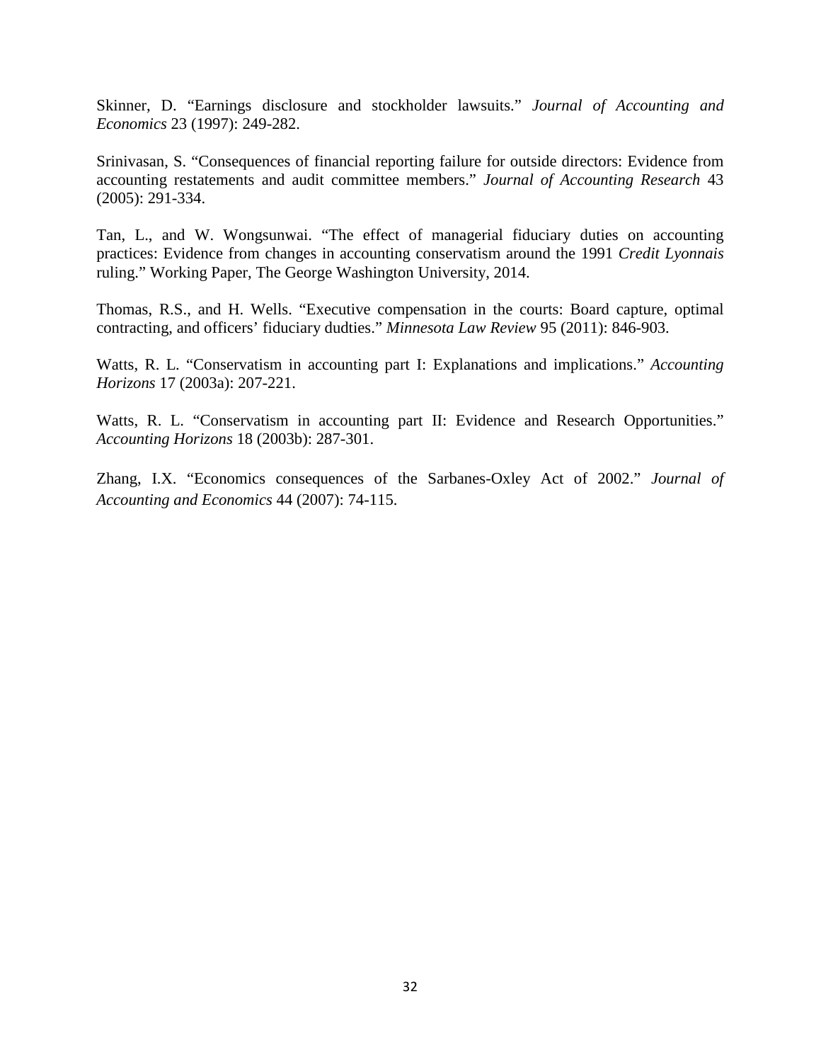Skinner, D. "Earnings disclosure and stockholder lawsuits." *Journal of Accounting and Economics* 23 (1997): 249-282.

Srinivasan, S. "Consequences of financial reporting failure for outside directors: Evidence from accounting restatements and audit committee members." *Journal of Accounting Research* 43 (2005): 291-334.

Tan, L., and W. Wongsunwai. "The effect of managerial fiduciary duties on accounting practices: Evidence from changes in accounting conservatism around the 1991 *Credit Lyonnais* ruling." Working Paper, The George Washington University, 2014.

Thomas, R.S., and H. Wells. "Executive compensation in the courts: Board capture, optimal contracting, and officers' fiduciary dudties." *Minnesota Law Review* 95 (2011): 846-903.

Watts, R. L. "Conservatism in accounting part I: Explanations and implications." *Accounting Horizons* 17 (2003a): 207-221.

Watts, R. L. "Conservatism in accounting part II: Evidence and Research Opportunities." *Accounting Horizons* 18 (2003b): 287-301.

Zhang, I.X. "Economics consequences of the Sarbanes-Oxley Act of 2002." *Journal of Accounting and Economics* 44 (2007): 74-115.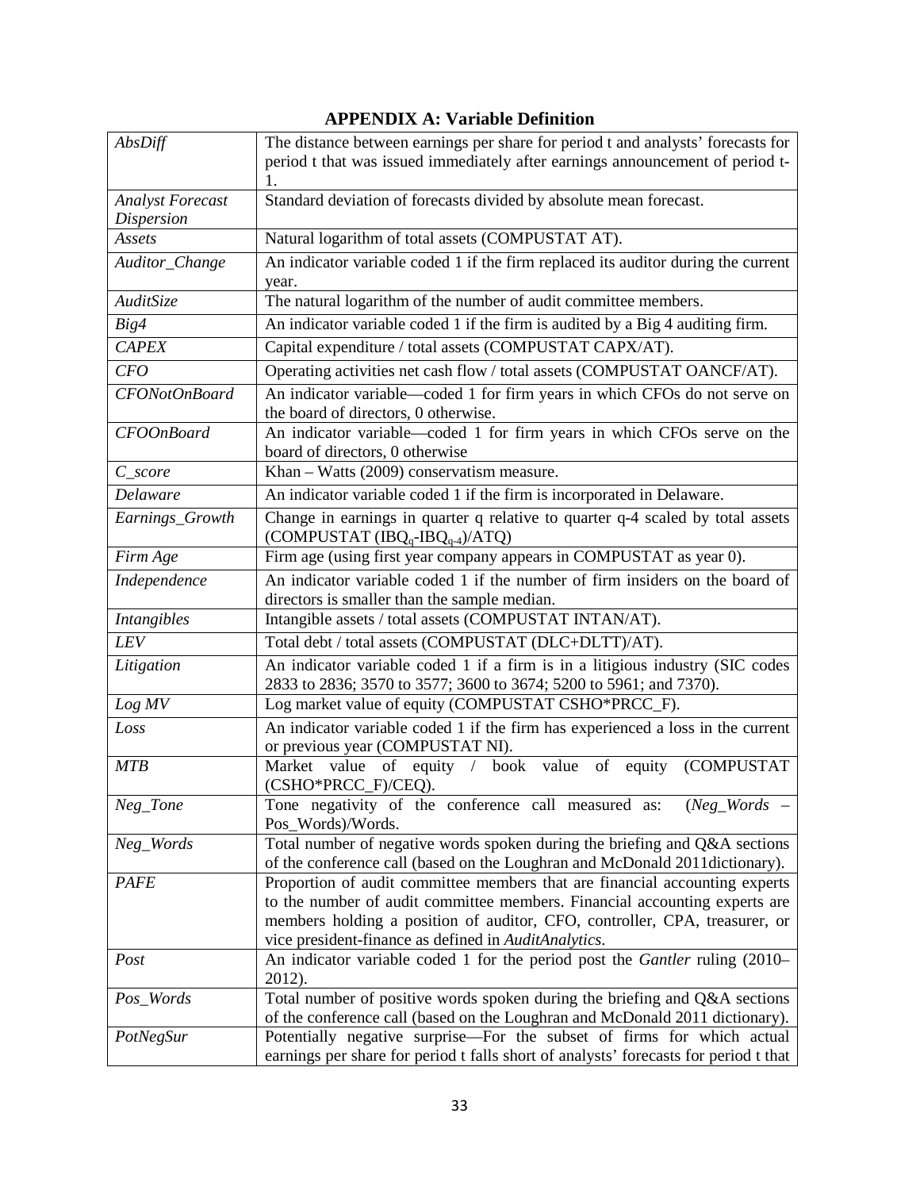## APPENDIX A: Variable Definition

| | |
|---|---|
| *AbsDiff* | The distance between earnings per share for period t and analysts' forecasts for period t that was issued immediately after earnings announcement of period t-1. |
| *Analyst Forecast Dispersion* | Standard deviation of forecasts divided by absolute mean forecast. |
| *Assets* | Natural logarithm of total assets (COMPUSTAT AT). |
| *Auditor_Change* | An indicator variable coded 1 if the firm replaced its auditor during the current year. |
| *AuditSize* | The natural logarithm of the number of audit committee members. |
| *Big4* | An indicator variable coded 1 if the firm is audited by a Big 4 auditing firm. |
| *CAPEX* | Capital expenditure / total assets (COMPUSTAT CAPX/AT). |
| *CFO* | Operating activities net cash flow / total assets (COMPUSTAT OANCF/AT). |
| *CFONotOnBoard* | An indicator variable—coded 1 for firm years in which CFOs do not serve on the board of directors, 0 otherwise. |
| *CFOOnBoard* | An indicator variable—coded 1 for firm years in which CFOs serve on the board of directors, 0 otherwise |
| *C_score* | Khan – Watts (2009) conservatism measure. |
| *Delaware* | An indicator variable coded 1 if the firm is incorporated in Delaware. |
| *Earnings_Growth* | Change in earnings in quarter q relative to quarter q-4 scaled by total assets (COMPUSTAT ($IBQ_q$-$IBQ_{q-4}$)/ATQ) |
| *Firm Age* | Firm age (using first year company appears in COMPUSTAT as year 0). |
| *Independence* | An indicator variable coded 1 if the number of firm insiders on the board of directors is smaller than the sample median. |
| *Intangibles* | Intangible assets / total assets (COMPUSTAT INTAN/AT). |
| *LEV* | Total debt / total assets (COMPUSTAT (DLC+DLTT)/AT). |
| *Litigation* | An indicator variable coded 1 if a firm is in a litigious industry (SIC codes 2833 to 2836; 3570 to 3577; 3600 to 3674; 5200 to 5961; and 7370). |
| *Log MV* | Log market value of equity (COMPUSTAT CSHO*PRCC_F). |
| *Loss* | An indicator variable coded 1 if the firm has experienced a loss in the current or previous year (COMPUSTAT NI). |
| *MTB* | Market value of equity / book value of equity (COMPUSTAT (CSHO*PRCC_F)/CEQ). |
| *Neg_Tone* | Tone negativity of the conference call measured as: (*Neg_Words* – Pos_Words)/Words. |
| *Neg_Words* | Total number of negative words spoken during the briefing and Q&A sections of the conference call (based on the Loughran and McDonald 2011dictionary). |
| *PAFE* | Proportion of audit committee members that are financial accounting experts to the number of audit committee members. Financial accounting experts are members holding a position of auditor, CFO, controller, CPA, treasurer, or vice president-finance as defined in *AuditAnalytics*. |
| *Post* | An indicator variable coded 1 for the period post the *Gantler* ruling (2010–2012). |
| *Pos_Words* | Total number of positive words spoken during the briefing and Q&A sections of the conference call (based on the Loughran and McDonald 2011 dictionary). |
| *PotNegSur* | Potentially negative surprise—For the subset of firms for which actual earnings per share for period t falls short of analysts' forecasts for period t that |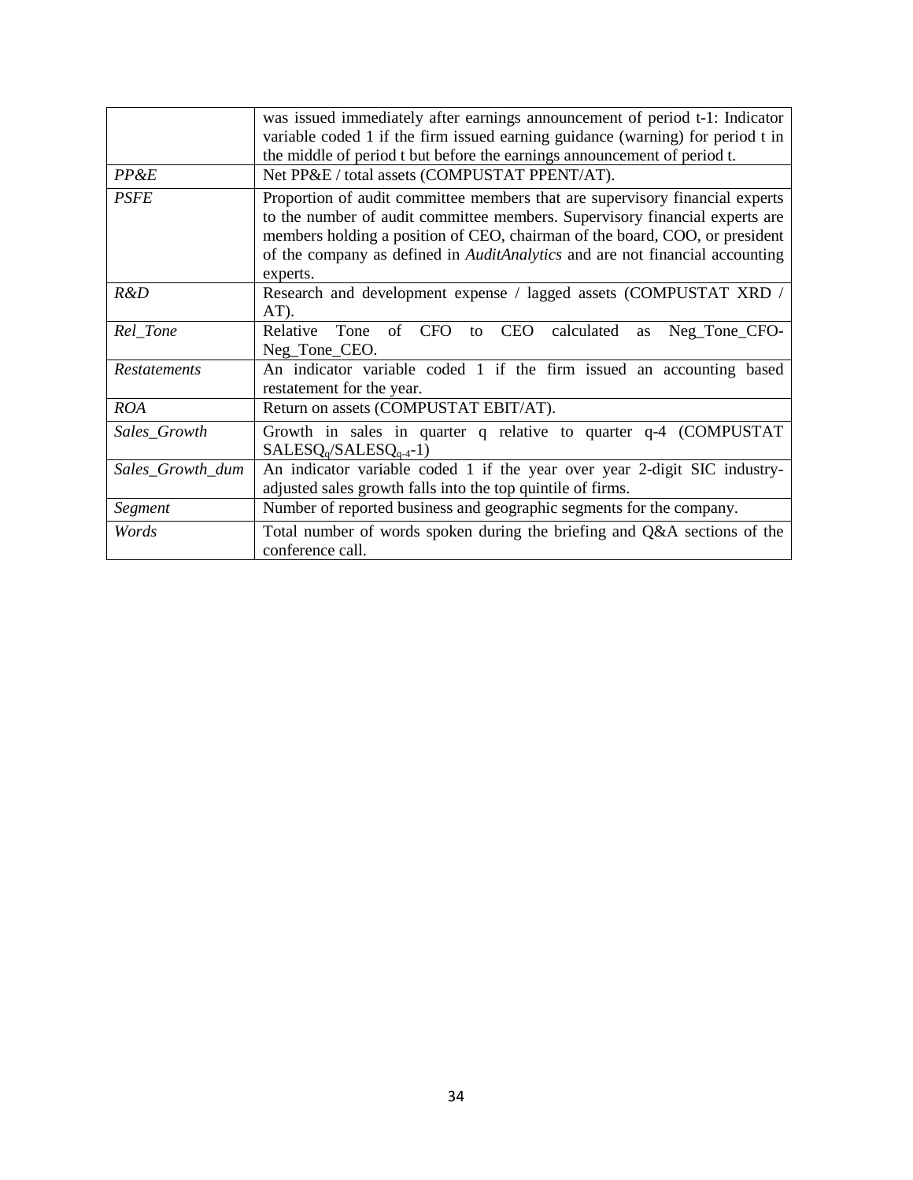| | |
|---|---|
| | was issued immediately after earnings announcement of period t-1: Indicator variable coded 1 if the firm issued earning guidance (warning) for period t in the middle of period t but before the earnings announcement of period t. |
| *PP&E* | Net PP&E / total assets (COMPUSTAT PPENT/AT). |
| *PSFE* | Proportion of audit committee members that are supervisory financial experts to the number of audit committee members. Supervisory financial experts are members holding a position of CEO, chairman of the board, COO, or president of the company as defined in *AuditAnalytics* and are not financial accounting experts. |
| *R&D* | Research and development expense / lagged assets (COMPUSTAT XRD / AT). |
| *Rel_Tone* | Relative Tone of CFO to CEO calculated as Neg_Tone_CFO-Neg_Tone_CEO. |
| *Restatements* | An indicator variable coded 1 if the firm issued an accounting based restatement for the year. |
| *ROA* | Return on assets (COMPUSTAT EBIT/AT). |
| *Sales_Growth* | Growth in sales in quarter q relative to quarter q-4 (COMPUSTAT $SALESQ_q/SALESQ_{q-4}$-1) |
| *Sales_Growth_dum* | An indicator variable coded 1 if the year over year 2-digit SIC industry-adjusted sales growth falls into the top quintile of firms. |
| *Segment* | Number of reported business and geographic segments for the company. |
| *Words* | Total number of words spoken during the briefing and Q&A sections of the conference call. |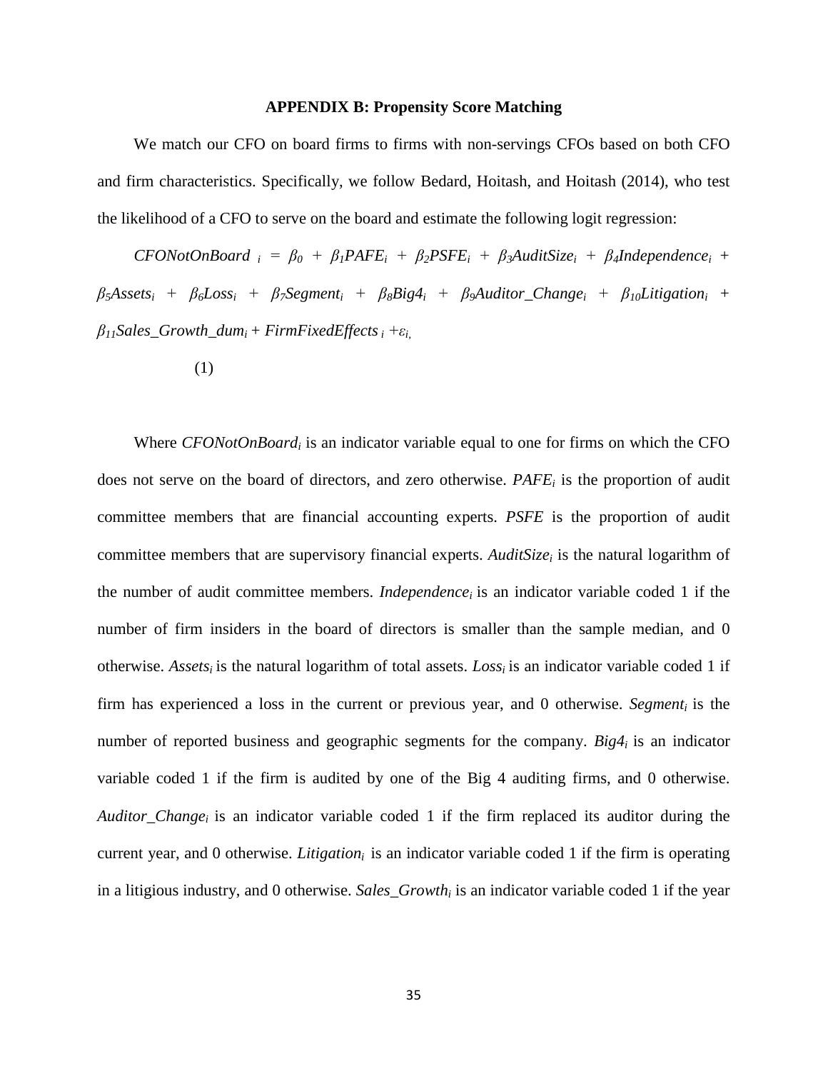## APPENDIX B: Propensity Score Matching

We match our CFO on board firms to firms with non-servings CFOs based on both CFO and firm characteristics. Specifically, we follow Bedard, Hoitash, and Hoitash (2014), who test the likelihood of a CFO to serve on the board and estimate the following logit regression:

$$CFONotOnBoard_i = \beta_0 + \beta_1 PAFE_i + \beta_2 PSFE_i + \beta_3 AuditSize_i + \beta_4 Independence_i + \beta_5 Assets_i + \beta_6 Loss_i + \beta_7 Segment_i + \beta_8 Big4_i + \beta_9 Auditor\_Change_i + \beta_{10} Litigation_i + \beta_{11} Sales\_Growth\_dum_i + FirmFixedEffects_i + \varepsilon_{i,} \quad (1)$$

Where $CFONotOnBoard_i$ is an indicator variable equal to one for firms on which the CFO does not serve on the board of directors, and zero otherwise. $PAFE_i$ is the proportion of audit committee members that are financial accounting experts. *PSFE* is the proportion of audit committee members that are supervisory financial experts. $AuditSize_i$ is the natural logarithm of the number of audit committee members. $Independence_i$ is an indicator variable coded 1 if the number of firm insiders in the board of directors is smaller than the sample median, and 0 otherwise. $Assets_i$ is the natural logarithm of total assets. $Loss_i$ is an indicator variable coded 1 if firm has experienced a loss in the current or previous year, and 0 otherwise. $Segment_i$ is the number of reported business and geographic segments for the company. $Big4_i$ is an indicator variable coded 1 if the firm is audited by one of the Big 4 auditing firms, and 0 otherwise. $Auditor\_Change_i$ is an indicator variable coded 1 if the firm replaced its auditor during the current year, and 0 otherwise. $Litigation_i$ is an indicator variable coded 1 if the firm is operating in a litigious industry, and 0 otherwise. $Sales\_Growth_i$ is an indicator variable coded 1 if the year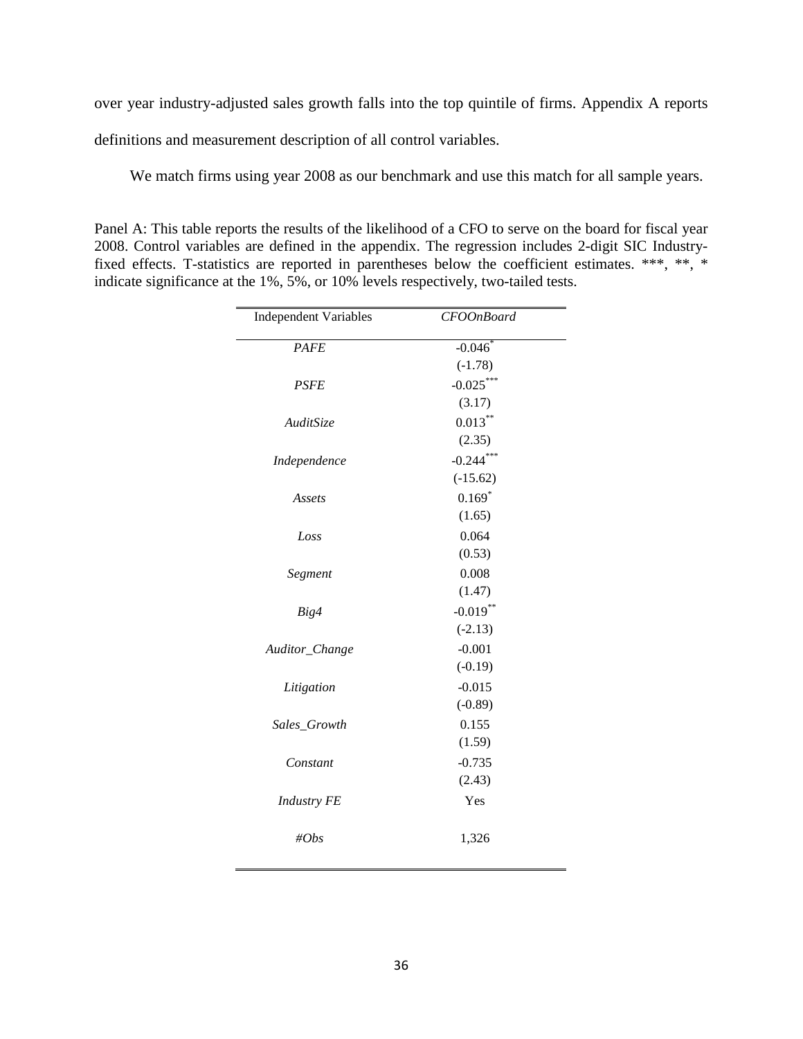over year industry-adjusted sales growth falls into the top quintile of firms. Appendix A reports definitions and measurement description of all control variables.

We match firms using year 2008 as our benchmark and use this match for all sample years.

Panel A: This table reports the results of the likelihood of a CFO to serve on the board for fiscal year 2008. Control variables are defined in the appendix. The regression includes 2-digit SIC Industry-fixed effects. T-statistics are reported in parentheses below the coefficient estimates. ***, **, * indicate significance at the 1%, 5%, or 10% levels respectively, two-tailed tests.

| Independent Variables | *CFOOnBoard* |
|---|---|
| *PAFE* | -0.046* |
| | (-1.78) |
| *PSFE* | -0.025*** |
| | (3.17) |
| *AuditSize* | 0.013** |
| | (2.35) |
| *Independence* | -0.244*** |
| | (-15.62) |
| *Assets* | 0.169* |
| | (1.65) |
| *Loss* | 0.064 |
| | (0.53) |
| *Segment* | 0.008 |
| | (1.47) |
| *Big4* | -0.019** |
| | (-2.13) |
| *Auditor_Change* | -0.001 |
| | (-0.19) |
| *Litigation* | -0.015 |
| | (-0.89) |
| *Sales_Growth* | 0.155 |
| | (1.59) |
| *Constant* | -0.735 |
| | (2.43) |
| *Industry FE* | Yes |
| *#Obs* | 1,326 |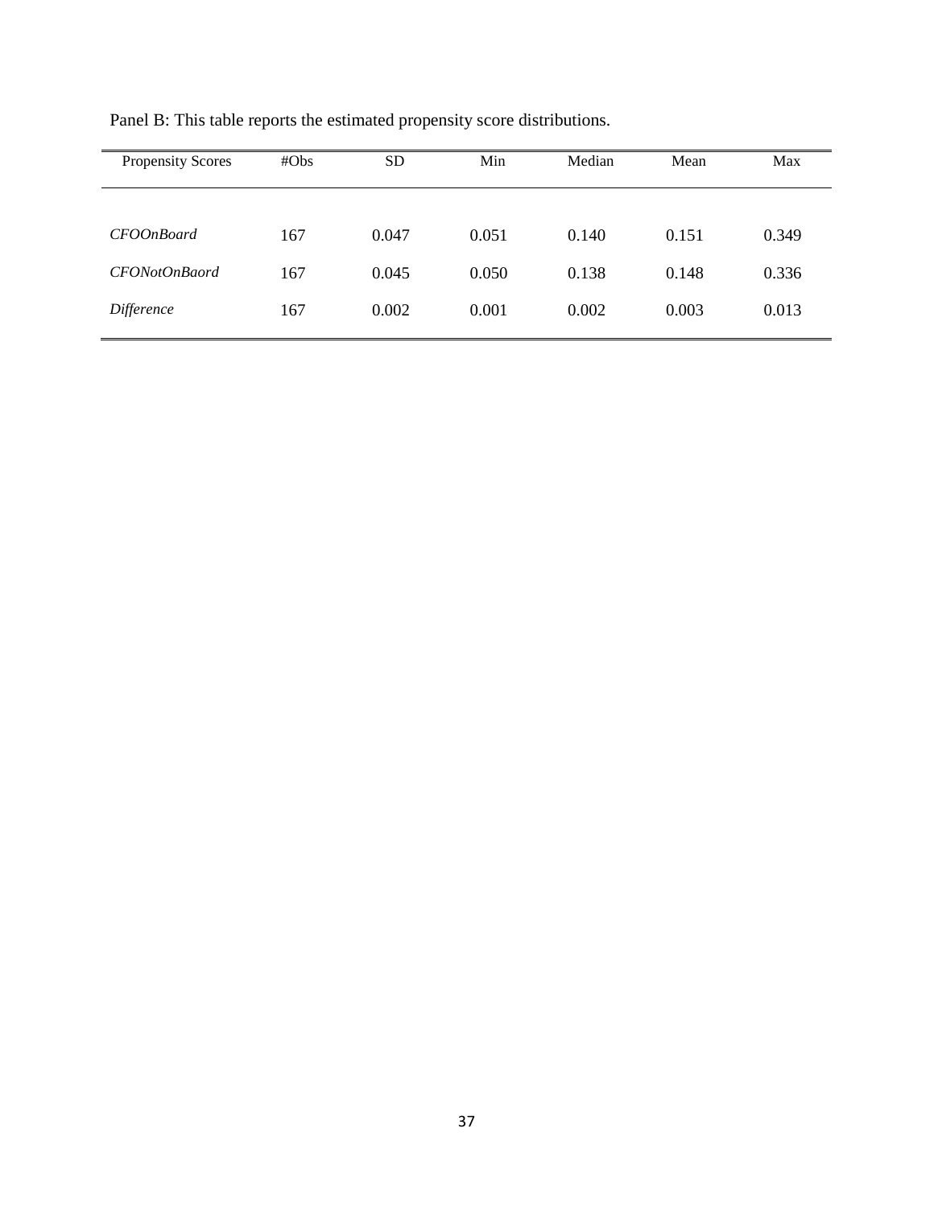Panel B: This table reports the estimated propensity score distributions.

| Propensity Scores | #Obs | SD | Min | Median | Mean | Max |
|---|---|---|---|---|---|---|
| *CFOOnBoard* | 167 | 0.047 | 0.051 | 0.140 | 0.151 | 0.349 |
| *CFONotOnBaord* | 167 | 0.045 | 0.050 | 0.138 | 0.148 | 0.336 |
| *Difference* | 167 | 0.002 | 0.001 | 0.002 | 0.003 | 0.013 |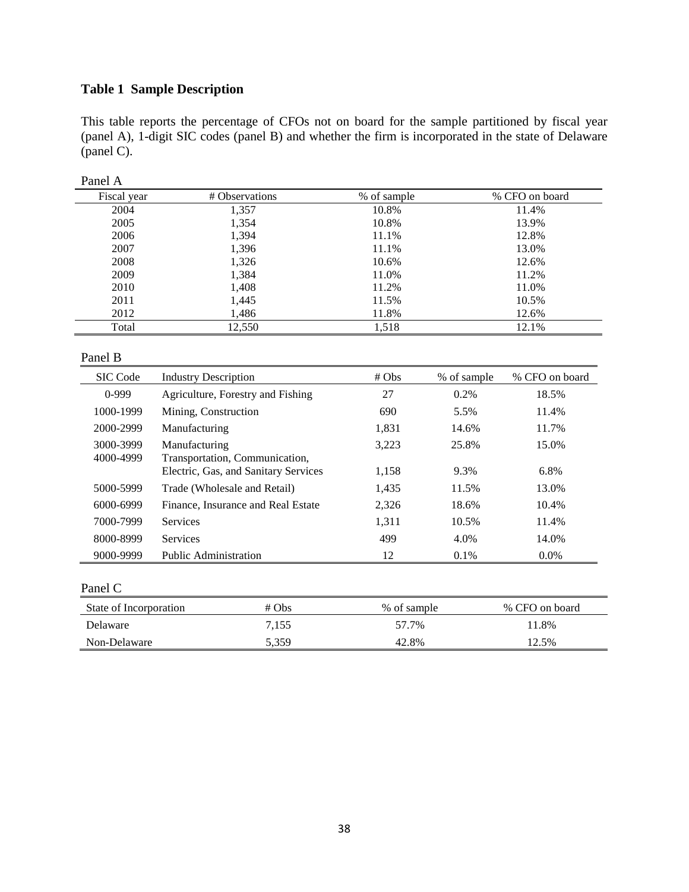**Table 1 Sample Description**

This table reports the percentage of CFOs not on board for the sample partitioned by fiscal year (panel A), 1-digit SIC codes (panel B) and whether the firm is incorporated in the state of Delaware (panel C).

Panel A

| Fiscal year | # Observations | % of sample | % CFO on board |
|---|---|---|---|
| 2004 | 1,357 | 10.8% | 11.4% |
| 2005 | 1,354 | 10.8% | 13.9% |
| 2006 | 1,394 | 11.1% | 12.8% |
| 2007 | 1,396 | 11.1% | 13.0% |
| 2008 | 1,326 | 10.6% | 12.6% |
| 2009 | 1,384 | 11.0% | 11.2% |
| 2010 | 1,408 | 11.2% | 11.0% |
| 2011 | 1,445 | 11.5% | 10.5% |
| 2012 | 1,486 | 11.8% | 12.6% |
| Total | 12,550 | 1,518 | 12.1% |

Panel B

| SIC Code | Industry Description | # Obs | % of sample | % CFO on board |
|---|---|---|---|---|
| 0-999 | Agriculture, Forestry and Fishing | 27 | 0.2% | 18.5% |
| 1000-1999 | Mining, Construction | 690 | 5.5% | 11.4% |
| 2000-2999 | Manufacturing | 1,831 | 14.6% | 11.7% |
| 3000-3999 | Manufacturing | 3,223 | 25.8% | 15.0% |
| 4000-4999 | Transportation, Communication, Electric, Gas, and Sanitary Services | 1,158 | 9.3% | 6.8% |
| 5000-5999 | Trade (Wholesale and Retail) | 1,435 | 11.5% | 13.0% |
| 6000-6999 | Finance, Insurance and Real Estate | 2,326 | 18.6% | 10.4% |
| 7000-7999 | Services | 1,311 | 10.5% | 11.4% |
| 8000-8999 | Services | 499 | 4.0% | 14.0% |
| 9000-9999 | Public Administration | 12 | 0.1% | 0.0% |

Panel C

| State of Incorporation | # Obs | % of sample | % CFO on board |
|---|---|---|---|
| Delaware | 7,155 | 57.7% | 11.8% |
| Non-Delaware | 5,359 | 42.8% | 12.5% |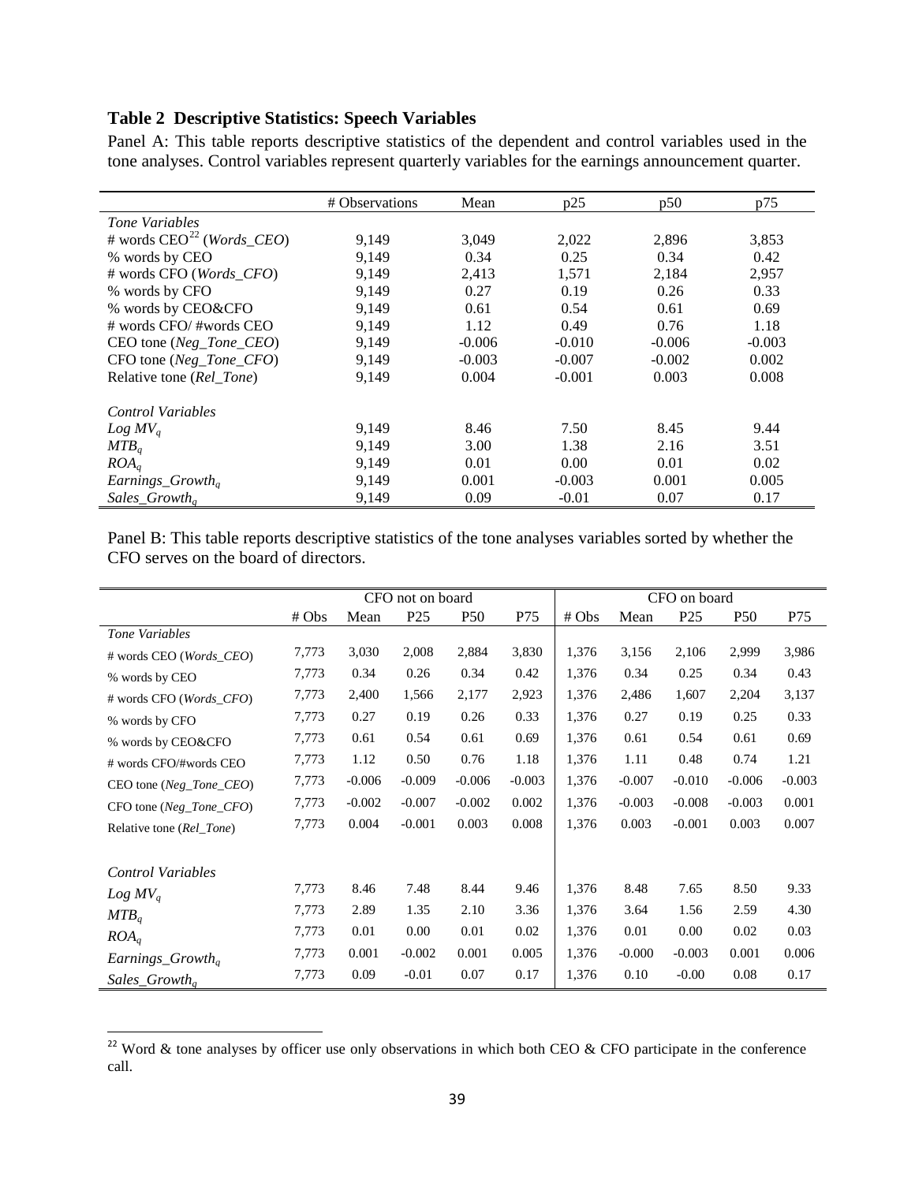### Table 2 Descriptive Statistics: Speech Variables

Panel A: This table reports descriptive statistics of the dependent and control variables used in the tone analyses. Control variables represent quarterly variables for the earnings announcement quarter.

| | # Observations | Mean | p25 | p50 | p75 |
|---|---|---|---|---|---|
| *Tone Variables* | | | | | |
| # words CEO[22] (*Words_CEO*) | 9,149 | 3,049 | 2,022 | 2,896 | 3,853 |
| % words by CEO | 9,149 | 0.34 | 0.25 | 0.34 | 0.42 |
| # words CFO (*Words_CFO*) | 9,149 | 2,413 | 1,571 | 2,184 | 2,957 |
| % words by CFO | 9,149 | 0.27 | 0.19 | 0.26 | 0.33 |
| % words by CEO&CFO | 9,149 | 0.61 | 0.54 | 0.61 | 0.69 |
| # words CFO/ #words CEO | 9,149 | 1.12 | 0.49 | 0.76 | 1.18 |
| CEO tone (*Neg_Tone_CEO*) | 9,149 | -0.006 | -0.010 | -0.006 | -0.003 |
| CFO tone (*Neg_Tone_CFO*) | 9,149 | -0.003 | -0.007 | -0.002 | 0.002 |
| Relative tone (*Rel_Tone*) | 9,149 | 0.004 | -0.001 | 0.003 | 0.008 |
| | | | | | |
| *Control Variables* | | | | | |
| $Log\ MV_q$ | 9,149 | 8.46 | 7.50 | 8.45 | 9.44 |
| $MTB_q$ | 9,149 | 3.00 | 1.38 | 2.16 | 3.51 |
| $ROA_q$ | 9,149 | 0.01 | 0.00 | 0.01 | 0.02 |
| $Earnings\_Growth_q$ | 9,149 | 0.001 | -0.003 | 0.001 | 0.005 |
| $Sales\_Growth_q$ | 9,149 | 0.09 | -0.01 | 0.07 | 0.17 |

Panel B: This table reports descriptive statistics of the tone analyses variables sorted by whether the CFO serves on the board of directors.

| | CFO not on board | | | | | CFO on board | | | | |
|---|---|---|---|---|---|---|---|---|---|---|
| | # Obs | Mean | P25 | P50 | P75 | # Obs | Mean | P25 | P50 | P75 |
| *Tone Variables* | | | | | | | | | | |
| # words CEO (*Words_CEO*) | 7,773 | 3,030 | 2,008 | 2,884 | 3,830 | 1,376 | 3,156 | 2,106 | 2,999 | 3,986 |
| % words by CEO | 7,773 | 0.34 | 0.26 | 0.34 | 0.42 | 1,376 | 0.34 | 0.25 | 0.34 | 0.43 |
| # words CFO (*Words_CFO*) | 7,773 | 2,400 | 1,566 | 2,177 | 2,923 | 1,376 | 2,486 | 1,607 | 2,204 | 3,137 |
| % words by CFO | 7,773 | 0.27 | 0.19 | 0.26 | 0.33 | 1,376 | 0.27 | 0.19 | 0.25 | 0.33 |
| % words by CEO&CFO | 7,773 | 0.61 | 0.54 | 0.61 | 0.69 | 1,376 | 0.61 | 0.54 | 0.61 | 0.69 |
| # words CFO/#words CEO | 7,773 | 1.12 | 0.50 | 0.76 | 1.18 | 1,376 | 1.11 | 0.48 | 0.74 | 1.21 |
| CEO tone (*Neg_Tone_CEO*) | 7,773 | -0.006 | -0.009 | -0.006 | -0.003 | 1,376 | -0.007 | -0.010 | -0.006 | -0.003 |
| CFO tone (*Neg_Tone_CFO*) | 7,773 | -0.002 | -0.007 | -0.002 | 0.002 | 1,376 | -0.003 | -0.008 | -0.003 | 0.001 |
| Relative tone (*Rel_Tone*) | 7,773 | 0.004 | -0.001 | 0.003 | 0.008 | 1,376 | 0.003 | -0.001 | 0.003 | 0.007 |
| | | | | | | | | | | |
| *Control Variables* | | | | | | | | | | |
| $Log\ MV_q$ | 7,773 | 8.46 | 7.48 | 8.44 | 9.46 | 1,376 | 8.48 | 7.65 | 8.50 | 9.33 |
| $MTB_q$ | 7,773 | 2.89 | 1.35 | 2.10 | 3.36 | 1,376 | 3.64 | 1.56 | 2.59 | 4.30 |
| $ROA_q$ | 7,773 | 0.01 | 0.00 | 0.01 | 0.02 | 1,376 | 0.01 | 0.00 | 0.02 | 0.03 |
| $Earnings\_Growth_q$ | 7,773 | 0.001 | -0.002 | 0.001 | 0.005 | 1,376 | -0.000 | -0.003 | 0.001 | 0.006 |
| $Sales\_Growth_q$ | 7,773 | 0.09 | -0.01 | 0.07 | 0.17 | 1,376 | 0.10 | -0.00 | 0.08 | 0.17 |

[22] Word & tone analyses by officer use only observations in which both CEO & CFO participate in the conference call.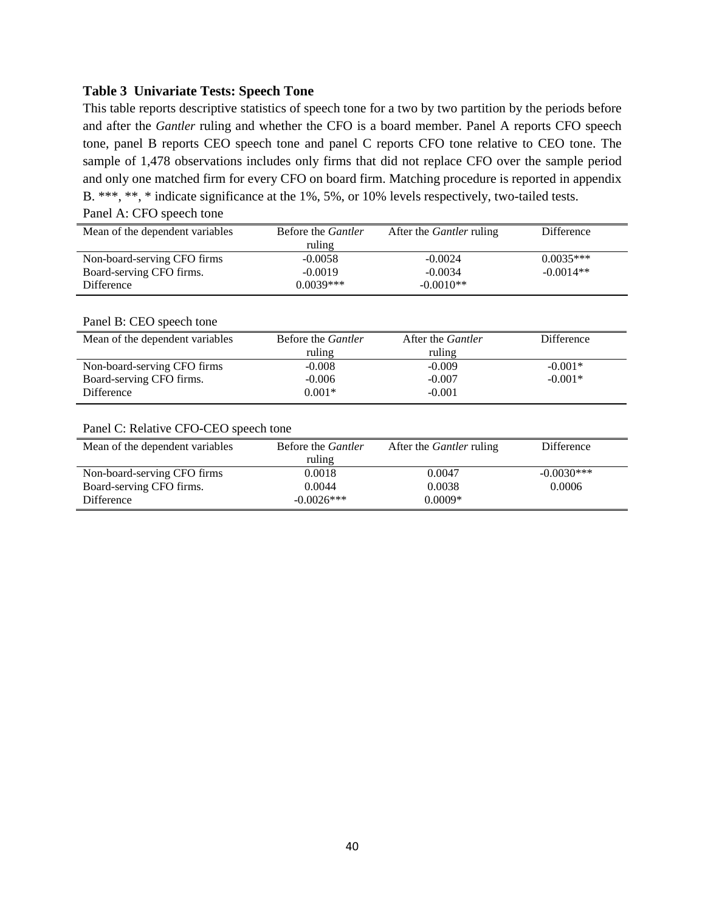**Table 3 Univariate Tests: Speech Tone**

This table reports descriptive statistics of speech tone for a two by two partition by the periods before and after the *Gantler* ruling and whether the CFO is a board member. Panel A reports CFO speech tone, panel B reports CEO speech tone and panel C reports CFO tone relative to CEO tone. The sample of 1,478 observations includes only firms that did not replace CFO over the sample period and only one matched firm for every CFO on board firm. Matching procedure is reported in appendix B. ***, **, * indicate significance at the 1%, 5%, or 10% levels respectively, two-tailed tests.

Panel A: CFO speech tone

| Mean of the dependent variables | Before the *Gantler* ruling | After the *Gantler* ruling | Difference |
|---|---|---|---|
| Non-board-serving CFO firms | -0.0058 | -0.0024 | 0.0035*** |
| Board-serving CFO firms. | -0.0019 | -0.0034 | -0.0014** |
| Difference | 0.0039*** | -0.0010** | |

Panel B: CEO speech tone

| Mean of the dependent variables | Before the *Gantler* ruling | After the *Gantler* ruling | Difference |
|---|---|---|---|
| Non-board-serving CFO firms | -0.008 | -0.009 | -0.001* |
| Board-serving CFO firms. | -0.006 | -0.007 | -0.001* |
| Difference | 0.001* | -0.001 | |

Panel C: Relative CFO-CEO speech tone

| Mean of the dependent variables | Before the *Gantler* ruling | After the *Gantler* ruling | Difference |
|---|---|---|---|
| Non-board-serving CFO firms | 0.0018 | 0.0047 | -0.0030*** |
| Board-serving CFO firms. | 0.0044 | 0.0038 | 0.0006 |
| Difference | -0.0026*** | 0.0009* | |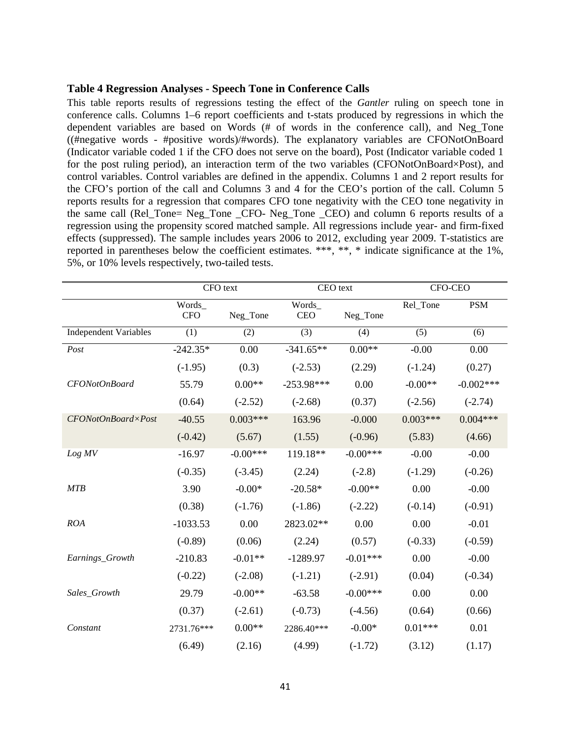**Table 4 Regression Analyses - Speech Tone in Conference Calls**

This table reports results of regressions testing the effect of the *Gantler* ruling on speech tone in conference calls. Columns 1–6 report coefficients and t-stats produced by regressions in which the dependent variables are based on Words (# of words in the conference call), and Neg_Tone ((#negative words - #positive words)/#words). The explanatory variables are CFONotOnBoard (Indicator variable coded 1 if the CFO does not serve on the board), Post (Indicator variable coded 1 for the post ruling period), an interaction term of the two variables (CFONotOnBoard×Post), and control variables. Control variables are defined in the appendix. Columns 1 and 2 report results for the CFO's portion of the call and Columns 3 and 4 for the CEO's portion of the call. Column 5 reports results for a regression that compares CFO tone negativity with the CEO tone negativity in the same call (Rel_Tone= Neg_Tone _CFO- Neg_Tone _CEO) and column 6 reports results of a regression using the propensity scored matched sample. All regressions include year- and firm-fixed effects (suppressed). The sample includes years 2006 to 2012, excluding year 2009. T-statistics are reported in parentheses below the coefficient estimates. \*\*\*, \*\*, \* indicate significance at the 1%, 5%, or 10% levels respectively, two-tailed tests.

| | CFO text | | CEO text | | CFO-CEO | |
|---|---|---|---|---|---|---|
| | Words_CFO | Neg_Tone | Words_CEO | Neg_Tone | Rel_Tone | PSM |
| Independent Variables | (1) | (2) | (3) | (4) | (5) | (6) |
| *Post* | -242.35* | 0.00 | -341.65** | 0.00** | -0.00 | 0.00 |
| | (-1.95) | (0.3) | (-2.53) | (2.29) | (-1.24) | (0.27) |
| *CFONotOnBoard* | 55.79 | 0.00** | -253.98*** | 0.00 | -0.00** | -0.002*** |
| | (0.64) | (-2.52) | (-2.68) | (0.37) | (-2.56) | (-2.74) |
| *CFONotOnBoard×Post* | -40.55 | 0.003*** | 163.96 | -0.000 | 0.003*** | 0.004*** |
| | (-0.42) | (5.67) | (1.55) | (-0.96) | (5.83) | (4.66) |
| *Log MV* | -16.97 | -0.00*** | 119.18** | -0.00*** | -0.00 | -0.00 |
| | (-0.35) | (-3.45) | (2.24) | (-2.8) | (-1.29) | (-0.26) |
| *MTB* | 3.90 | -0.00* | -20.58* | -0.00** | 0.00 | -0.00 |
| | (0.38) | (-1.76) | (-1.86) | (-2.22) | (-0.14) | (-0.91) |
| *ROA* | -1033.53 | 0.00 | 2823.02** | 0.00 | 0.00 | -0.01 |
| | (-0.89) | (0.06) | (2.24) | (0.57) | (-0.33) | (-0.59) |
| *Earnings_Growth* | -210.83 | -0.01** | -1289.97 | -0.01*** | 0.00 | -0.00 |
| | (-0.22) | (-2.08) | (-1.21) | (-2.91) | (0.04) | (-0.34) |
| *Sales_Growth* | 29.79 | -0.00** | -63.58 | -0.00*** | 0.00 | 0.00 |
| | (0.37) | (-2.61) | (-0.73) | (-4.56) | (0.64) | (0.66) |
| *Constant* | 2731.76*** | 0.00** | 2286.40*** | -0.00* | 0.01*** | 0.01 |
| | (6.49) | (2.16) | (4.99) | (-1.72) | (3.12) | (1.17) |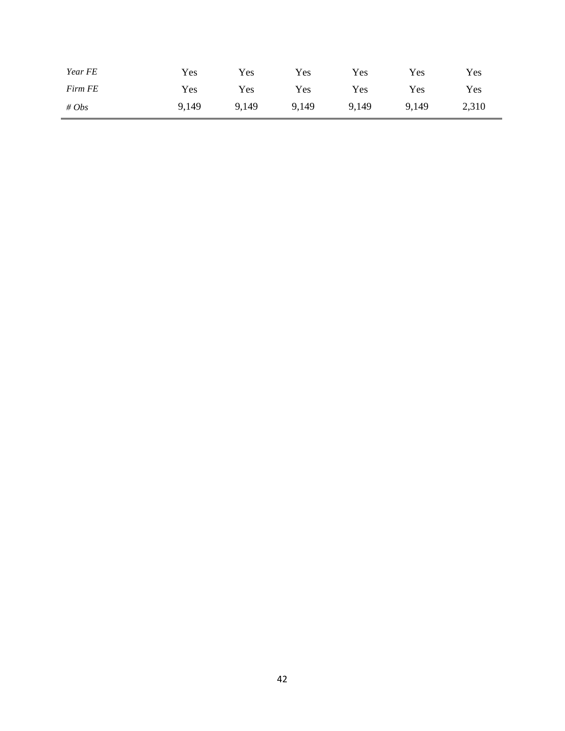| | | | | | | |
|---|---|---|---|---|---|---|
| *Year FE* | Yes | Yes | Yes | Yes | Yes | Yes |
| *Firm FE* | Yes | Yes | Yes | Yes | Yes | Yes |
| *# Obs* | 9,149 | 9,149 | 9,149 | 9,149 | 9,149 | 2,310 |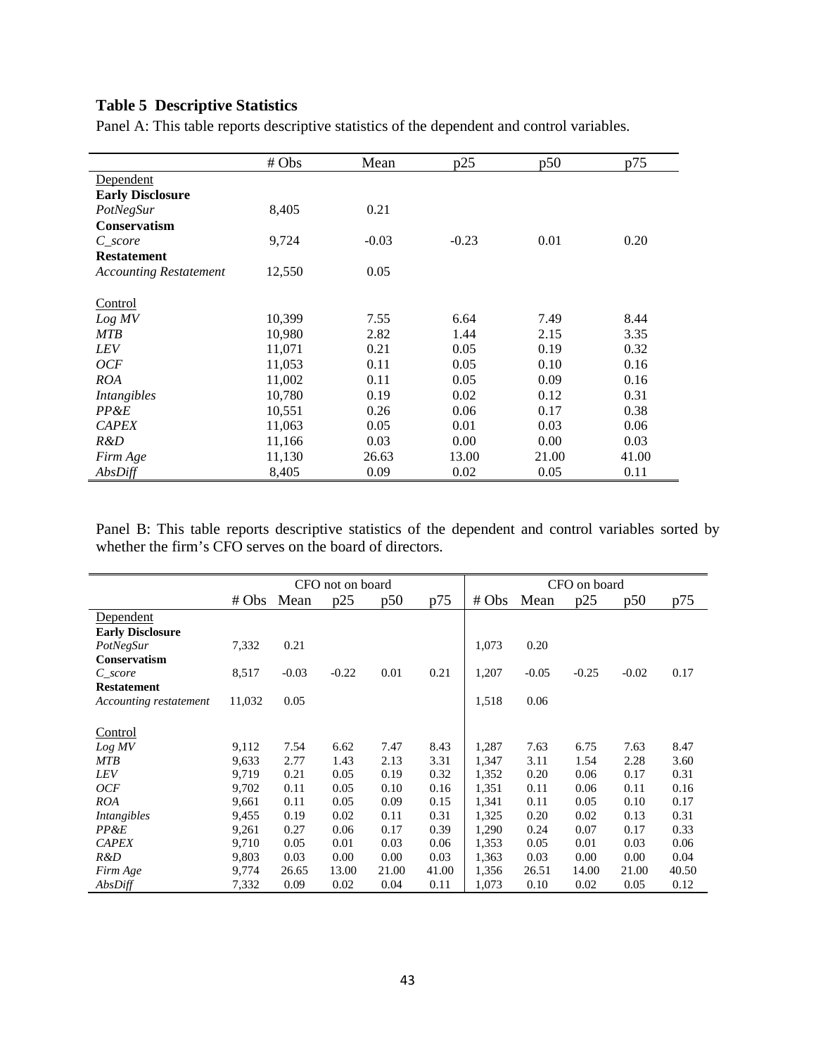**Table 5 Descriptive Statistics**

Panel A: This table reports descriptive statistics of the dependent and control variables.

| | # Obs | Mean | p25 | p50 | p75 |
|---|---|---|---|---|---|
| Dependent | | | | | |
| **Early Disclosure** | | | | | |
| *PotNegSur* | 8,405 | 0.21 | | | |
| **Conservatism** | | | | | |
| *C_score* | 9,724 | -0.03 | -0.23 | 0.01 | 0.20 |
| **Restatement** | | | | | |
| *Accounting Restatement* | 12,550 | 0.05 | | | |
| | | | | | |
| Control | | | | | |
| *Log MV* | 10,399 | 7.55 | 6.64 | 7.49 | 8.44 |
| *MTB* | 10,980 | 2.82 | 1.44 | 2.15 | 3.35 |
| *LEV* | 11,071 | 0.21 | 0.05 | 0.19 | 0.32 |
| *OCF* | 11,053 | 0.11 | 0.05 | 0.10 | 0.16 |
| *ROA* | 11,002 | 0.11 | 0.05 | 0.09 | 0.16 |
| *Intangibles* | 10,780 | 0.19 | 0.02 | 0.12 | 0.31 |
| *PP&E* | 10,551 | 0.26 | 0.06 | 0.17 | 0.38 |
| *CAPEX* | 11,063 | 0.05 | 0.01 | 0.03 | 0.06 |
| *R&D* | 11,166 | 0.03 | 0.00 | 0.00 | 0.03 |
| *Firm Age* | 11,130 | 26.63 | 13.00 | 21.00 | 41.00 |
| *AbsDiff* | 8,405 | 0.09 | 0.02 | 0.05 | 0.11 |

Panel B: This table reports descriptive statistics of the dependent and control variables sorted by whether the firm's CFO serves on the board of directors.

| | CFO not on board | | | | | CFO on board | | | | |
|---|---|---|---|---|---|---|---|---|---|---|
| | # Obs | Mean | p25 | p50 | p75 | # Obs | Mean | p25 | p50 | p75 |
| Dependent | | | | | | | | | | |
| **Early Disclosure** | | | | | | | | | | |
| *PotNegSur* | 7,332 | 0.21 | | | | 1,073 | 0.20 | | | |
| **Conservatism** | | | | | | | | | | |
| *C_score* | 8,517 | -0.03 | -0.22 | 0.01 | 0.21 | 1,207 | -0.05 | -0.25 | -0.02 | 0.17 |
| **Restatement** | | | | | | | | | | |
| *Accounting restatement* | 11,032 | 0.05 | | | | 1,518 | 0.06 | | | |
| | | | | | | | | | | |
| Control | | | | | | | | | | |
| *Log MV* | 9,112 | 7.54 | 6.62 | 7.47 | 8.43 | 1,287 | 7.63 | 6.75 | 7.63 | 8.47 |
| *MTB* | 9,633 | 2.77 | 1.43 | 2.13 | 3.31 | 1,347 | 3.11 | 1.54 | 2.28 | 3.60 |
| *LEV* | 9,719 | 0.21 | 0.05 | 0.19 | 0.32 | 1,352 | 0.20 | 0.06 | 0.17 | 0.31 |
| *OCF* | 9,702 | 0.11 | 0.05 | 0.10 | 0.16 | 1,351 | 0.11 | 0.06 | 0.11 | 0.16 |
| *ROA* | 9,661 | 0.11 | 0.05 | 0.09 | 0.15 | 1,341 | 0.11 | 0.05 | 0.10 | 0.17 |
| *Intangibles* | 9,455 | 0.19 | 0.02 | 0.11 | 0.31 | 1,325 | 0.20 | 0.02 | 0.13 | 0.31 |
| *PP&E* | 9,261 | 0.27 | 0.06 | 0.17 | 0.39 | 1,290 | 0.24 | 0.07 | 0.17 | 0.33 |
| *CAPEX* | 9,710 | 0.05 | 0.01 | 0.03 | 0.06 | 1,353 | 0.05 | 0.01 | 0.03 | 0.06 |
| *R&D* | 9,803 | 0.03 | 0.00 | 0.00 | 0.03 | 1,363 | 0.03 | 0.00 | 0.00 | 0.04 |
| *Firm Age* | 9,774 | 26.65 | 13.00 | 21.00 | 41.00 | 1,356 | 26.51 | 14.00 | 21.00 | 40.50 |
| *AbsDiff* | 7,332 | 0.09 | 0.02 | 0.04 | 0.11 | 1,073 | 0.10 | 0.02 | 0.05 | 0.12 |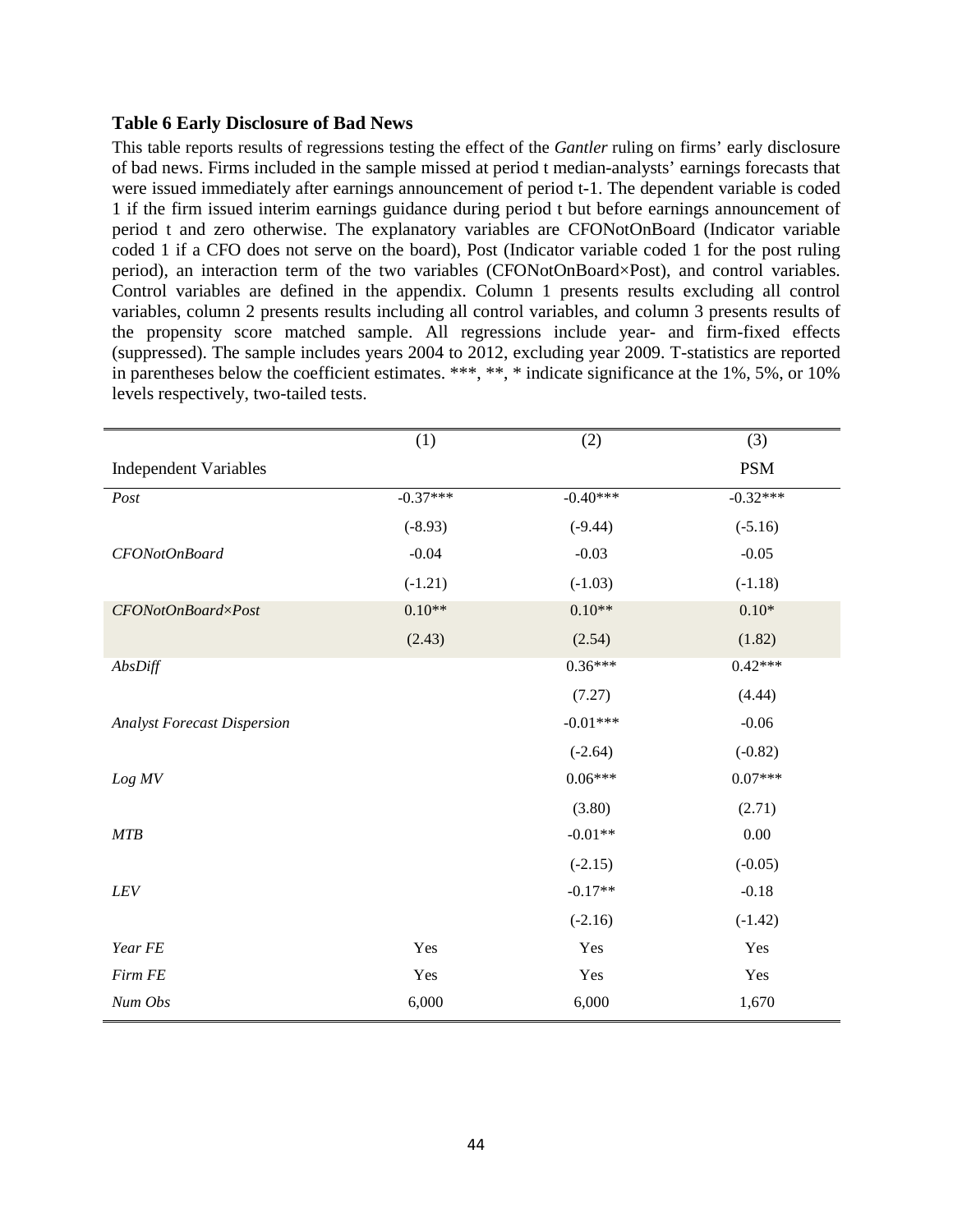**Table 6 Early Disclosure of Bad News**

This table reports results of regressions testing the effect of the *Gantler* ruling on firms' early disclosure of bad news. Firms included in the sample missed at period t median-analysts' earnings forecasts that were issued immediately after earnings announcement of period t-1. The dependent variable is coded 1 if the firm issued interim earnings guidance during period t but before earnings announcement of period t and zero otherwise. The explanatory variables are CFONotOnBoard (Indicator variable coded 1 if a CFO does not serve on the board), Post (Indicator variable coded 1 for the post ruling period), an interaction term of the two variables (CFONotOnBoard×Post), and control variables. Control variables are defined in the appendix. Column 1 presents results excluding all control variables, column 2 presents results including all control variables, and column 3 presents results of the propensity score matched sample. All regressions include year- and firm-fixed effects (suppressed). The sample includes years 2004 to 2012, excluding year 2009. T-statistics are reported in parentheses below the coefficient estimates. \*\*\*, \*\*, \* indicate significance at the 1%, 5%, or 10% levels respectively, two-tailed tests.

| | (1) | (2) | (3) |
|---|---|---|---|
| Independent Variables | | | PSM |
| *Post* | -0.37*** | -0.40*** | -0.32*** |
| | (-8.93) | (-9.44) | (-5.16) |
| *CFONotOnBoard* | -0.04 | -0.03 | -0.05 |
| | (-1.21) | (-1.03) | (-1.18) |
| *CFONotOnBoard×Post* | 0.10** | 0.10** | 0.10* |
| | (2.43) | (2.54) | (1.82) |
| *AbsDiff* | | 0.36*** | 0.42*** |
| | | (7.27) | (4.44) |
| *Analyst Forecast Dispersion* | | -0.01*** | -0.06 |
| | | (-2.64) | (-0.82) |
| *Log MV* | | 0.06*** | 0.07*** |
| | | (3.80) | (2.71) |
| *MTB* | | -0.01** | 0.00 |
| | | (-2.15) | (-0.05) |
| *LEV* | | -0.17** | -0.18 |
| | | (-2.16) | (-1.42) |
| *Year FE* | Yes | Yes | Yes |
| *Firm FE* | Yes | Yes | Yes |
| *Num Obs* | 6,000 | 6,000 | 1,670 |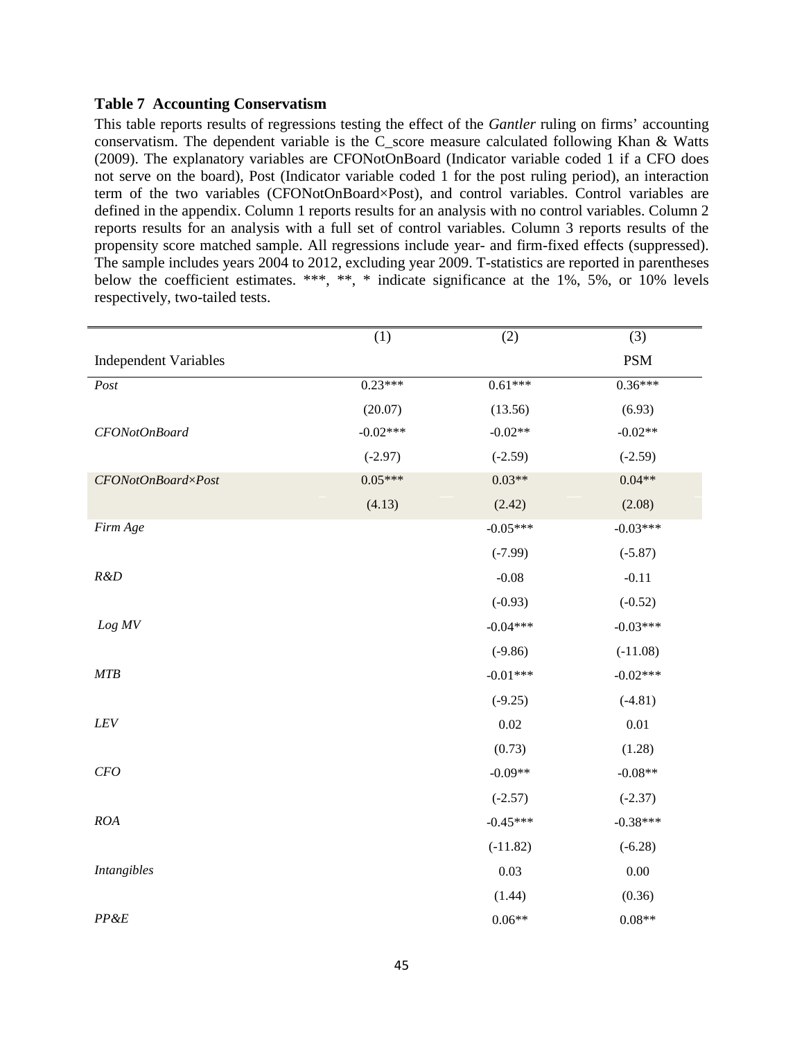**Table 7 Accounting Conservatism**

This table reports results of regressions testing the effect of the *Gantler* ruling on firms' accounting conservatism. The dependent variable is the C_score measure calculated following Khan & Watts (2009). The explanatory variables are CFONotOnBoard (Indicator variable coded 1 if a CFO does not serve on the board), Post (Indicator variable coded 1 for the post ruling period), an interaction term of the two variables (CFONotOnBoard×Post), and control variables. Control variables are defined in the appendix. Column 1 reports results for an analysis with no control variables. Column 2 reports results for an analysis with a full set of control variables. Column 3 reports results of the propensity score matched sample. All regressions include year- and firm-fixed effects (suppressed). The sample includes years 2004 to 2012, excluding year 2009. T-statistics are reported in parentheses below the coefficient estimates. \*\*\*, \*\*, \* indicate significance at the 1%, 5%, or 10% levels respectively, two-tailed tests.

| | (1) | (2) | (3) |
|---|---|---|---|
| Independent Variables | | | PSM |
| *Post* | 0.23*** | 0.61*** | 0.36*** |
| | (20.07) | (13.56) | (6.93) |
| *CFONotOnBoard* | -0.02*** | -0.02** | -0.02** |
| | (-2.97) | (-2.59) | (-2.59) |
| *CFONotOnBoard×Post* | 0.05*** | 0.03** | 0.04** |
| | (4.13) | (2.42) | (2.08) |
| *Firm Age* | | -0.05*** | -0.03*** |
| | | (-7.99) | (-5.87) |
| *R&D* | | -0.08 | -0.11 |
| | | (-0.93) | (-0.52) |
| *Log MV* | | -0.04*** | -0.03*** |
| | | (-9.86) | (-11.08) |
| *MTB* | | -0.01*** | -0.02*** |
| | | (-9.25) | (-4.81) |
| *LEV* | | 0.02 | 0.01 |
| | | (0.73) | (1.28) |
| *CFO* | | -0.09** | -0.08** |
| | | (-2.57) | (-2.37) |
| *ROA* | | -0.45*** | -0.38*** |
| | | (-11.82) | (-6.28) |
| *Intangibles* | | 0.03 | 0.00 |
| | | (1.44) | (0.36) |
| *PP&E* | | 0.06** | 0.08** |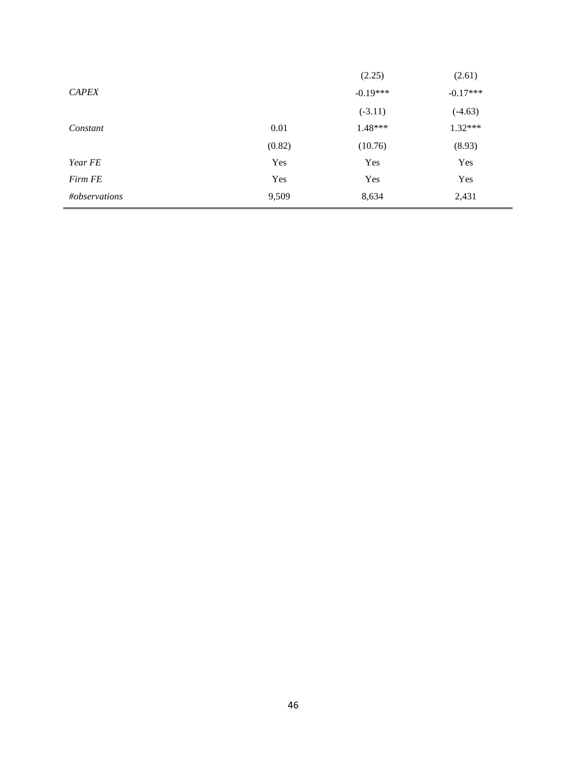| | | | |
|---|---|---|---|
| | | (2.25) | (2.61) |
| *CAPEX* | | -0.19*** | -0.17*** |
| | | (-3.11) | (-4.63) |
| *Constant* | 0.01 | 1.48*** | 1.32*** |
| | (0.82) | (10.76) | (8.93) |
| *Year FE* | Yes | Yes | Yes |
| *Firm FE* | Yes | Yes | Yes |
| *#observations* | 9,509 | 8,634 | 2,431 |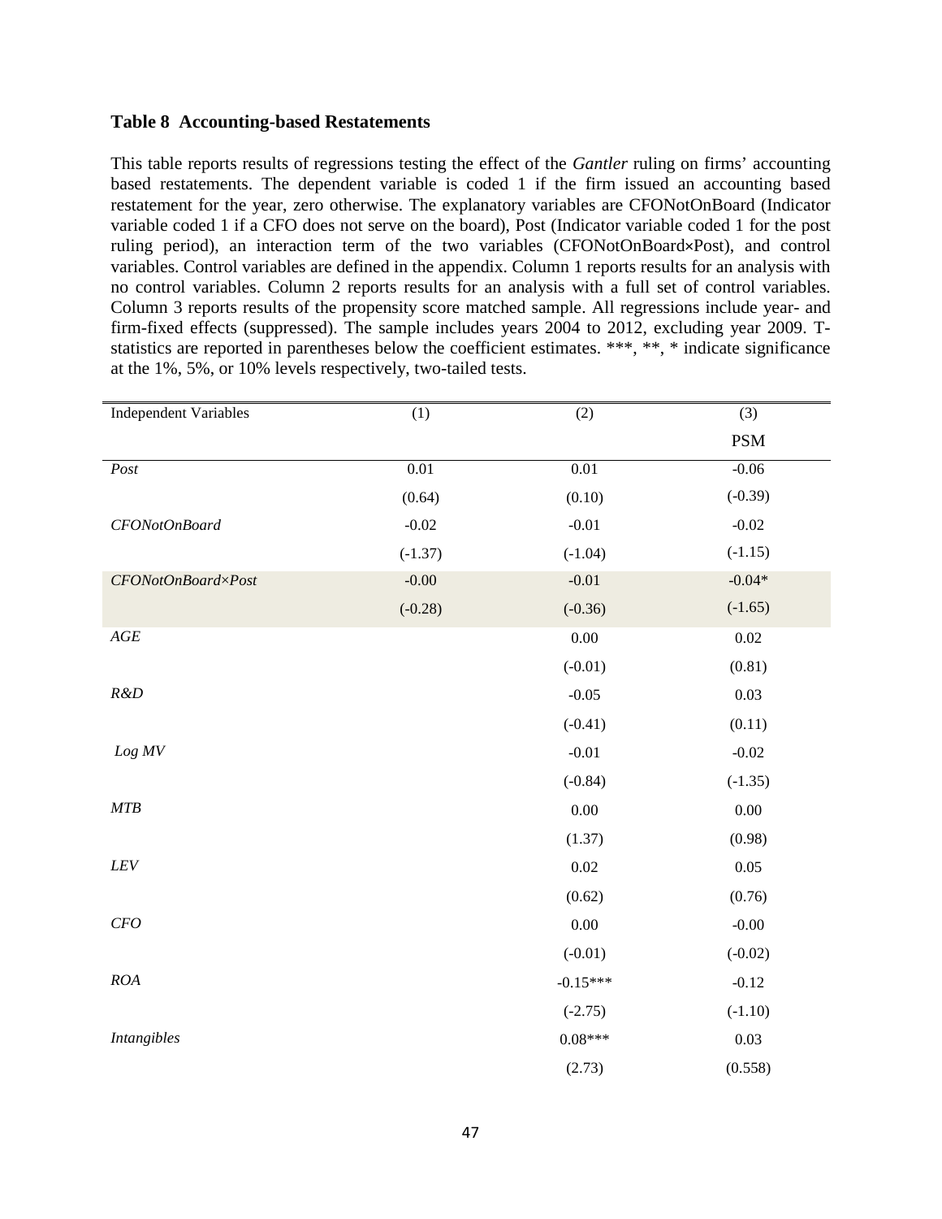**Table 8 Accounting-based Restatements**

This table reports results of regressions testing the effect of the *Gantler* ruling on firms' accounting based restatements. The dependent variable is coded 1 if the firm issued an accounting based restatement for the year, zero otherwise. The explanatory variables are CFONotOnBoard (Indicator variable coded 1 if a CFO does not serve on the board), Post (Indicator variable coded 1 for the post ruling period), an interaction term of the two variables (CFONotOnBoard×Post), and control variables. Control variables are defined in the appendix. Column 1 reports results for an analysis with no control variables. Column 2 reports results for an analysis with a full set of control variables. Column 3 reports results of the propensity score matched sample. All regressions include year- and firm-fixed effects (suppressed). The sample includes years 2004 to 2012, excluding year 2009. T-statistics are reported in parentheses below the coefficient estimates. ***, **, * indicate significance at the 1%, 5%, or 10% levels respectively, two-tailed tests.

| Independent Variables | (1) | (2) | (3) |
|---|---|---|---|
| | | | PSM |
| *Post* | 0.01 | 0.01 | -0.06 |
| | (0.64) | (0.10) | (-0.39) |
| *CFONotOnBoard* | -0.02 | -0.01 | -0.02 |
| | (-1.37) | (-1.04) | (-1.15) |
| *CFONotOnBoard×Post* | -0.00 | -0.01 | -0.04* |
| | (-0.28) | (-0.36) | (-1.65) |
| *AGE* | | 0.00 | 0.02 |
| | | (-0.01) | (0.81) |
| *R&D* | | -0.05 | 0.03 |
| | | (-0.41) | (0.11) |
| *Log MV* | | -0.01 | -0.02 |
| | | (-0.84) | (-1.35) |
| *MTB* | | 0.00 | 0.00 |
| | | (1.37) | (0.98) |
| *LEV* | | 0.02 | 0.05 |
| | | (0.62) | (0.76) |
| *CFO* | | 0.00 | -0.00 |
| | | (-0.01) | (-0.02) |
| *ROA* | | -0.15*** | -0.12 |
| | | (-2.75) | (-1.10) |
| *Intangibles* | | 0.08*** | 0.03 |
| | | (2.73) | (0.558) |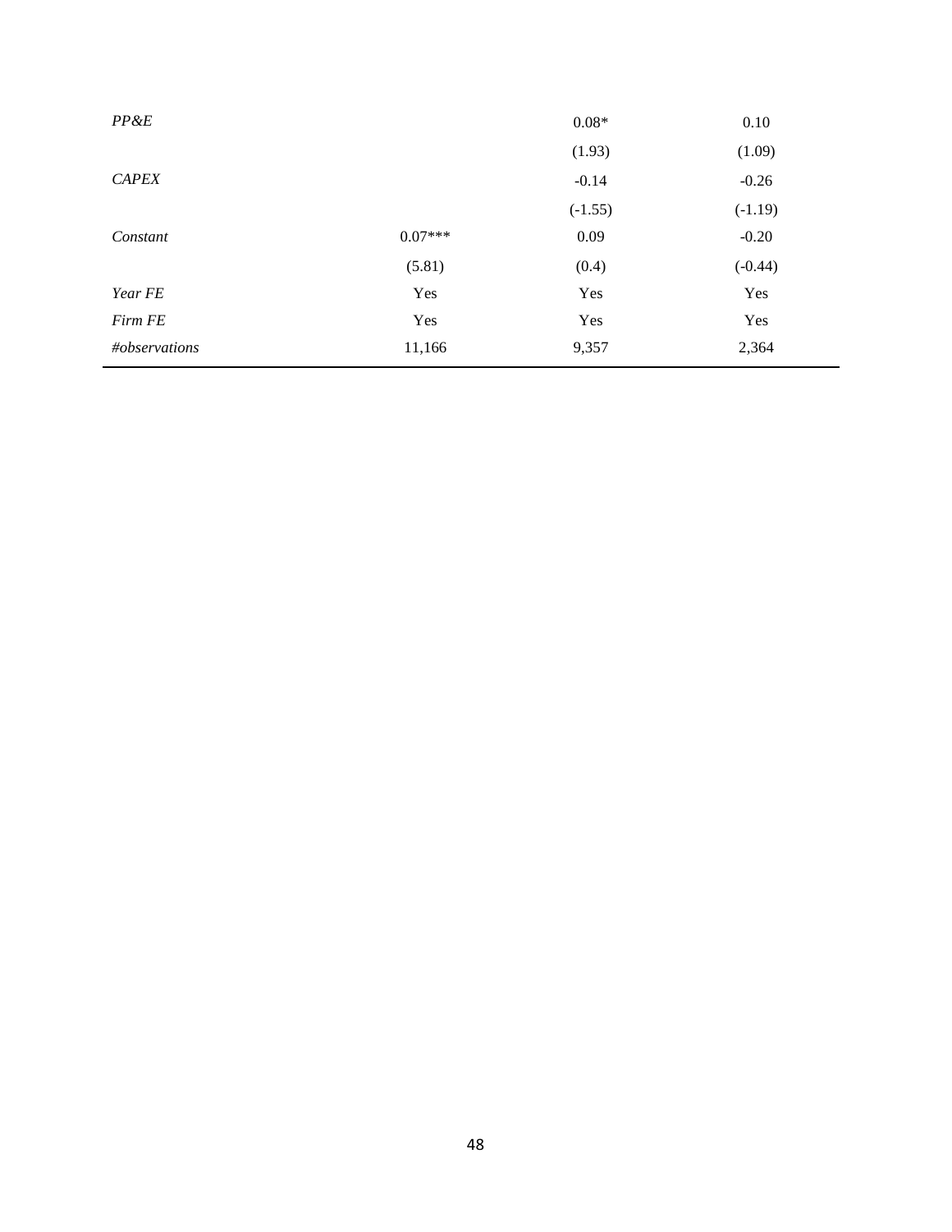| | | | |
|---|---|---|---|
| *PP&E* | | 0.08* | 0.10 |
| | | (1.93) | (1.09) |
| *CAPEX* | | -0.14 | -0.26 |
| | | (-1.55) | (-1.19) |
| *Constant* | 0.07*** | 0.09 | -0.20 |
| | (5.81) | (0.4) | (-0.44) |
| *Year FE* | Yes | Yes | Yes |
| *Firm FE* | Yes | Yes | Yes |
| *#observations* | 11,166 | 9,357 | 2,364 |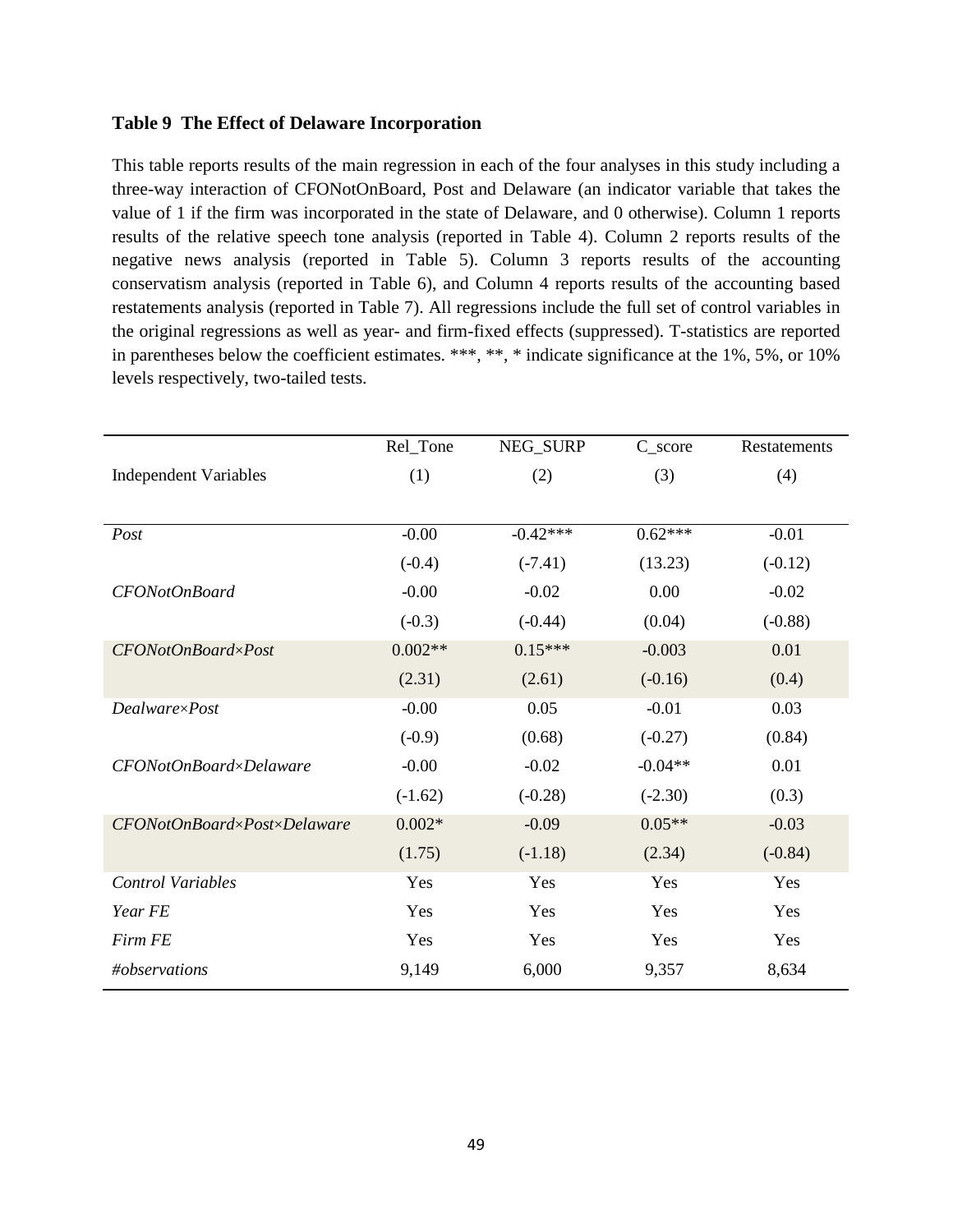**Table 9 The Effect of Delaware Incorporation**

This table reports results of the main regression in each of the four analyses in this study including a three-way interaction of CFONotOnBoard, Post and Delaware (an indicator variable that takes the value of 1 if the firm was incorporated in the state of Delaware, and 0 otherwise). Column 1 reports results of the relative speech tone analysis (reported in Table 4). Column 2 reports results of the negative news analysis (reported in Table 5). Column 3 reports results of the accounting conservatism analysis (reported in Table 6), and Column 4 reports results of the accounting based restatements analysis (reported in Table 7). All regressions include the full set of control variables in the original regressions as well as year- and firm-fixed effects (suppressed). T-statistics are reported in parentheses below the coefficient estimates. ***, **, * indicate significance at the 1%, 5%, or 10% levels respectively, two-tailed tests.

| | Rel_Tone | NEG_SURP | C_score | Restatements |
|---|---|---|---|---|
| Independent Variables | (1) | (2) | (3) | (4) |
| *Post* | -0.00 | -0.42*** | 0.62*** | -0.01 |
| | (-0.4) | (-7.41) | (13.23) | (-0.12) |
| *CFONotOnBoard* | -0.00 | -0.02 | 0.00 | -0.02 |
| | (-0.3) | (-0.44) | (0.04) | (-0.88) |
| *CFONotOnBoard×Post* | 0.002** | 0.15*** | -0.003 | 0.01 |
| | (2.31) | (2.61) | (-0.16) | (0.4) |
| *Dealware×Post* | -0.00 | 0.05 | -0.01 | 0.03 |
| | (-0.9) | (0.68) | (-0.27) | (0.84) |
| *CFONotOnBoard×Delaware* | -0.00 | -0.02 | -0.04** | 0.01 |
| | (-1.62) | (-0.28) | (-2.30) | (0.3) |
| *CFONotOnBoard×Post×Delaware* | 0.002* | -0.09 | 0.05** | -0.03 |
| | (1.75) | (-1.18) | (2.34) | (-0.84) |
| *Control Variables* | Yes | Yes | Yes | Yes |
| *Year FE* | Yes | Yes | Yes | Yes |
| *Firm FE* | Yes | Yes | Yes | Yes |
| *#observations* | 9,149 | 6,000 | 9,357 | 8,634 |